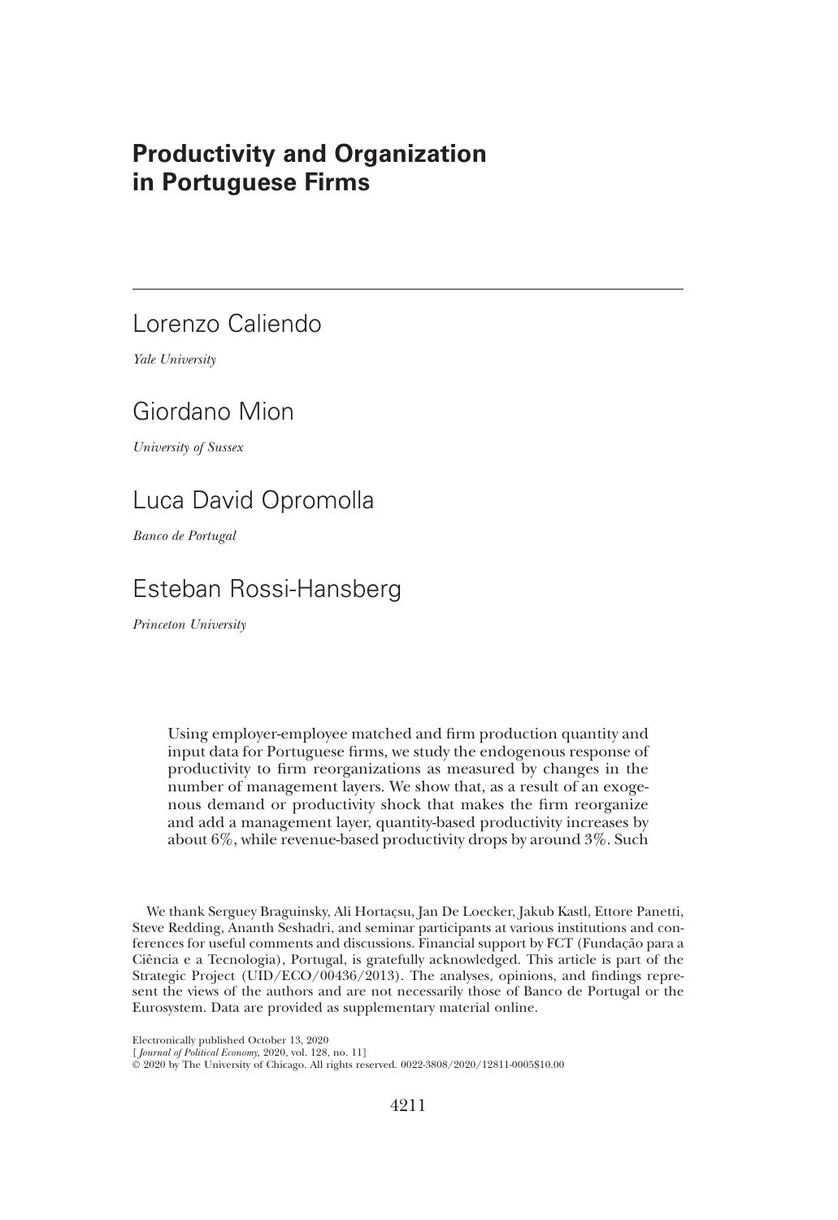# Productivity and Organization in Portuguese Firms

Lorenzo Caliendo

*Yale University*

Giordano Mion

*University of Sussex*

Luca David Opromolla

*Banco de Portugal*

Esteban Rossi-Hansberg

*Princeton University*

Using employer-employee matched and firm production quantity and input data for Portuguese firms, we study the endogenous response of productivity to firm reorganizations as measured by changes in the number of management layers. We show that, as a result of an exogenous demand or productivity shock that makes the firm reorganize and add a management layer, quantity-based productivity increases by about 6%, while revenue-based productivity drops by around 3%. Such

We thank Serguey Braguinsky, Ali Hortaçsu, Jan De Loecker, Jakub Kastl, Ettore Panetti, Steve Redding, Ananth Seshadri, and seminar participants at various institutions and conferences for useful comments and discussions. Financial support by FCT (Fundação para a Ciência e a Tecnologia), Portugal, is gratefully acknowledged. This article is part of the Strategic Project (UID/ECO/00436/2013). The analyses, opinions, and findings represent the views of the authors and are not necessarily those of Banco de Portugal or the Eurosystem. Data are provided as supplementary material online.

Electronically published October 13, 2020
[*Journal of Political Economy*, 2020, vol. 128, no. 11]
© 2020 by The University of Chicago. All rights reserved. 0022-3808/2020/12811-0005$10.00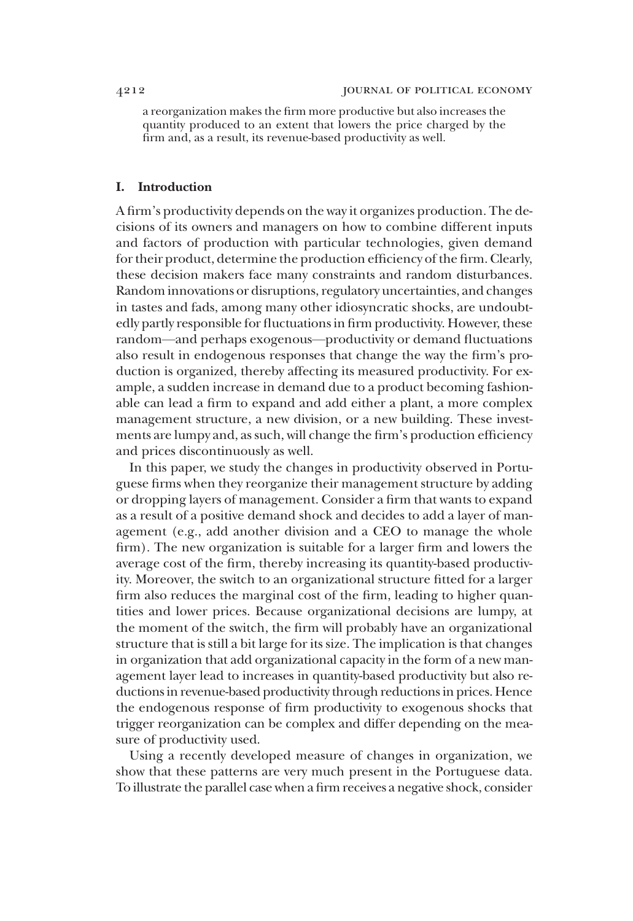a reorganization makes the firm more productive but also increases the quantity produced to an extent that lowers the price charged by the firm and, as a result, its revenue-based productivity as well.

## I. Introduction

A firm's productivity depends on the way it organizes production. The decisions of its owners and managers on how to combine different inputs and factors of production with particular technologies, given demand for their product, determine the production efficiency of the firm. Clearly, these decision makers face many constraints and random disturbances. Random innovations or disruptions, regulatory uncertainties, and changes in tastes and fads, among many other idiosyncratic shocks, are undoubtedly partly responsible for fluctuations in firm productivity. However, these random—and perhaps exogenous—productivity or demand fluctuations also result in endogenous responses that change the way the firm's production is organized, thereby affecting its measured productivity. For example, a sudden increase in demand due to a product becoming fashionable can lead a firm to expand and add either a plant, a more complex management structure, a new division, or a new building. These investments are lumpy and, as such, will change the firm's production efficiency and prices discontinuously as well.

In this paper, we study the changes in productivity observed in Portuguese firms when they reorganize their management structure by adding or dropping layers of management. Consider a firm that wants to expand as a result of a positive demand shock and decides to add a layer of management (e.g., add another division and a CEO to manage the whole firm). The new organization is suitable for a larger firm and lowers the average cost of the firm, thereby increasing its quantity-based productivity. Moreover, the switch to an organizational structure fitted for a larger firm also reduces the marginal cost of the firm, leading to higher quantities and lower prices. Because organizational decisions are lumpy, at the moment of the switch, the firm will probably have an organizational structure that is still a bit large for its size. The implication is that changes in organization that add organizational capacity in the form of a new management layer lead to increases in quantity-based productivity but also reductions in revenue-based productivity through reductions in prices. Hence the endogenous response of firm productivity to exogenous shocks that trigger reorganization can be complex and differ depending on the measure of productivity used.

Using a recently developed measure of changes in organization, we show that these patterns are very much present in the Portuguese data. To illustrate the parallel case when a firm receives a negative shock, consider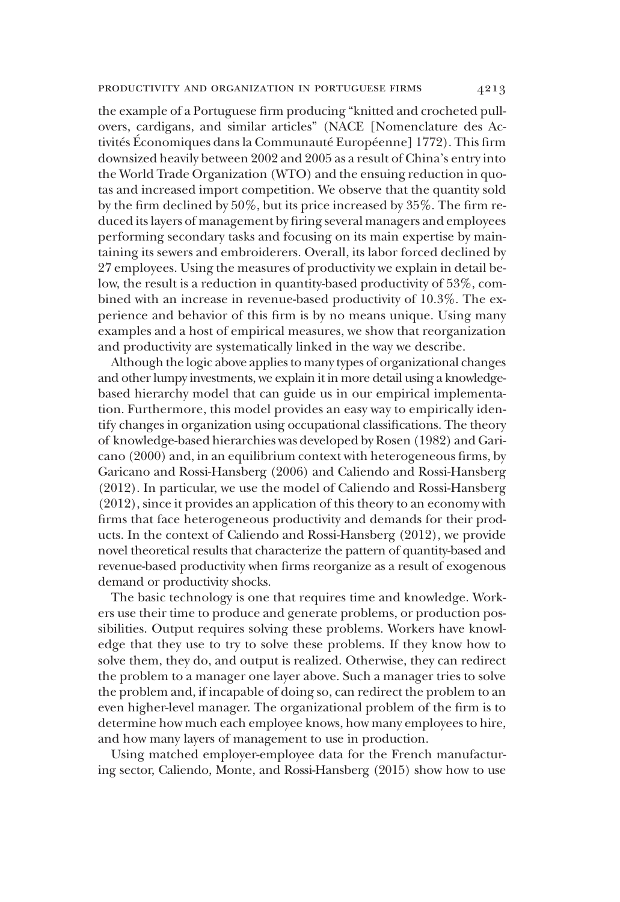the example of a Portuguese firm producing "knitted and crocheted pullovers, cardigans, and similar articles" (NACE [Nomenclature des Activités Économiques dans la Communauté Européenne] 1772). This firm downsized heavily between 2002 and 2005 as a result of China's entry into the World Trade Organization (WTO) and the ensuing reduction in quotas and increased import competition. We observe that the quantity sold by the firm declined by 50%, but its price increased by 35%. The firm reduced its layers of management by firing several managers and employees performing secondary tasks and focusing on its main expertise by maintaining its sewers and embroiderers. Overall, its labor forced declined by 27 employees. Using the measures of productivity we explain in detail below, the result is a reduction in quantity-based productivity of 53%, combined with an increase in revenue-based productivity of 10.3%. The experience and behavior of this firm is by no means unique. Using many examples and a host of empirical measures, we show that reorganization and productivity are systematically linked in the way we describe.

Although the logic above applies to many types of organizational changes and other lumpy investments, we explain it in more detail using a knowledge-based hierarchy model that can guide us in our empirical implementation. Furthermore, this model provides an easy way to empirically identify changes in organization using occupational classifications. The theory of knowledge-based hierarchies was developed by Rosen (1982) and Garicano (2000) and, in an equilibrium context with heterogeneous firms, by Garicano and Rossi-Hansberg (2006) and Caliendo and Rossi-Hansberg (2012). In particular, we use the model of Caliendo and Rossi-Hansberg (2012), since it provides an application of this theory to an economy with firms that face heterogeneous productivity and demands for their products. In the context of Caliendo and Rossi-Hansberg (2012), we provide novel theoretical results that characterize the pattern of quantity-based and revenue-based productivity when firms reorganize as a result of exogenous demand or productivity shocks.

The basic technology is one that requires time and knowledge. Workers use their time to produce and generate problems, or production possibilities. Output requires solving these problems. Workers have knowledge that they use to try to solve these problems. If they know how to solve them, they do, and output is realized. Otherwise, they can redirect the problem to a manager one layer above. Such a manager tries to solve the problem and, if incapable of doing so, can redirect the problem to an even higher-level manager. The organizational problem of the firm is to determine how much each employee knows, how many employees to hire, and how many layers of management to use in production.

Using matched employer-employee data for the French manufacturing sector, Caliendo, Monte, and Rossi-Hansberg (2015) show how to use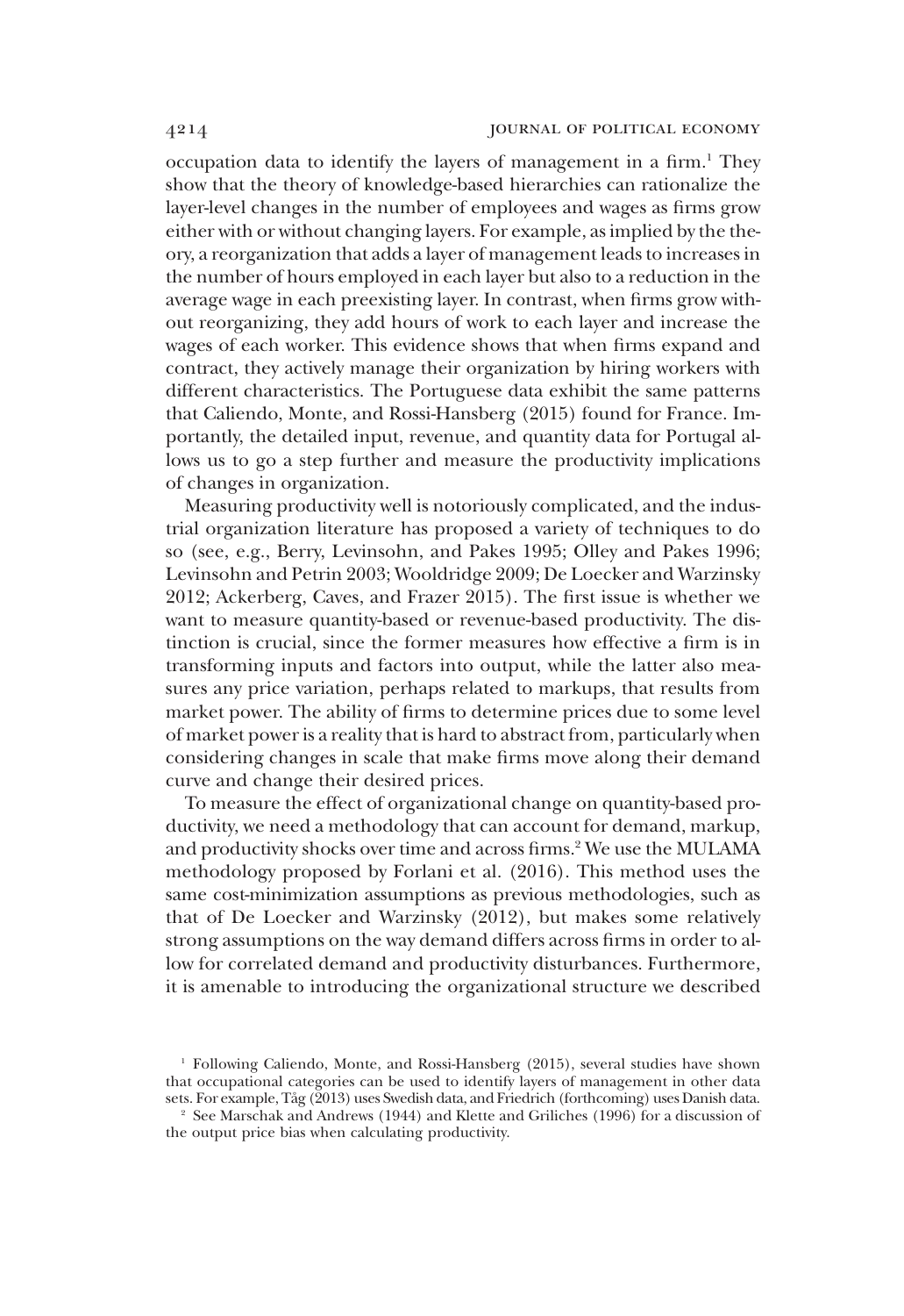occupation data to identify the layers of management in a firm.[1] They show that the theory of knowledge-based hierarchies can rationalize the layer-level changes in the number of employees and wages as firms grow either with or without changing layers. For example, as implied by the theory, a reorganization that adds a layer of management leads to increases in the number of hours employed in each layer but also to a reduction in the average wage in each preexisting layer. In contrast, when firms grow without reorganizing, they add hours of work to each layer and increase the wages of each worker. This evidence shows that when firms expand and contract, they actively manage their organization by hiring workers with different characteristics. The Portuguese data exhibit the same patterns that Caliendo, Monte, and Rossi-Hansberg (2015) found for France. Importantly, the detailed input, revenue, and quantity data for Portugal allows us to go a step further and measure the productivity implications of changes in organization.

Measuring productivity well is notoriously complicated, and the industrial organization literature has proposed a variety of techniques to do so (see, e.g., Berry, Levinsohn, and Pakes 1995; Olley and Pakes 1996; Levinsohn and Petrin 2003; Wooldridge 2009; De Loecker and Warzinsky 2012; Ackerberg, Caves, and Frazer 2015). The first issue is whether we want to measure quantity-based or revenue-based productivity. The distinction is crucial, since the former measures how effective a firm is in transforming inputs and factors into output, while the latter also measures any price variation, perhaps related to markups, that results from market power. The ability of firms to determine prices due to some level of market power is a reality that is hard to abstract from, particularly when considering changes in scale that make firms move along their demand curve and change their desired prices.

To measure the effect of organizational change on quantity-based productivity, we need a methodology that can account for demand, markup, and productivity shocks over time and across firms.[2] We use the MULAMA methodology proposed by Forlani et al. (2016). This method uses the same cost-minimization assumptions as previous methodologies, such as that of De Loecker and Warzinsky (2012), but makes some relatively strong assumptions on the way demand differs across firms in order to allow for correlated demand and productivity disturbances. Furthermore, it is amenable to introducing the organizational structure we described

[1] Following Caliendo, Monte, and Rossi-Hansberg (2015), several studies have shown that occupational categories can be used to identify layers of management in other data sets. For example, Tåg (2013) uses Swedish data, and Friedrich (forthcoming) uses Danish data.

[2] See Marschak and Andrews (1944) and Klette and Griliches (1996) for a discussion of the output price bias when calculating productivity.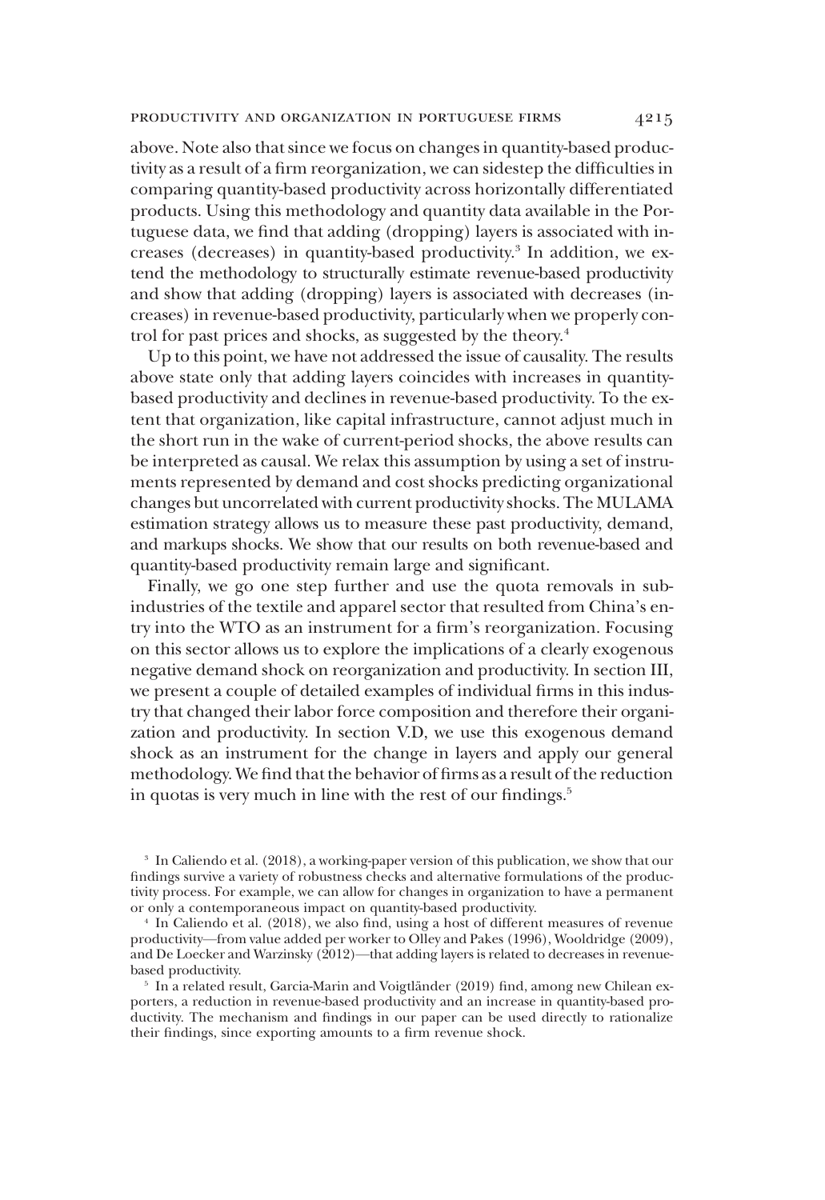above. Note also that since we focus on changes in quantity-based productivity as a result of a firm reorganization, we can sidestep the difficulties in comparing quantity-based productivity across horizontally differentiated products. Using this methodology and quantity data available in the Portuguese data, we find that adding (dropping) layers is associated with increases (decreases) in quantity-based productivity.[3] In addition, we extend the methodology to structurally estimate revenue-based productivity and show that adding (dropping) layers is associated with decreases (increases) in revenue-based productivity, particularly when we properly control for past prices and shocks, as suggested by the theory.[4]

Up to this point, we have not addressed the issue of causality. The results above state only that adding layers coincides with increases in quantity-based productivity and declines in revenue-based productivity. To the extent that organization, like capital infrastructure, cannot adjust much in the short run in the wake of current-period shocks, the above results can be interpreted as causal. We relax this assumption by using a set of instruments represented by demand and cost shocks predicting organizational changes but uncorrelated with current productivity shocks. The MULAMA estimation strategy allows us to measure these past productivity, demand, and markups shocks. We show that our results on both revenue-based and quantity-based productivity remain large and significant.

Finally, we go one step further and use the quota removals in subindustries of the textile and apparel sector that resulted from China's entry into the WTO as an instrument for a firm's reorganization. Focusing on this sector allows us to explore the implications of a clearly exogenous negative demand shock on reorganization and productivity. In section III, we present a couple of detailed examples of individual firms in this industry that changed their labor force composition and therefore their organization and productivity. In section V.D, we use this exogenous demand shock as an instrument for the change in layers and apply our general methodology. We find that the behavior of firms as a result of the reduction in quotas is very much in line with the rest of our findings.[5]

[3] In Caliendo et al. (2018), a working-paper version of this publication, we show that our findings survive a variety of robustness checks and alternative formulations of the productivity process. For example, we can allow for changes in organization to have a permanent or only a contemporaneous impact on quantity-based productivity.

[4] In Caliendo et al. (2018), we also find, using a host of different measures of revenue productivity—from value added per worker to Olley and Pakes (1996), Wooldridge (2009), and De Loecker and Warzinsky (2012)—that adding layers is related to decreases in revenue-based productivity.

[5] In a related result, Garcia-Marin and Voigtländer (2019) find, among new Chilean exporters, a reduction in revenue-based productivity and an increase in quantity-based productivity. The mechanism and findings in our paper can be used directly to rationalize their findings, since exporting amounts to a firm revenue shock.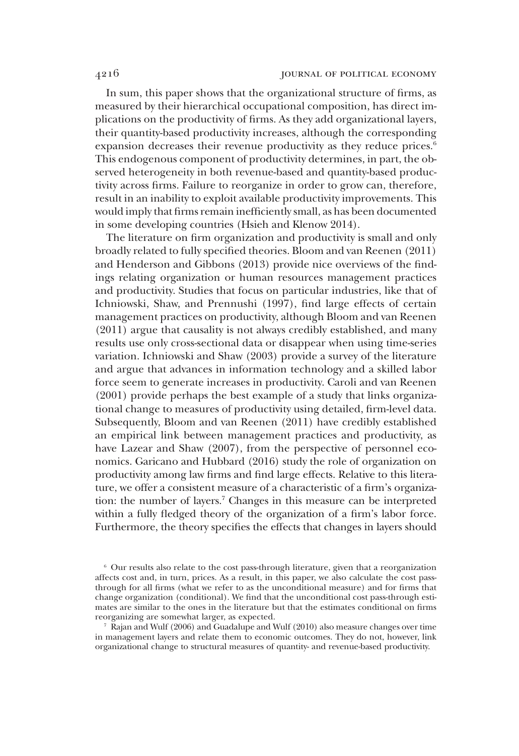In sum, this paper shows that the organizational structure of firms, as measured by their hierarchical occupational composition, has direct implications on the productivity of firms. As they add organizational layers, their quantity-based productivity increases, although the corresponding expansion decreases their revenue productivity as they reduce prices.[6] This endogenous component of productivity determines, in part, the observed heterogeneity in both revenue-based and quantity-based productivity across firms. Failure to reorganize in order to grow can, therefore, result in an inability to exploit available productivity improvements. This would imply that firms remain inefficiently small, as has been documented in some developing countries (Hsieh and Klenow 2014).

The literature on firm organization and productivity is small and only broadly related to fully specified theories. Bloom and van Reenen (2011) and Henderson and Gibbons (2013) provide nice overviews of the findings relating organization or human resources management practices and productivity. Studies that focus on particular industries, like that of Ichniowski, Shaw, and Prennushi (1997), find large effects of certain management practices on productivity, although Bloom and van Reenen (2011) argue that causality is not always credibly established, and many results use only cross-sectional data or disappear when using time-series variation. Ichniowski and Shaw (2003) provide a survey of the literature and argue that advances in information technology and a skilled labor force seem to generate increases in productivity. Caroli and van Reenen (2001) provide perhaps the best example of a study that links organizational change to measures of productivity using detailed, firm-level data. Subsequently, Bloom and van Reenen (2011) have credibly established an empirical link between management practices and productivity, as have Lazear and Shaw (2007), from the perspective of personnel economics. Garicano and Hubbard (2016) study the role of organization on productivity among law firms and find large effects. Relative to this literature, we offer a consistent measure of a characteristic of a firm's organization: the number of layers.[7] Changes in this measure can be interpreted within a fully fledged theory of the organization of a firm's labor force. Furthermore, the theory specifies the effects that changes in layers should

[6] Our results also relate to the cost pass-through literature, given that a reorganization affects cost and, in turn, prices. As a result, in this paper, we also calculate the cost pass-through for all firms (what we refer to as the unconditional measure) and for firms that change organization (conditional). We find that the unconditional cost pass-through estimates are similar to the ones in the literature but that the estimates conditional on firms reorganizing are somewhat larger, as expected.

[7] Rajan and Wulf (2006) and Guadalupe and Wulf (2010) also measure changes over time in management layers and relate them to economic outcomes. They do not, however, link organizational change to structural measures of quantity- and revenue-based productivity.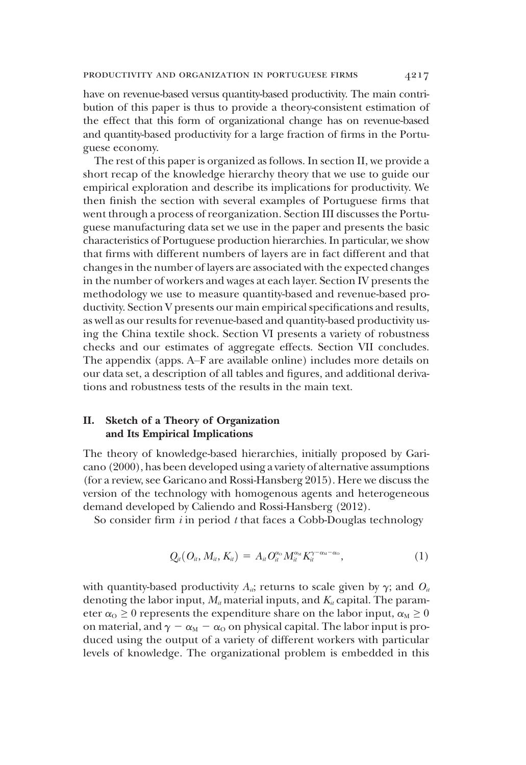have on revenue-based versus quantity-based productivity. The main contribution of this paper is thus to provide a theory-consistent estimation of the effect that this form of organizational change has on revenue-based and quantity-based productivity for a large fraction of firms in the Portuguese economy.

The rest of this paper is organized as follows. In section II, we provide a short recap of the knowledge hierarchy theory that we use to guide our empirical exploration and describe its implications for productivity. We then finish the section with several examples of Portuguese firms that went through a process of reorganization. Section III discusses the Portuguese manufacturing data set we use in the paper and presents the basic characteristics of Portuguese production hierarchies. In particular, we show that firms with different numbers of layers are in fact different and that changes in the number of layers are associated with the expected changes in the number of workers and wages at each layer. Section IV presents the methodology we use to measure quantity-based and revenue-based productivity. Section V presents our main empirical specifications and results, as well as our results for revenue-based and quantity-based productivity using the China textile shock. Section VI presents a variety of robustness checks and our estimates of aggregate effects. Section VII concludes. The appendix (apps. A–F are available online) includes more details on our data set, a description of all tables and figures, and additional derivations and robustness tests of the results in the main text.

## II. Sketch of a Theory of Organization and Its Empirical Implications

The theory of knowledge-based hierarchies, initially proposed by Garicano (2000), has been developed using a variety of alternative assumptions (for a review, see Garicano and Rossi-Hansberg 2015). Here we discuss the version of the technology with homogenous agents and heterogeneous demand developed by Caliendo and Rossi-Hansberg (2012).

So consider firm $i$ in period $t$ that faces a Cobb-Douglas technology

$$Q_{it}(O_{it}, M_{it}, K_{it}) = A_{it} O_{it}^{\alpha_O} M_{it}^{\alpha_M} K_{it}^{\gamma - \alpha_M - \alpha_O}, \tag{1}$$

with quantity-based productivity $A_{it}$; returns to scale given by $\gamma$; and $O_{it}$ denoting the labor input, $M_{it}$ material inputs, and $K_{it}$ capital. The parameter $\alpha_O \geq 0$ represents the expenditure share on the labor input, $\alpha_M \geq 0$ on material, and $\gamma - \alpha_M - \alpha_O$ on physical capital. The labor input is produced using the output of a variety of different workers with particular levels of knowledge. The organizational problem is embedded in this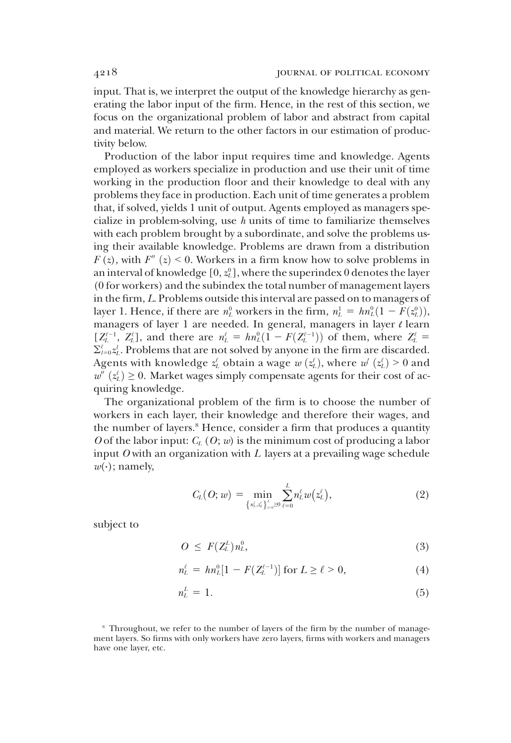input. That is, we interpret the output of the knowledge hierarchy as generating the labor input of the firm. Hence, in the rest of this section, we focus on the organizational problem of labor and abstract from capital and material. We return to the other factors in our estimation of productivity below.

Production of the labor input requires time and knowledge. Agents employed as workers specialize in production and use their unit of time working in the production floor and their knowledge to deal with any problems they face in production. Each unit of time generates a problem that, if solved, yields 1 unit of output. Agents employed as managers specialize in problem-solving, use $h$ units of time to familiarize themselves with each problem brought by a subordinate, and solve the problems using their available knowledge. Problems are drawn from a distribution $F(z)$, with $F''(z) < 0$. Workers in a firm know how to solve problems in an interval of knowledge $[0, z_L^0]$, where the superindex 0 denotes the layer (0 for workers) and the subindex the total number of management layers in the firm, $L$. Problems outside this interval are passed on to managers of layer 1. Hence, if there are $n_L^0$ workers in the firm, $n_L^1 = hn_L^0(1 - F(z_L^0))$, managers of layer 1 are needed. In general, managers in layer $\ell$ learn $[Z_L^{\ell-1}, Z_L^\ell]$, and there are $n_L^\ell = hn_L^0(1 - F(Z_L^{\ell-1}))$ of them, where $Z_L^\ell = \Sigma_{l=0}^{\ell} z_L^l$. Problems that are not solved by anyone in the firm are discarded. Agents with knowledge $z_L^\ell$ obtain a wage $w(z_L^\ell)$, where $w'(z_L^\ell) > 0$ and $w''(z_L^\ell) \geq 0$. Market wages simply compensate agents for their cost of acquiring knowledge.

The organizational problem of the firm is to choose the number of workers in each layer, their knowledge and therefore their wages, and the number of layers.[8] Hence, consider a firm that produces a quantity $O$ of the labor input: $C_L(O; w)$ is the minimum cost of producing a labor input $O$ with an organization with $L$ layers at a prevailing wage schedule $w(\cdot)$; namely,

$$C_L(O; w) = \min_{\{n_L^\ell, z_L^\ell\}_{\ell=0}^{L} \geq 0} \sum_{\ell=0}^{L} n_L^\ell w(z_L^\ell), \tag{2}$$

subject to

$$O \leq F(Z_L^L) n_L^0, \tag{3}$$

$$n_L^\ell = hn_L^0[1 - F(Z_L^{\ell-1})] \text{ for } L \geq \ell > 0, \tag{4}$$

$$n_L^L = 1. \tag{5}$$

[8] Throughout, we refer to the number of layers of the firm by the number of management layers. So firms with only workers have zero layers, firms with workers and managers have one layer, etc.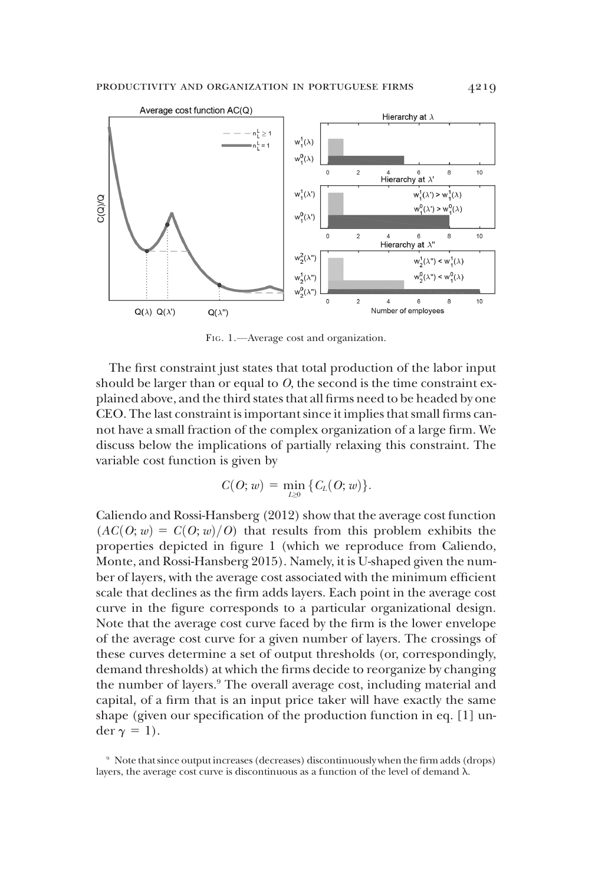Fig. 1.—Average cost and organization.

The first constraint just states that total production of the labor input should be larger than or equal to $O$, the second is the time constraint explained above, and the third states that all firms need to be headed by one CEO. The last constraint is important since it implies that small firms cannot have a small fraction of the complex organization of a large firm. We discuss below the implications of partially relaxing this constraint. The variable cost function is given by

$$C(O; w) = \min_{L \geq 0} \{C_L(O; w)\}.$$

Caliendo and Rossi-Hansberg (2012) show that the average cost function ($AC(O; w) = C(O; w)/O$) that results from this problem exhibits the properties depicted in figure 1 (which we reproduce from Caliendo, Monte, and Rossi-Hansberg 2015). Namely, it is U-shaped given the number of layers, with the average cost associated with the minimum efficient scale that declines as the firm adds layers. Each point in the average cost curve in the figure corresponds to a particular organizational design. Note that the average cost curve faced by the firm is the lower envelope of the average cost curve for a given number of layers. The crossings of these curves determine a set of output thresholds (or, correspondingly, demand thresholds) at which the firms decide to reorganize by changing the number of layers.[9] The overall average cost, including material and capital, of a firm that is an input price taker will have exactly the same shape (given our specification of the production function in eq. [1] under $\gamma = 1$).

[9] Note that since output increases (decreases) discontinuously when the firm adds (drops) layers, the average cost curve is discontinuous as a function of the level of demand $\lambda$.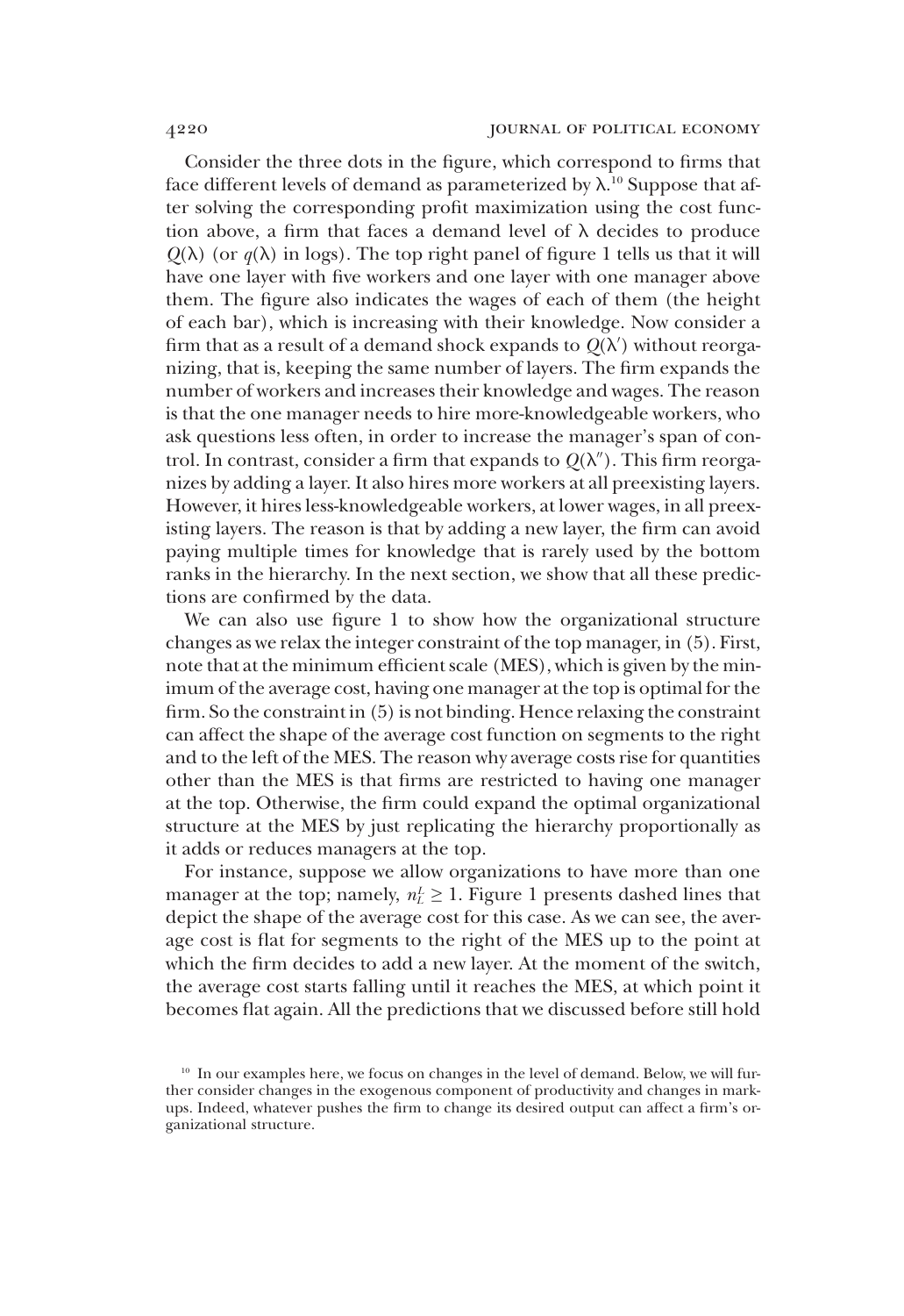Consider the three dots in the figure, which correspond to firms that face different levels of demand as parameterized by $\lambda$.[10] Suppose that after solving the corresponding profit maximization using the cost function above, a firm that faces a demand level of $\lambda$ decides to produce $Q(\lambda)$ (or $q(\lambda)$ in logs). The top right panel of figure 1 tells us that it will have one layer with five workers and one layer with one manager above them. The figure also indicates the wages of each of them (the height of each bar), which is increasing with their knowledge. Now consider a firm that as a result of a demand shock expands to $Q(\lambda')$ without reorganizing, that is, keeping the same number of layers. The firm expands the number of workers and increases their knowledge and wages. The reason is that the one manager needs to hire more-knowledgeable workers, who ask questions less often, in order to increase the manager's span of control. In contrast, consider a firm that expands to $Q(\lambda'')$. This firm reorganizes by adding a layer. It also hires more workers at all preexisting layers. However, it hires less-knowledgeable workers, at lower wages, in all preexisting layers. The reason is that by adding a new layer, the firm can avoid paying multiple times for knowledge that is rarely used by the bottom ranks in the hierarchy. In the next section, we show that all these predictions are confirmed by the data.

We can also use figure 1 to show how the organizational structure changes as we relax the integer constraint of the top manager, in (5). First, note that at the minimum efficient scale (MES), which is given by the minimum of the average cost, having one manager at the top is optimal for the firm. So the constraint in (5) is not binding. Hence relaxing the constraint can affect the shape of the average cost function on segments to the right and to the left of the MES. The reason why average costs rise for quantities other than the MES is that firms are restricted to having one manager at the top. Otherwise, the firm could expand the optimal organizational structure at the MES by just replicating the hierarchy proportionally as it adds or reduces managers at the top.

For instance, suppose we allow organizations to have more than one manager at the top; namely, $n_L^L \geq 1$. Figure 1 presents dashed lines that depict the shape of the average cost for this case. As we can see, the average cost is flat for segments to the right of the MES up to the point at which the firm decides to add a new layer. At the moment of the switch, the average cost starts falling until it reaches the MES, at which point it becomes flat again. All the predictions that we discussed before still hold

[10] In our examples here, we focus on changes in the level of demand. Below, we will further consider changes in the exogenous component of productivity and changes in markups. Indeed, whatever pushes the firm to change its desired output can affect a firm's organizational structure.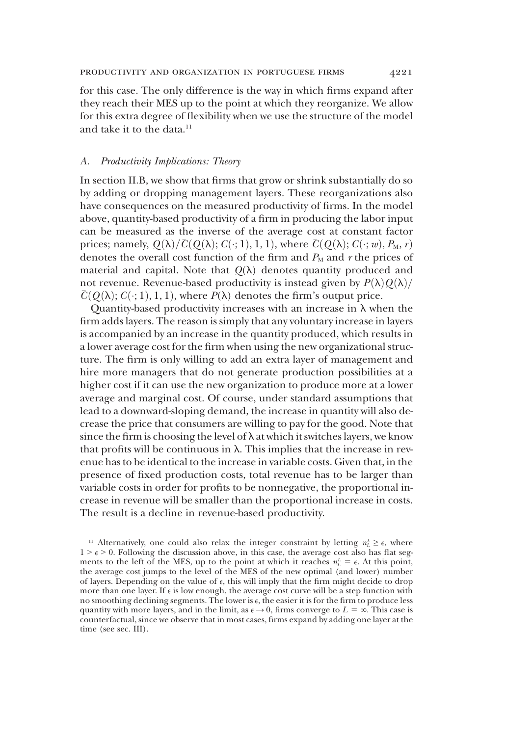for this case. The only difference is the way in which firms expand after they reach their MES up to the point at which they reorganize. We allow for this extra degree of flexibility when we use the structure of the model and take it to the data.[11]

### A. *Productivity Implications: Theory*

In section II.B, we show that firms that grow or shrink substantially do so by adding or dropping management layers. These reorganizations also have consequences on the measured productivity of firms. In the model above, quantity-based productivity of a firm in producing the labor input can be measured as the inverse of the average cost at constant factor prices; namely, $Q(\lambda)/\bar{C}(Q(\lambda); C(\cdot; 1), 1, 1)$, where $\bar{C}(Q(\lambda); C(\cdot; w), P_{\mathrm{M}}, r)$ denotes the overall cost function of the firm and $P_{\mathrm{M}}$ and $r$ the prices of material and capital. Note that $Q(\lambda)$ denotes quantity produced and not revenue. Revenue-based productivity is instead given by $P(\lambda)Q(\lambda)/\bar{C}(Q(\lambda); C(\cdot; 1), 1, 1)$, where $P(\lambda)$ denotes the firm's output price.

Quantity-based productivity increases with an increase in $\lambda$ when the firm adds layers. The reason is simply that any voluntary increase in layers is accompanied by an increase in the quantity produced, which results in a lower average cost for the firm when using the new organizational structure. The firm is only willing to add an extra layer of management and hire more managers that do not generate production possibilities at a higher cost if it can use the new organization to produce more at a lower average and marginal cost. Of course, under standard assumptions that lead to a downward-sloping demand, the increase in quantity will also decrease the price that consumers are willing to pay for the good. Note that since the firm is choosing the level of $\lambda$ at which it switches layers, we know that profits will be continuous in $\lambda$. This implies that the increase in revenue has to be identical to the increase in variable costs. Given that, in the presence of fixed production costs, total revenue has to be larger than variable costs in order for profits to be nonnegative, the proportional increase in revenue will be smaller than the proportional increase in costs. The result is a decline in revenue-based productivity.

[11] Alternatively, one could also relax the integer constraint by letting $n_L^L \geq \epsilon$, where $1 > \epsilon > 0$. Following the discussion above, in this case, the average cost also has flat segments to the left of the MES, up to the point at which it reaches $n_L^L = \epsilon$. At this point, the average cost jumps to the level of the MES of the new optimal (and lower) number of layers. Depending on the value of $\epsilon$, this will imply that the firm might decide to drop more than one layer. If $\epsilon$ is low enough, the average cost curve will be a step function with no smoothing declining segments. The lower is $\epsilon$, the easier it is for the firm to produce less quantity with more layers, and in the limit, as $\epsilon \to 0$, firms converge to $L = \infty$. This case is counterfactual, since we observe that in most cases, firms expand by adding one layer at the time (see sec. III).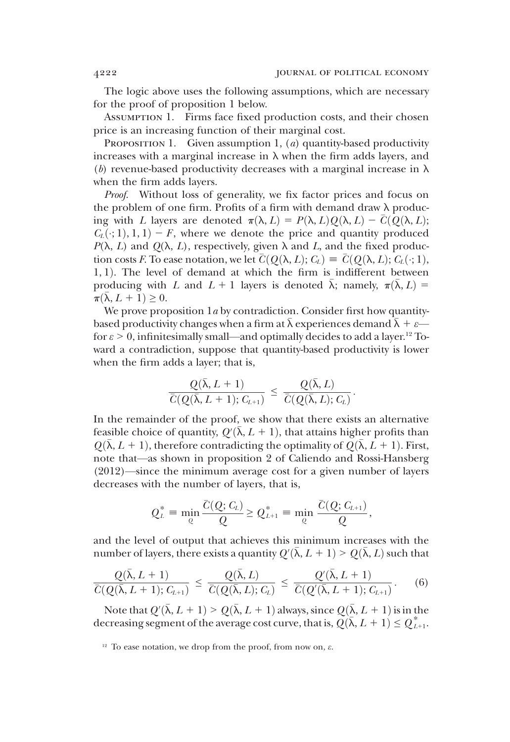The logic above uses the following assumptions, which are necessary for the proof of proposition 1 below.

Assumption 1. Firms face fixed production costs, and their chosen price is an increasing function of their marginal cost.

Proposition 1. Given assumption 1, (*a*) quantity-based productivity increases with a marginal increase in $\lambda$ when the firm adds layers, and (*b*) revenue-based productivity decreases with a marginal increase in $\lambda$ when the firm adds layers.

*Proof.* Without loss of generality, we fix factor prices and focus on the problem of one firm. Profits of a firm with demand draw $\lambda$ producing with $L$ layers are denoted $\pi(\lambda, L) = P(\lambda, L)Q(\lambda, L) - \bar{C}(Q(\lambda, L); C_L(\cdot; 1), 1, 1) - F$, where we denote the price and quantity produced $P(\lambda, L)$ and $Q(\lambda, L)$, respectively, given $\lambda$ and $L$, and the fixed production costs $F$. To ease notation, we let $\bar{C}(Q(\lambda, L); C_L) \equiv \bar{C}(Q(\lambda, L); C_L(\cdot; 1), 1, 1)$. The level of demand at which the firm is indifferent between producing with $L$ and $L + 1$ layers is denoted $\bar{\lambda}$; namely, $\pi(\bar{\lambda}, L) = \pi(\bar{\lambda}, L + 1) \geq 0$.

We prove proposition 1*a* by contradiction. Consider first how quantity-based productivity changes when a firm at $\bar{\lambda}$ experiences demand $\bar{\lambda} + \varepsilon$—for $\varepsilon > 0$, infinitesimally small—and optimally decides to add a layer.[12] Toward a contradiction, suppose that quantity-based productivity is lower when the firm adds a layer; that is,

$$\frac{Q(\bar{\lambda}, L+1)}{\bar{C}(Q(\bar{\lambda}, L+1); C_{L+1})} \leq \frac{Q(\bar{\lambda}, L)}{\bar{C}(Q(\bar{\lambda}, L); C_L)}.$$

In the remainder of the proof, we show that there exists an alternative feasible choice of quantity, $Q'(\bar{\lambda}, L + 1)$, that attains higher profits than $Q(\bar{\lambda}, L + 1)$, therefore contradicting the optimality of $Q(\bar{\lambda}, L + 1)$. First, note that—as shown in proposition 2 of Caliendo and Rossi-Hansberg (2012)—since the minimum average cost for a given number of layers decreases with the number of layers, that is,

$$Q_L^* \equiv \min_Q \frac{\bar{C}(Q; C_L)}{Q} \geq Q_{L+1}^* \equiv \min_Q \frac{\bar{C}(Q; C_{L+1})}{Q},$$

and the level of output that achieves this minimum increases with the number of layers, there exists a quantity $Q'(\bar{\lambda}, L + 1) > Q(\bar{\lambda}, L)$ such that

$$\frac{Q(\bar{\lambda}, L+1)}{\bar{C}(Q(\bar{\lambda}, L+1); C_{L+1})} \leq \frac{Q(\bar{\lambda}, L)}{\bar{C}(Q(\bar{\lambda}, L); C_L)} \leq \frac{Q'(\bar{\lambda}, L+1)}{\bar{C}(Q'(\bar{\lambda}, L+1); C_{L+1})}. \quad (6)$$

Note that $Q'(\bar{\lambda}, L + 1) > Q(\bar{\lambda}, L + 1)$ always, since $Q(\bar{\lambda}, L + 1)$ is in the decreasing segment of the average cost curve, that is, $Q(\bar{\lambda}, L + 1) \leq Q_{L+1}^*$.

[12] To ease notation, we drop from the proof, from now on, $\varepsilon$.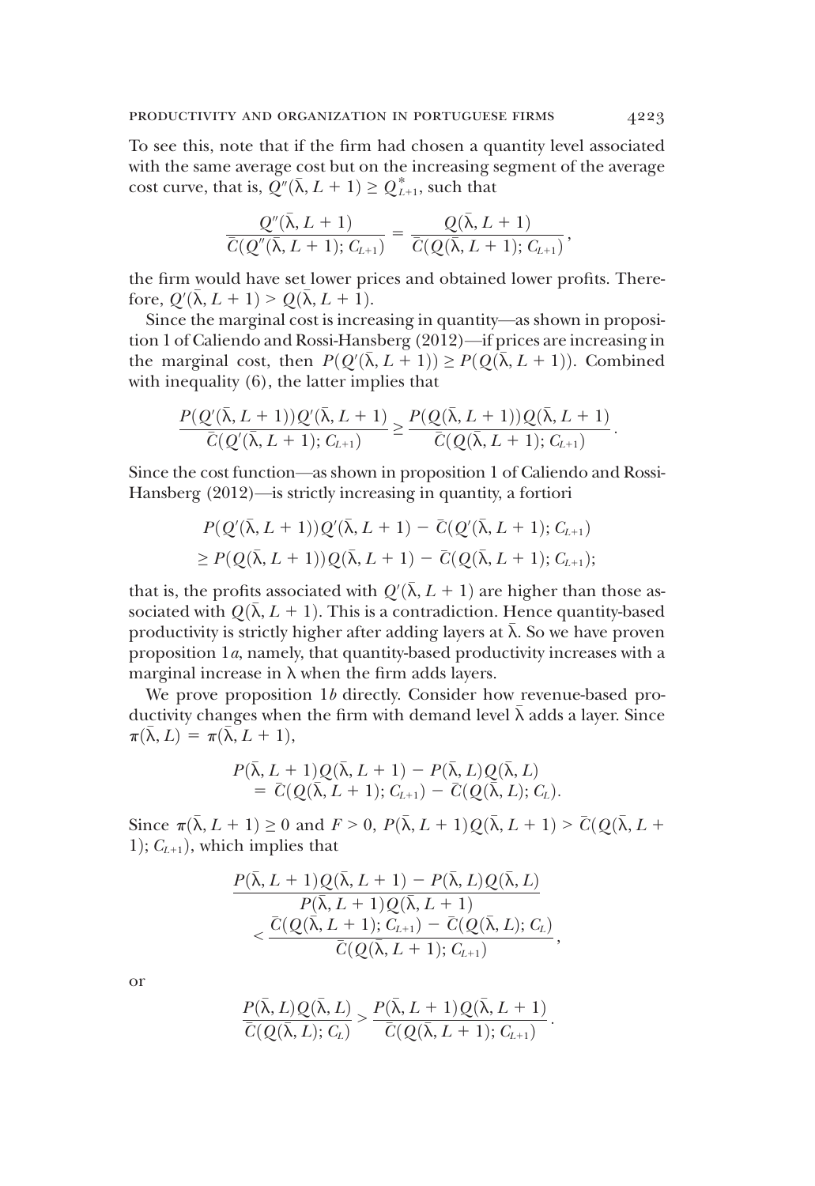To see this, note that if the firm had chosen a quantity level associated with the same average cost but on the increasing segment of the average cost curve, that is, $Q''(\bar{\lambda}, L+1) \geq Q^*_{L+1}$, such that

$$\frac{Q''(\bar{\lambda}, L+1)}{\bar{C}(Q''(\bar{\lambda}, L+1); C_{L+1})} = \frac{Q(\bar{\lambda}, L+1)}{\bar{C}(Q(\bar{\lambda}, L+1); C_{L+1})},$$

the firm would have set lower prices and obtained lower profits. Therefore, $Q'(\bar{\lambda}, L+1) > Q(\bar{\lambda}, L+1)$.

Since the marginal cost is increasing in quantity—as shown in proposition 1 of Caliendo and Rossi-Hansberg (2012)—if prices are increasing in the marginal cost, then $P(Q'(\bar{\lambda}, L+1)) \geq P(Q(\bar{\lambda}, L+1))$. Combined with inequality (6), the latter implies that

$$\frac{P(Q'(\bar{\lambda}, L+1))Q'(\bar{\lambda}, L+1)}{\bar{C}(Q'(\bar{\lambda}, L+1); C_{L+1})} \geq \frac{P(Q(\bar{\lambda}, L+1))Q(\bar{\lambda}, L+1)}{\bar{C}(Q(\bar{\lambda}, L+1); C_{L+1})}.$$

Since the cost function—as shown in proposition 1 of Caliendo and Rossi-Hansberg (2012)—is strictly increasing in quantity, a fortiori

$$\begin{aligned} &P(Q'(\bar{\lambda}, L+1))Q'(\bar{\lambda}, L+1) - \bar{C}(Q'(\bar{\lambda}, L+1); C_{L+1}) \\ &\geq P(Q(\bar{\lambda}, L+1))Q(\bar{\lambda}, L+1) - \bar{C}(Q(\bar{\lambda}, L+1); C_{L+1}); \end{aligned}$$

that is, the profits associated with $Q'(\bar{\lambda}, L+1)$ are higher than those associated with $Q(\bar{\lambda}, L+1)$. This is a contradiction. Hence quantity-based productivity is strictly higher after adding layers at $\bar{\lambda}$. So we have proven proposition 1*a*, namely, that quantity-based productivity increases with a marginal increase in $\lambda$ when the firm adds layers.

We prove proposition 1*b* directly. Consider how revenue-based productivity changes when the firm with demand level $\bar{\lambda}$ adds a layer. Since $\pi(\bar{\lambda}, L) = \pi(\bar{\lambda}, L+1)$,

$$\begin{aligned} &P(\bar{\lambda}, L+1)Q(\bar{\lambda}, L+1) - P(\bar{\lambda}, L)Q(\bar{\lambda}, L) \\ &\quad = \bar{C}(Q(\bar{\lambda}, L+1); C_{L+1}) - \bar{C}(Q(\bar{\lambda}, L); C_L). \end{aligned}$$

Since $\pi(\bar{\lambda}, L+1) \geq 0$ and $F > 0$, $P(\bar{\lambda}, L+1)Q(\bar{\lambda}, L+1) > \bar{C}(Q(\bar{\lambda}, L+1); C_{L+1})$, which implies that

$$\begin{aligned} &\frac{P(\bar{\lambda}, L+1)Q(\bar{\lambda}, L+1) - P(\bar{\lambda}, L)Q(\bar{\lambda}, L)}{P(\bar{\lambda}, L+1)Q(\bar{\lambda}, L+1)} \\ &\quad < \frac{\bar{C}(Q(\bar{\lambda}, L+1); C_{L+1}) - \bar{C}(Q(\bar{\lambda}, L); C_L)}{\bar{C}(Q(\bar{\lambda}, L+1); C_{L+1})}, \end{aligned}$$

or

$$\frac{P(\bar{\lambda}, L)Q(\bar{\lambda}, L)}{\bar{C}(Q(\bar{\lambda}, L); C_L)} > \frac{P(\bar{\lambda}, L+1)Q(\bar{\lambda}, L+1)}{\bar{C}(Q(\bar{\lambda}, L+1); C_{L+1})}.$$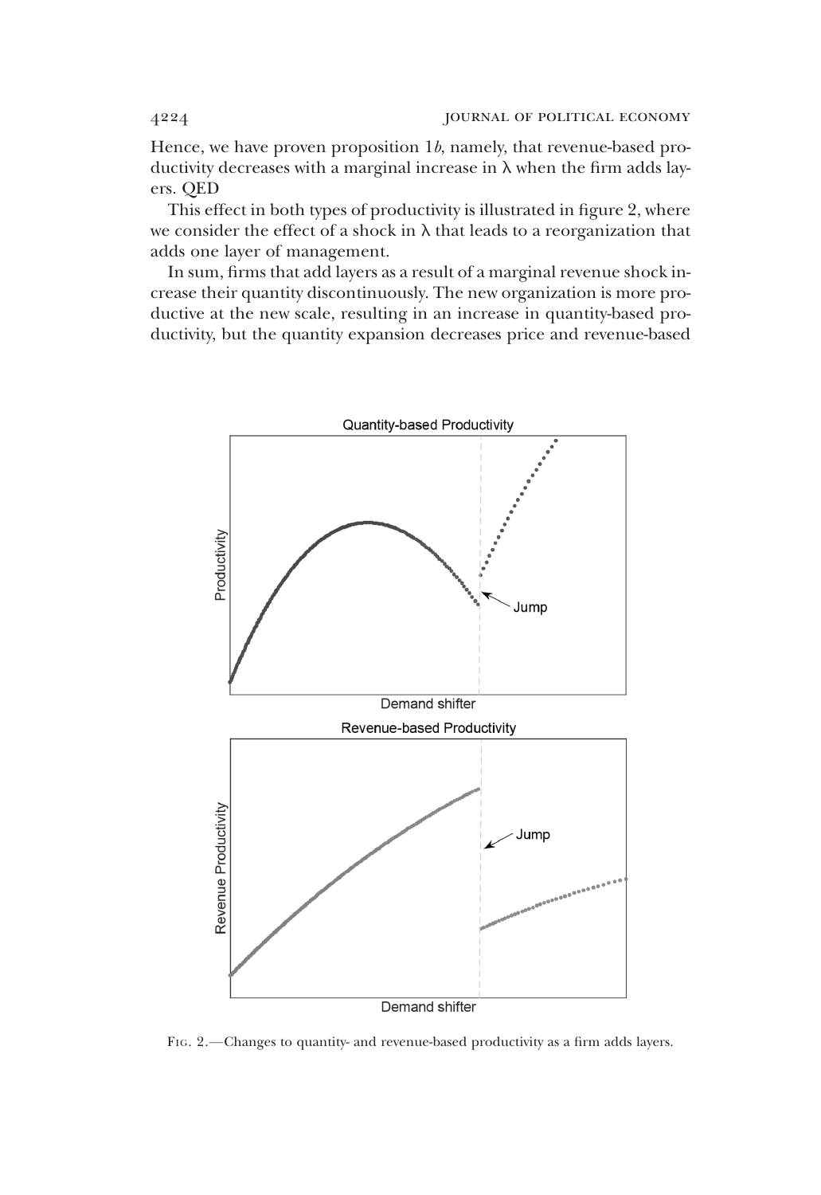Hence, we have proven proposition 1*b*, namely, that revenue-based productivity decreases with a marginal increase in $\lambda$ when the firm adds layers. QED

This effect in both types of productivity is illustrated in figure 2, where we consider the effect of a shock in $\lambda$ that leads to a reorganization that adds one layer of management.

In sum, firms that add layers as a result of a marginal revenue shock increase their quantity discontinuously. The new organization is more productive at the new scale, resulting in an increase in quantity-based productivity, but the quantity expansion decreases price and revenue-based

Fig. 2.—Changes to quantity- and revenue-based productivity as a firm adds layers.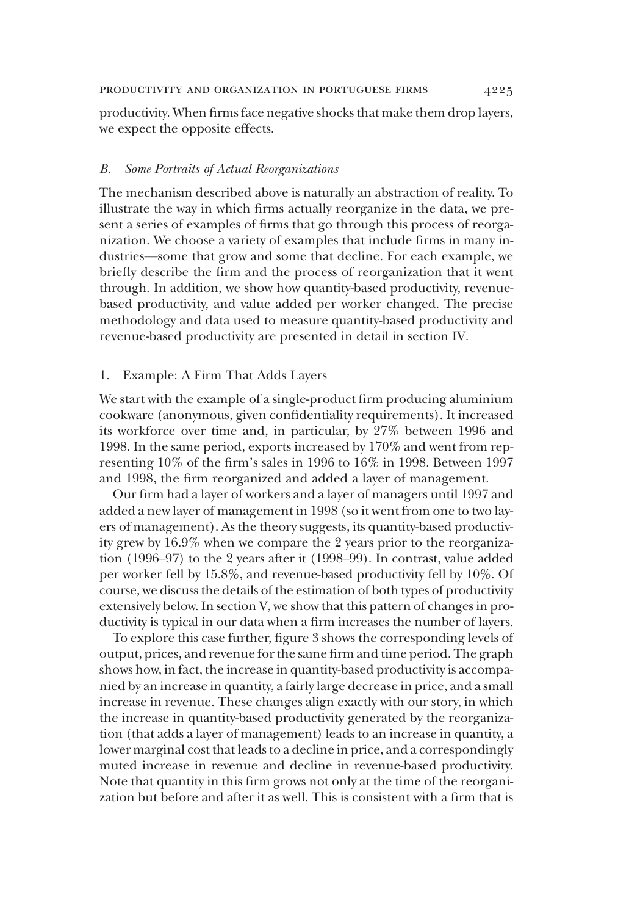productivity. When firms face negative shocks that make them drop layers, we expect the opposite effects.

### *B. Some Portraits of Actual Reorganizations*

The mechanism described above is naturally an abstraction of reality. To illustrate the way in which firms actually reorganize in the data, we present a series of examples of firms that go through this process of reorganization. We choose a variety of examples that include firms in many industries—some that grow and some that decline. For each example, we briefly describe the firm and the process of reorganization that it went through. In addition, we show how quantity-based productivity, revenue-based productivity, and value added per worker changed. The precise methodology and data used to measure quantity-based productivity and revenue-based productivity are presented in detail in section IV.

#### 1. Example: A Firm That Adds Layers

We start with the example of a single-product firm producing aluminium cookware (anonymous, given confidentiality requirements). It increased its workforce over time and, in particular, by 27% between 1996 and 1998. In the same period, exports increased by 170% and went from representing 10% of the firm's sales in 1996 to 16% in 1998. Between 1997 and 1998, the firm reorganized and added a layer of management.

Our firm had a layer of workers and a layer of managers until 1997 and added a new layer of management in 1998 (so it went from one to two layers of management). As the theory suggests, its quantity-based productivity grew by 16.9% when we compare the 2 years prior to the reorganization (1996–97) to the 2 years after it (1998–99). In contrast, value added per worker fell by 15.8%, and revenue-based productivity fell by 10%. Of course, we discuss the details of the estimation of both types of productivity extensively below. In section V, we show that this pattern of changes in productivity is typical in our data when a firm increases the number of layers.

To explore this case further, figure 3 shows the corresponding levels of output, prices, and revenue for the same firm and time period. The graph shows how, in fact, the increase in quantity-based productivity is accompanied by an increase in quantity, a fairly large decrease in price, and a small increase in revenue. These changes align exactly with our story, in which the increase in quantity-based productivity generated by the reorganization (that adds a layer of management) leads to an increase in quantity, a lower marginal cost that leads to a decline in price, and a correspondingly muted increase in revenue and decline in revenue-based productivity. Note that quantity in this firm grows not only at the time of the reorganization but before and after it as well. This is consistent with a firm that is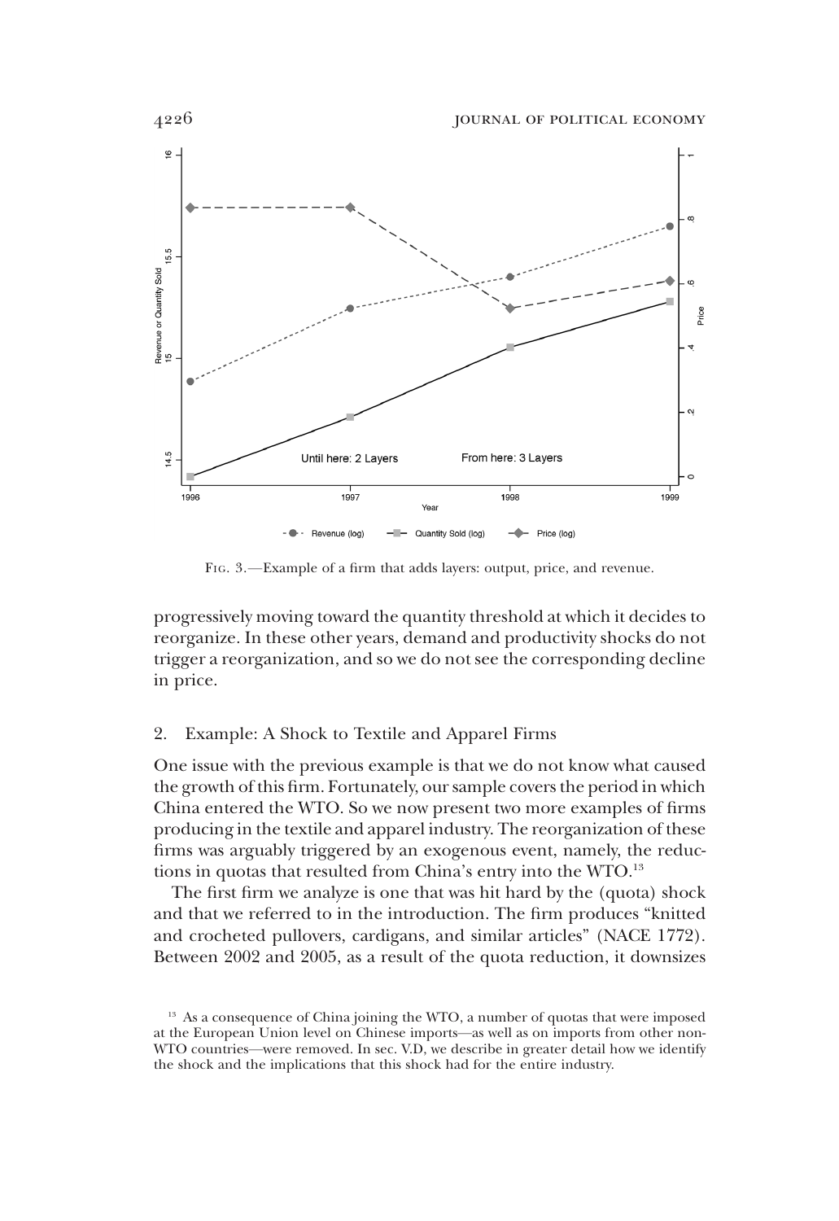FIG. 3.—Example of a firm that adds layers: output, price, and revenue.

progressively moving toward the quantity threshold at which it decides to reorganize. In these other years, demand and productivity shocks do not trigger a reorganization, and so we do not see the corresponding decline in price.

## 2. Example: A Shock to Textile and Apparel Firms

One issue with the previous example is that we do not know what caused the growth of this firm. Fortunately, our sample covers the period in which China entered the WTO. So we now present two more examples of firms producing in the textile and apparel industry. The reorganization of these firms was arguably triggered by an exogenous event, namely, the reductions in quotas that resulted from China's entry into the WTO.[13]

The first firm we analyze is one that was hit hard by the (quota) shock and that we referred to in the introduction. The firm produces "knitted and crocheted pullovers, cardigans, and similar articles" (NACE 1772). Between 2002 and 2005, as a result of the quota reduction, it downsizes

[13] As a consequence of China joining the WTO, a number of quotas that were imposed at the European Union level on Chinese imports—as well as on imports from other non-WTO countries—were removed. In sec. V.D, we describe in greater detail how we identify the shock and the implications that this shock had for the entire industry.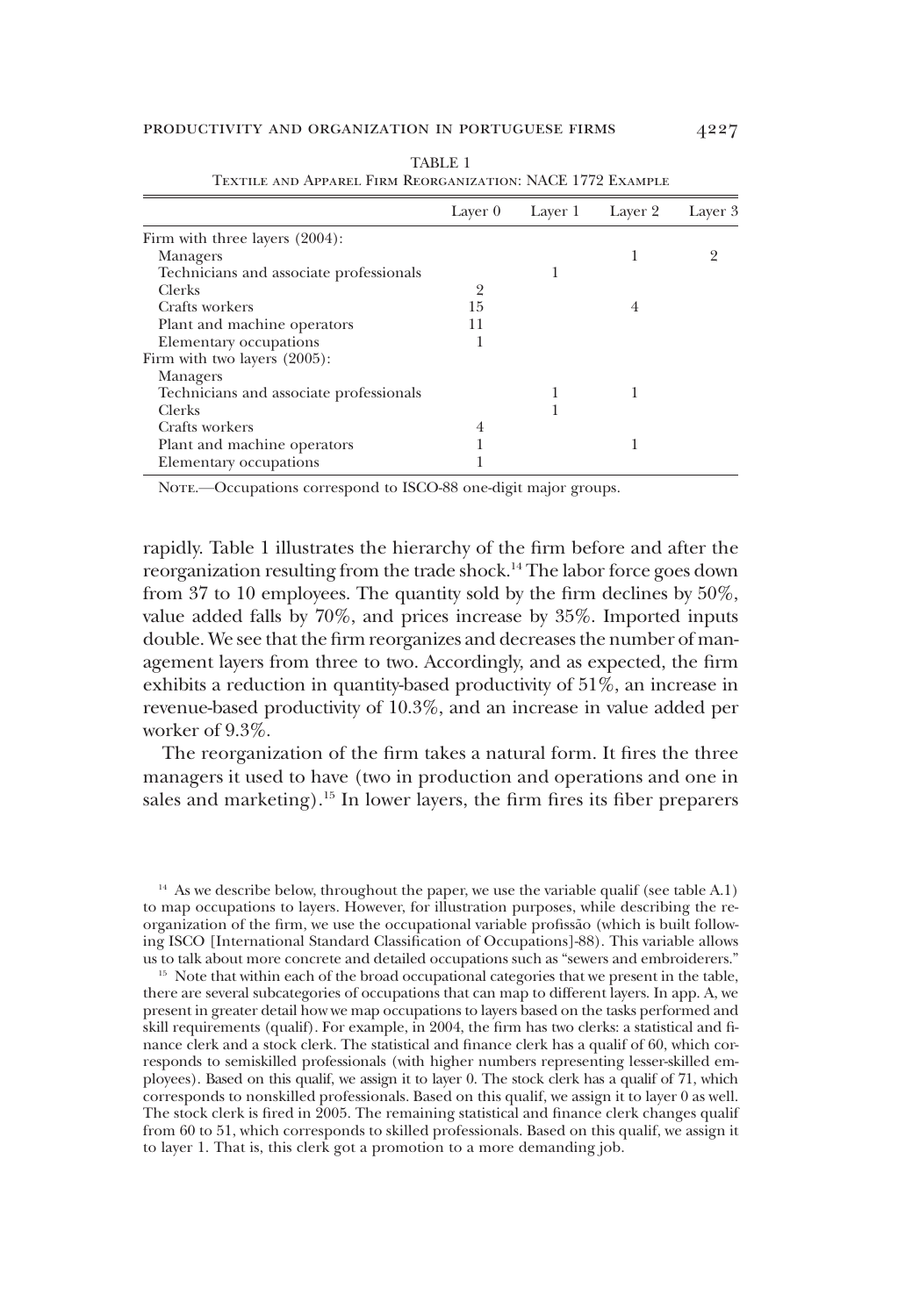TABLE 1

Textile and Apparel Firm Reorganization: NACE 1772 Example

| | Layer 0 | Layer 1 | Layer 2 | Layer 3 |
|---|---|---|---|---|
| Firm with three layers (2004): | | | | |
| Managers | | | 1 | 2 |
| Technicians and associate professionals | | 1 | | |
| Clerks | 2 | | | |
| Crafts workers | 15 | | 4 | |
| Plant and machine operators | 11 | | | |
| Elementary occupations | 1 | | | |
| Firm with two layers (2005): | | | | |
| Managers | | | | |
| Technicians and associate professionals | | 1 | 1 | |
| Clerks | | 1 | | |
| Crafts workers | 4 | | | |
| Plant and machine operators | 1 | | 1 | |
| Elementary occupations | 1 | | | |

Note.—Occupations correspond to ISCO-88 one-digit major groups.

rapidly. Table 1 illustrates the hierarchy of the firm before and after the reorganization resulting from the trade shock.[14] The labor force goes down from 37 to 10 employees. The quantity sold by the firm declines by 50%, value added falls by 70%, and prices increase by 35%. Imported inputs double. We see that the firm reorganizes and decreases the number of management layers from three to two. Accordingly, and as expected, the firm exhibits a reduction in quantity-based productivity of 51%, an increase in revenue-based productivity of 10.3%, and an increase in value added per worker of 9.3%.

The reorganization of the firm takes a natural form. It fires the three managers it used to have (two in production and operations and one in sales and marketing).[15] In lower layers, the firm fires its fiber preparers

[14] As we describe below, throughout the paper, we use the variable qualif (see table A.1) to map occupations to layers. However, for illustration purposes, while describing the reorganization of the firm, we use the occupational variable profissão (which is built following ISCO [International Standard Classification of Occupations]-88). This variable allows us to talk about more concrete and detailed occupations such as "sewers and embroiderers."

[15] Note that within each of the broad occupational categories that we present in the table, there are several subcategories of occupations that can map to different layers. In app. A, we present in greater detail how we map occupations to layers based on the tasks performed and skill requirements (qualif). For example, in 2004, the firm has two clerks: a statistical and finance clerk and a stock clerk. The statistical and finance clerk has a qualif of 60, which corresponds to semiskilled professionals (with higher numbers representing lesser-skilled employees). Based on this qualif, we assign it to layer 0. The stock clerk has a qualif of 71, which corresponds to nonskilled professionals. Based on this qualif, we assign it to layer 0 as well. The stock clerk is fired in 2005. The remaining statistical and finance clerk changes qualif from 60 to 51, which corresponds to skilled professionals. Based on this qualif, we assign it to layer 1. That is, this clerk got a promotion to a more demanding job.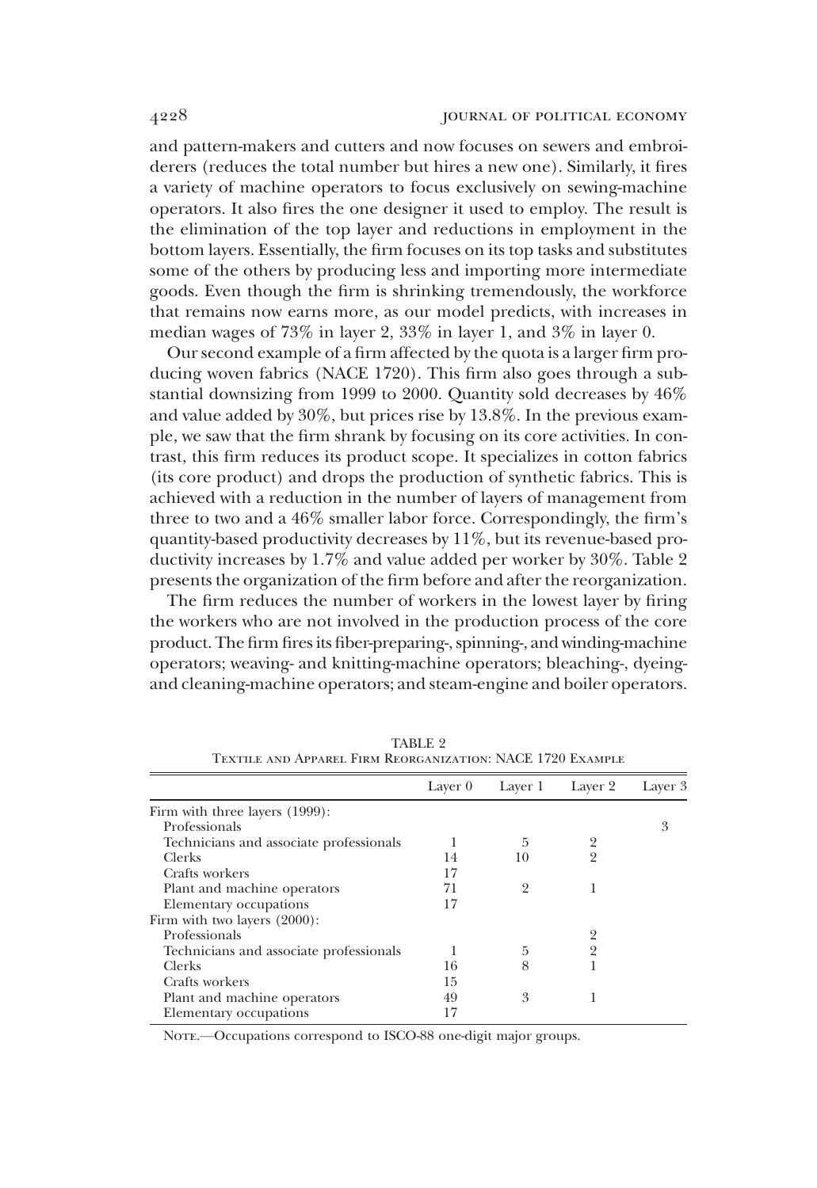and pattern-makers and cutters and now focuses on sewers and embroiderers (reduces the total number but hires a new one). Similarly, it fires a variety of machine operators to focus exclusively on sewing-machine operators. It also fires the one designer it used to employ. The result is the elimination of the top layer and reductions in employment in the bottom layers. Essentially, the firm focuses on its top tasks and substitutes some of the others by producing less and importing more intermediate goods. Even though the firm is shrinking tremendously, the workforce that remains now earns more, as our model predicts, with increases in median wages of 73% in layer 2, 33% in layer 1, and 3% in layer 0.

Our second example of a firm affected by the quota is a larger firm producing woven fabrics (NACE 1720). This firm also goes through a substantial downsizing from 1999 to 2000. Quantity sold decreases by 46% and value added by 30%, but prices rise by 13.8%. In the previous example, we saw that the firm shrank by focusing on its core activities. In contrast, this firm reduces its product scope. It specializes in cotton fabrics (its core product) and drops the production of synthetic fabrics. This is achieved with a reduction in the number of layers of management from three to two and a 46% smaller labor force. Correspondingly, the firm's quantity-based productivity decreases by 11%, but its revenue-based productivity increases by 1.7% and value added per worker by 30%. Table 2 presents the organization of the firm before and after the reorganization.

The firm reduces the number of workers in the lowest layer by firing the workers who are not involved in the production process of the core product. The firm fires its fiber-preparing-, spinning-, and winding-machine operators; weaving- and knitting-machine operators; bleaching-, dyeing- and cleaning-machine operators; and steam-engine and boiler operators.

TABLE 2
Textile and Apparel Firm Reorganization: NACE 1720 Example

| | Layer 0 | Layer 1 | Layer 2 | Layer 3 |
|---|---|---|---|---|
| Firm with three layers (1999): | | | | |
| Professionals | | | | 3 |
| Technicians and associate professionals | 1 | 5 | 2 | |
| Clerks | 14 | 10 | 2 | |
| Crafts workers | 17 | | | |
| Plant and machine operators | 71 | 2 | 1 | |
| Elementary occupations | 17 | | | |
| Firm with two layers (2000): | | | | |
| Professionals | | | 2 | |
| Technicians and associate professionals | 1 | 5 | 2 | |
| Clerks | 16 | 8 | 1 | |
| Crafts workers | 15 | | | |
| Plant and machine operators | 49 | 3 | 1 | |
| Elementary occupations | 17 | | | |

Note.—Occupations correspond to ISCO-88 one-digit major groups.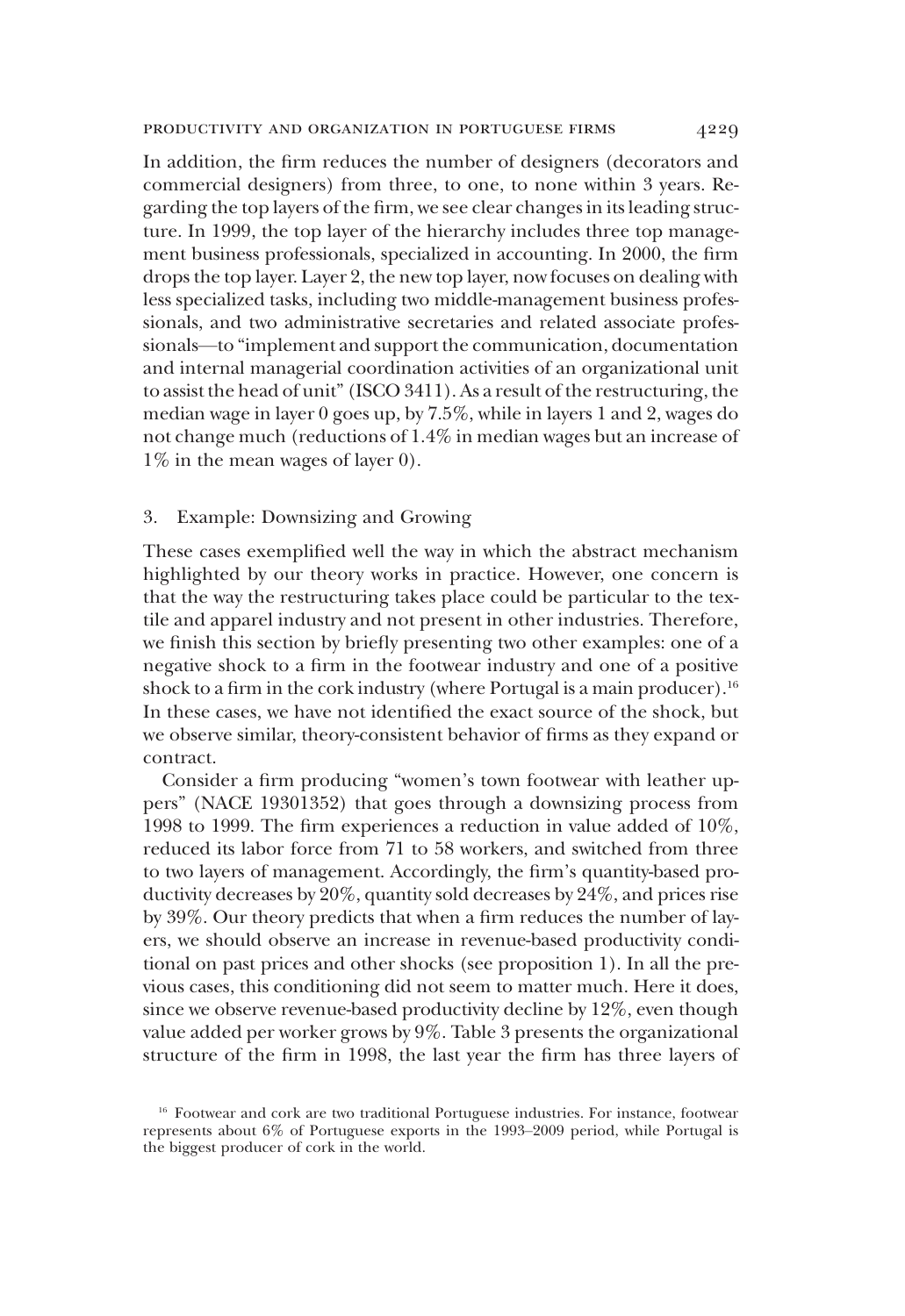In addition, the firm reduces the number of designers (decorators and commercial designers) from three, to one, to none within 3 years. Regarding the top layers of the firm, we see clear changes in its leading structure. In 1999, the top layer of the hierarchy includes three top management business professionals, specialized in accounting. In 2000, the firm drops the top layer. Layer 2, the new top layer, now focuses on dealing with less specialized tasks, including two middle-management business professionals, and two administrative secretaries and related associate professionals—to "implement and support the communication, documentation and internal managerial coordination activities of an organizational unit to assist the head of unit" (ISCO 3411). As a result of the restructuring, the median wage in layer 0 goes up, by 7.5%, while in layers 1 and 2, wages do not change much (reductions of 1.4% in median wages but an increase of 1% in the mean wages of layer 0).

### 3. Example: Downsizing and Growing

These cases exemplified well the way in which the abstract mechanism highlighted by our theory works in practice. However, one concern is that the way the restructuring takes place could be particular to the textile and apparel industry and not present in other industries. Therefore, we finish this section by briefly presenting two other examples: one of a negative shock to a firm in the footwear industry and one of a positive shock to a firm in the cork industry (where Portugal is a main producer).[16] In these cases, we have not identified the exact source of the shock, but we observe similar, theory-consistent behavior of firms as they expand or contract.

Consider a firm producing "women's town footwear with leather uppers" (NACE 19301352) that goes through a downsizing process from 1998 to 1999. The firm experiences a reduction in value added of 10%, reduced its labor force from 71 to 58 workers, and switched from three to two layers of management. Accordingly, the firm's quantity-based productivity decreases by 20%, quantity sold decreases by 24%, and prices rise by 39%. Our theory predicts that when a firm reduces the number of layers, we should observe an increase in revenue-based productivity conditional on past prices and other shocks (see proposition 1). In all the previous cases, this conditioning did not seem to matter much. Here it does, since we observe revenue-based productivity decline by 12%, even though value added per worker grows by 9%. Table 3 presents the organizational structure of the firm in 1998, the last year the firm has three layers of

[16] Footwear and cork are two traditional Portuguese industries. For instance, footwear represents about 6% of Portuguese exports in the 1993–2009 period, while Portugal is the biggest producer of cork in the world.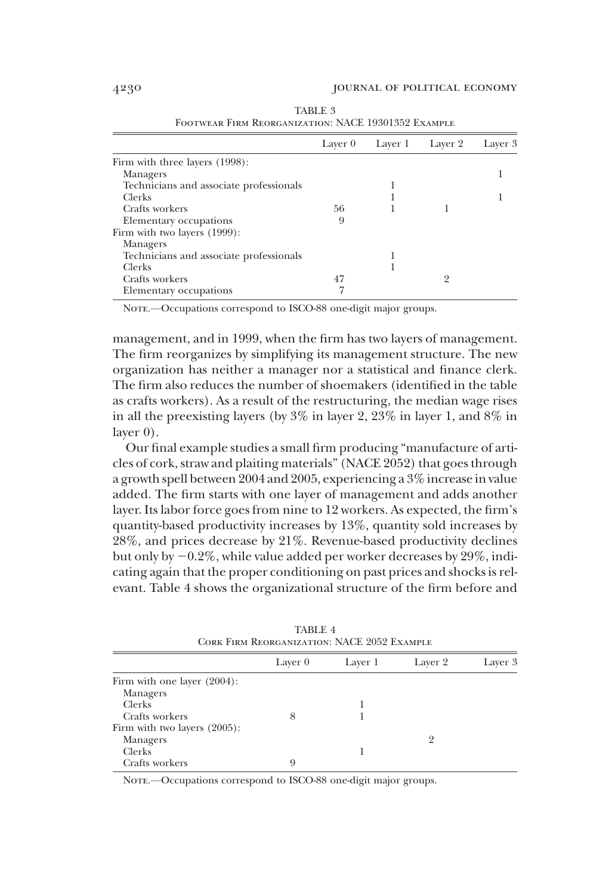TABLE 3

Footwear Firm Reorganization: NACE 19301352 Example

| | Layer 0 | Layer 1 | Layer 2 | Layer 3 |
|---|---|---|---|---|
| Firm with three layers (1998): | | | | |
| Managers | | | | 1 |
| Technicians and associate professionals | | 1 | | |
| Clerks | | 1 | | 1 |
| Crafts workers | 56 | 1 | 1 | |
| Elementary occupations | 9 | | | |
| Firm with two layers (1999): | | | | |
| Managers | | | | |
| Technicians and associate professionals | | 1 | | |
| Clerks | | 1 | | |
| Crafts workers | 47 | | 2 | |
| Elementary occupations | 7 | | | |

Note.—Occupations correspond to ISCO-88 one-digit major groups.

management, and in 1999, when the firm has two layers of management. The firm reorganizes by simplifying its management structure. The new organization has neither a manager nor a statistical and finance clerk. The firm also reduces the number of shoemakers (identified in the table as crafts workers). As a result of the restructuring, the median wage rises in all the preexisting layers (by 3% in layer 2, 23% in layer 1, and 8% in layer 0).

Our final example studies a small firm producing "manufacture of articles of cork, straw and plaiting materials" (NACE 2052) that goes through a growth spell between 2004 and 2005, experiencing a 3% increase in value added. The firm starts with one layer of management and adds another layer. Its labor force goes from nine to 12 workers. As expected, the firm's quantity-based productivity increases by 13%, quantity sold increases by 28%, and prices decrease by 21%. Revenue-based productivity declines but only by −0.2%, while value added per worker decreases by 29%, indicating again that the proper conditioning on past prices and shocks is relevant. Table 4 shows the organizational structure of the firm before and

TABLE 4

Cork Firm Reorganization: NACE 2052 Example

| | Layer 0 | Layer 1 | Layer 2 | Layer 3 |
|---|---|---|---|---|
| Firm with one layer (2004): | | | | |
| Managers | | | | |
| Clerks | | 1 | | |
| Crafts workers | 8 | 1 | | |
| Firm with two layers (2005): | | | | |
| Managers | | | 2 | |
| Clerks | | 1 | | |
| Crafts workers | 9 | | | |

Note.—Occupations correspond to ISCO-88 one-digit major groups.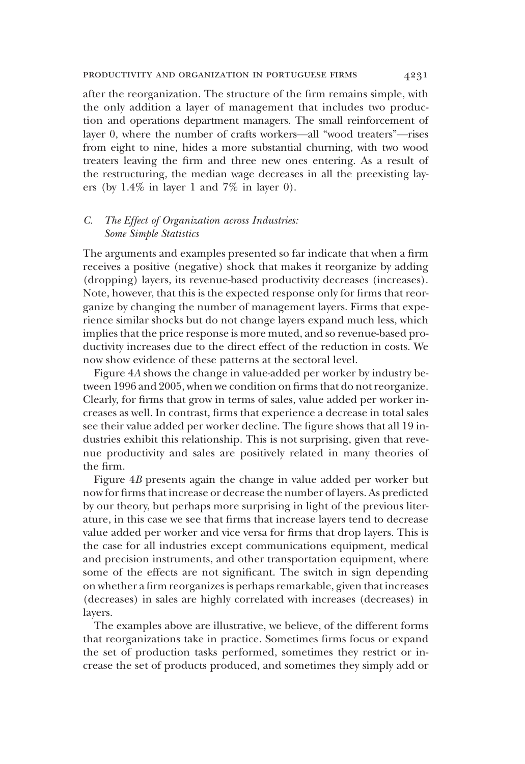after the reorganization. The structure of the firm remains simple, with the only addition a layer of management that includes two production and operations department managers. The small reinforcement of layer 0, where the number of crafts workers—all "wood treaters"—rises from eight to nine, hides a more substantial churning, with two wood treaters leaving the firm and three new ones entering. As a result of the restructuring, the median wage decreases in all the preexisting layers (by 1.4% in layer 1 and 7% in layer 0).

### *C. The Effect of Organization across Industries: Some Simple Statistics*

The arguments and examples presented so far indicate that when a firm receives a positive (negative) shock that makes it reorganize by adding (dropping) layers, its revenue-based productivity decreases (increases). Note, however, that this is the expected response only for firms that reorganize by changing the number of management layers. Firms that experience similar shocks but do not change layers expand much less, which implies that the price response is more muted, and so revenue-based productivity increases due to the direct effect of the reduction in costs. We now show evidence of these patterns at the sectoral level.

Figure 4*A* shows the change in value-added per worker by industry between 1996 and 2005, when we condition on firms that do not reorganize. Clearly, for firms that grow in terms of sales, value added per worker increases as well. In contrast, firms that experience a decrease in total sales see their value added per worker decline. The figure shows that all 19 industries exhibit this relationship. This is not surprising, given that revenue productivity and sales are positively related in many theories of the firm.

Figure 4*B* presents again the change in value added per worker but now for firms that increase or decrease the number of layers. As predicted by our theory, but perhaps more surprising in light of the previous literature, in this case we see that firms that increase layers tend to decrease value added per worker and vice versa for firms that drop layers. This is the case for all industries except communications equipment, medical and precision instruments, and other transportation equipment, where some of the effects are not significant. The switch in sign depending on whether a firm reorganizes is perhaps remarkable, given that increases (decreases) in sales are highly correlated with increases (decreases) in layers.

The examples above are illustrative, we believe, of the different forms that reorganizations take in practice. Sometimes firms focus or expand the set of production tasks performed, sometimes they restrict or increase the set of products produced, and sometimes they simply add or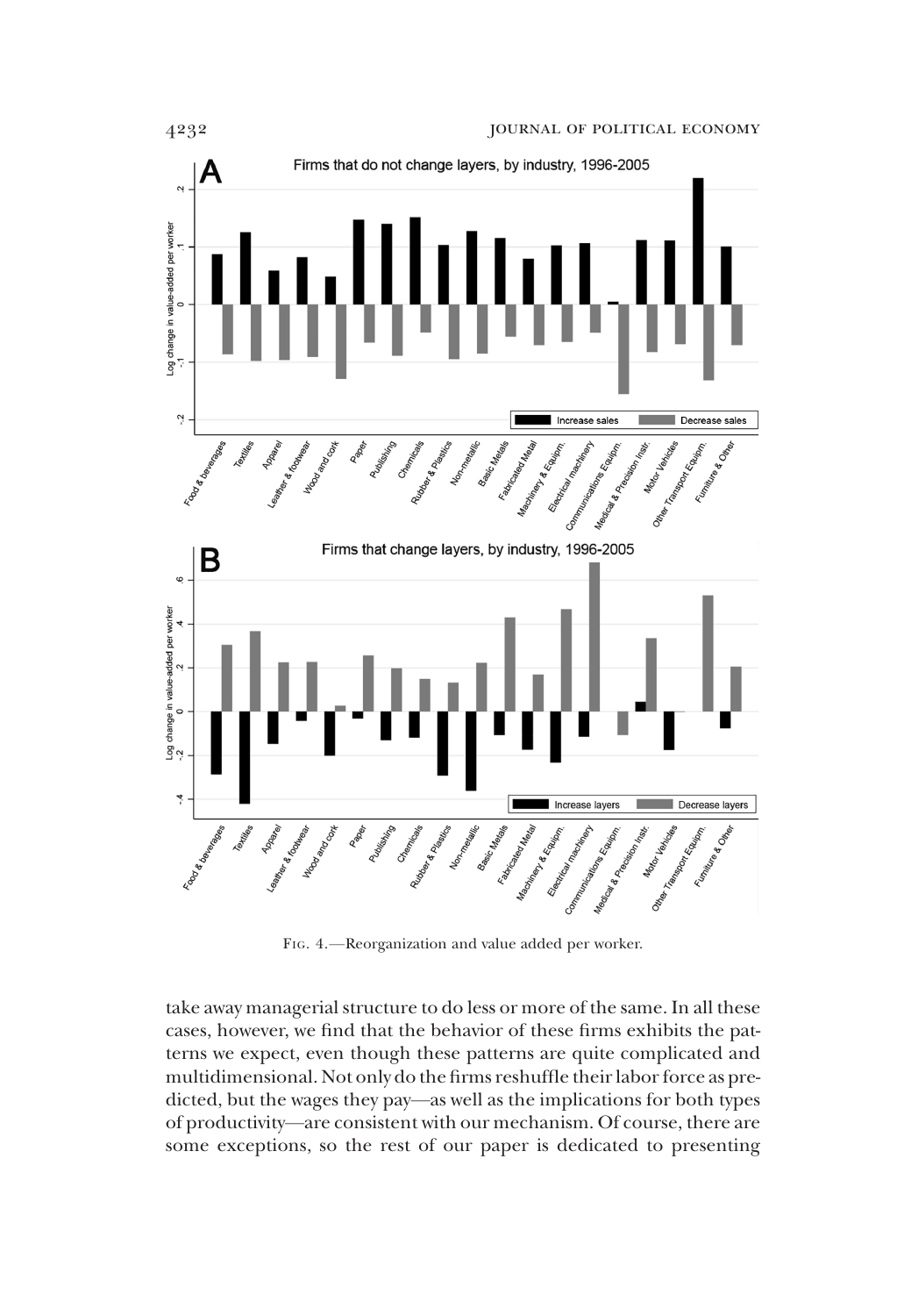Fig. 4.—Reorganization and value added per worker.

take away managerial structure to do less or more of the same. In all these cases, however, we find that the behavior of these firms exhibits the patterns we expect, even though these patterns are quite complicated and multidimensional. Not only do the firms reshuffle their labor force as predicted, but the wages they pay—as well as the implications for both types of productivity—are consistent with our mechanism. Of course, there are some exceptions, so the rest of our paper is dedicated to presenting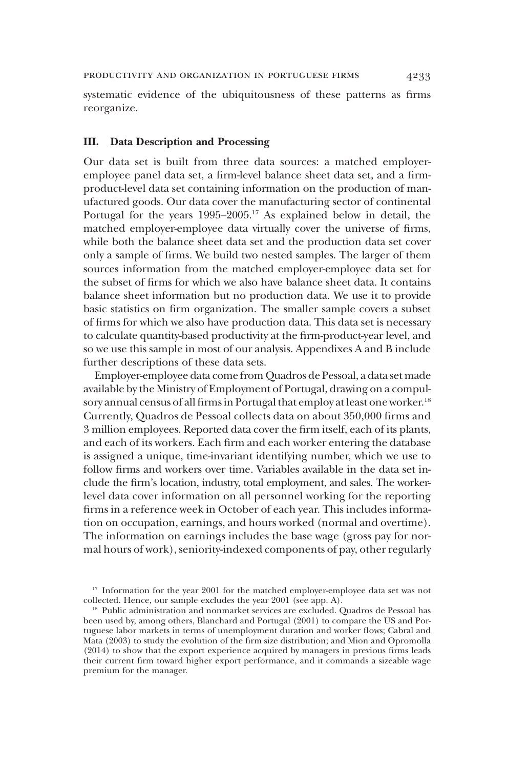systematic evidence of the ubiquitousness of these patterns as firms reorganize.

## III. Data Description and Processing

Our data set is built from three data sources: a matched employer-employee panel data set, a firm-level balance sheet data set, and a firm-product-level data set containing information on the production of manufactured goods. Our data cover the manufacturing sector of continental Portugal for the years 1995–2005.[17] As explained below in detail, the matched employer-employee data virtually cover the universe of firms, while both the balance sheet data set and the production data set cover only a sample of firms. We build two nested samples. The larger of them sources information from the matched employer-employee data set for the subset of firms for which we also have balance sheet data. It contains balance sheet information but no production data. We use it to provide basic statistics on firm organization. The smaller sample covers a subset of firms for which we also have production data. This data set is necessary to calculate quantity-based productivity at the firm-product-year level, and so we use this sample in most of our analysis. Appendixes A and B include further descriptions of these data sets.

Employer-employee data come from Quadros de Pessoal, a data set made available by the Ministry of Employment of Portugal, drawing on a compulsory annual census of all firms in Portugal that employ at least one worker.[18] Currently, Quadros de Pessoal collects data on about 350,000 firms and 3 million employees. Reported data cover the firm itself, each of its plants, and each of its workers. Each firm and each worker entering the database is assigned a unique, time-invariant identifying number, which we use to follow firms and workers over time. Variables available in the data set include the firm's location, industry, total employment, and sales. The worker-level data cover information on all personnel working for the reporting firms in a reference week in October of each year. This includes information on occupation, earnings, and hours worked (normal and overtime). The information on earnings includes the base wage (gross pay for normal hours of work), seniority-indexed components of pay, other regularly

[17] Information for the year 2001 for the matched employer-employee data set was not collected. Hence, our sample excludes the year 2001 (see app. A).

[18] Public administration and nonmarket services are excluded. Quadros de Pessoal has been used by, among others, Blanchard and Portugal (2001) to compare the US and Portuguese labor markets in terms of unemployment duration and worker flows; Cabral and Mata (2003) to study the evolution of the firm size distribution; and Mion and Opromolla (2014) to show that the export experience acquired by managers in previous firms leads their current firm toward higher export performance, and it commands a sizeable wage premium for the manager.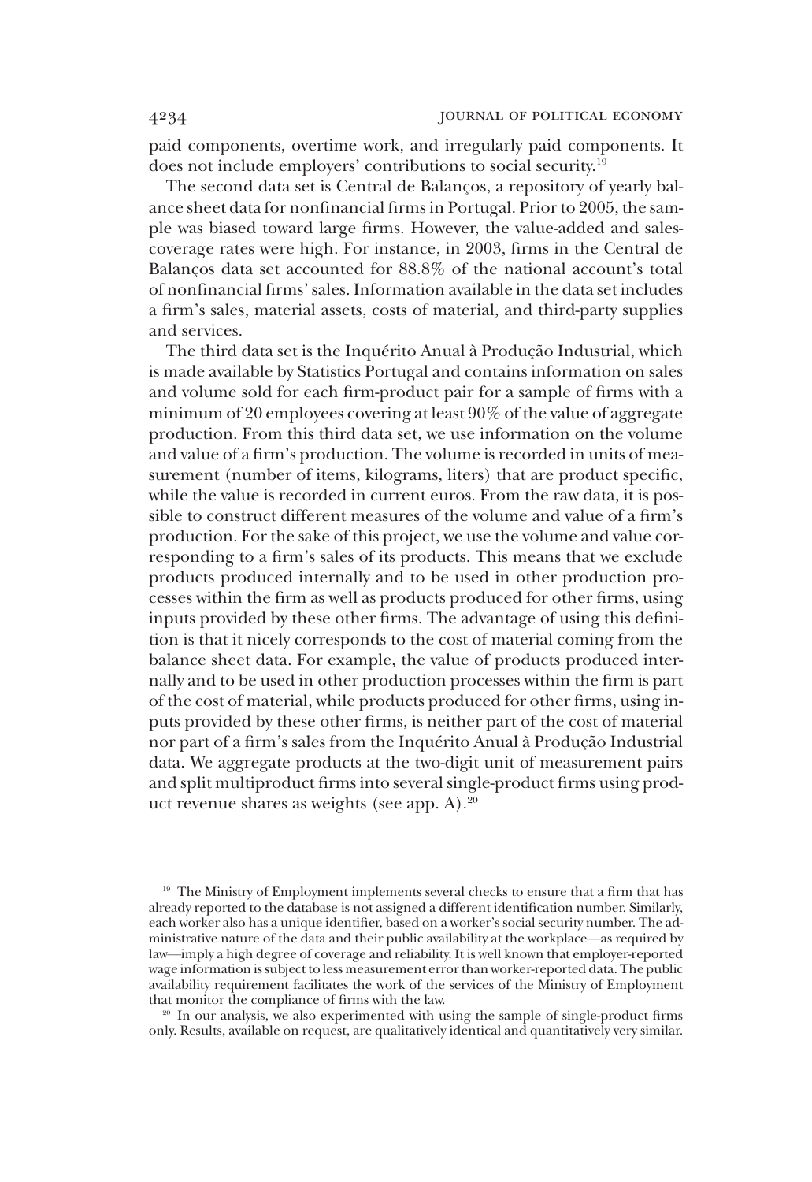paid components, overtime work, and irregularly paid components. It does not include employers' contributions to social security.[19]

The second data set is Central de Balanços, a repository of yearly balance sheet data for nonfinancial firms in Portugal. Prior to 2005, the sample was biased toward large firms. However, the value-added and sales-coverage rates were high. For instance, in 2003, firms in the Central de Balanços data set accounted for 88.8% of the national account's total of nonfinancial firms' sales. Information available in the data set includes a firm's sales, material assets, costs of material, and third-party supplies and services.

The third data set is the Inquérito Anual à Produção Industrial, which is made available by Statistics Portugal and contains information on sales and volume sold for each firm-product pair for a sample of firms with a minimum of 20 employees covering at least 90% of the value of aggregate production. From this third data set, we use information on the volume and value of a firm's production. The volume is recorded in units of measurement (number of items, kilograms, liters) that are product specific, while the value is recorded in current euros. From the raw data, it is possible to construct different measures of the volume and value of a firm's production. For the sake of this project, we use the volume and value corresponding to a firm's sales of its products. This means that we exclude products produced internally and to be used in other production processes within the firm as well as products produced for other firms, using inputs provided by these other firms. The advantage of using this definition is that it nicely corresponds to the cost of material coming from the balance sheet data. For example, the value of products produced internally and to be used in other production processes within the firm is part of the cost of material, while products produced for other firms, using inputs provided by these other firms, is neither part of the cost of material nor part of a firm's sales from the Inquérito Anual à Produção Industrial data. We aggregate products at the two-digit unit of measurement pairs and split multiproduct firms into several single-product firms using product revenue shares as weights (see app. A).[20]

[19] The Ministry of Employment implements several checks to ensure that a firm that has already reported to the database is not assigned a different identification number. Similarly, each worker also has a unique identifier, based on a worker's social security number. The administrative nature of the data and their public availability at the workplace—as required by law—imply a high degree of coverage and reliability. It is well known that employer-reported wage information is subject to less measurement error than worker-reported data. The public availability requirement facilitates the work of the services of the Ministry of Employment that monitor the compliance of firms with the law.

[20] In our analysis, we also experimented with using the sample of single-product firms only. Results, available on request, are qualitatively identical and quantitatively very similar.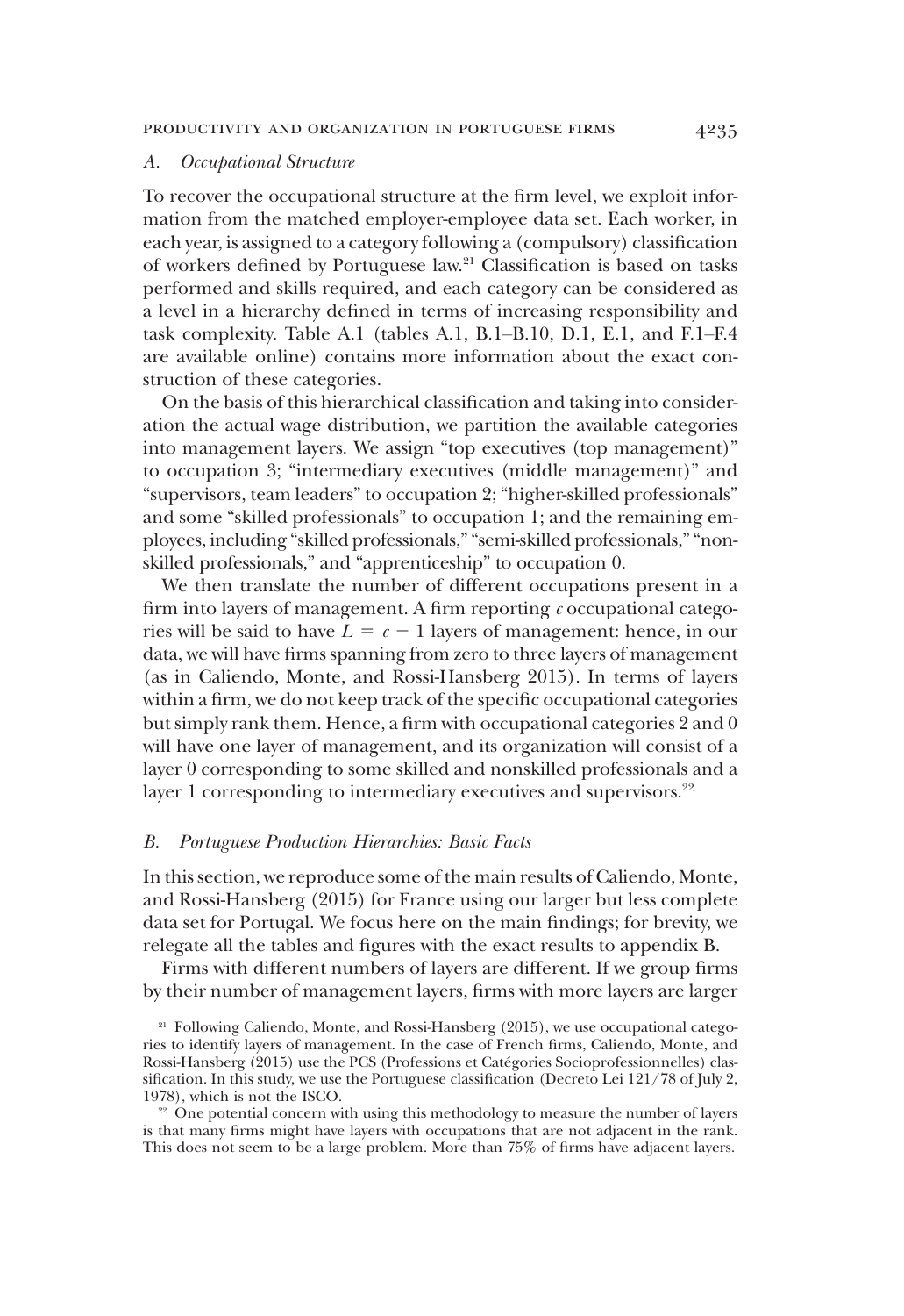### A. *Occupational Structure*

To recover the occupational structure at the firm level, we exploit information from the matched employer-employee data set. Each worker, in each year, is assigned to a category following a (compulsory) classification of workers defined by Portuguese law.[21] Classification is based on tasks performed and skills required, and each category can be considered as a level in a hierarchy defined in terms of increasing responsibility and task complexity. Table A.1 (tables A.1, B.1–B.10, D.1, E.1, and F.1–F.4 are available online) contains more information about the exact construction of these categories.

On the basis of this hierarchical classification and taking into consideration the actual wage distribution, we partition the available categories into management layers. We assign "top executives (top management)" to occupation 3; "intermediary executives (middle management)" and "supervisors, team leaders" to occupation 2; "higher-skilled professionals" and some "skilled professionals" to occupation 1; and the remaining employees, including "skilled professionals," "semi-skilled professionals," "nonskilled professionals," and "apprenticeship" to occupation 0.

We then translate the number of different occupations present in a firm into layers of management. A firm reporting $c$ occupational categories will be said to have $L = c - 1$ layers of management: hence, in our data, we will have firms spanning from zero to three layers of management (as in Caliendo, Monte, and Rossi-Hansberg 2015). In terms of layers within a firm, we do not keep track of the specific occupational categories but simply rank them. Hence, a firm with occupational categories 2 and 0 will have one layer of management, and its organization will consist of a layer 0 corresponding to some skilled and nonskilled professionals and a layer 1 corresponding to intermediary executives and supervisors.[22]

### B. *Portuguese Production Hierarchies: Basic Facts*

In this section, we reproduce some of the main results of Caliendo, Monte, and Rossi-Hansberg (2015) for France using our larger but less complete data set for Portugal. We focus here on the main findings; for brevity, we relegate all the tables and figures with the exact results to appendix B.

Firms with different numbers of layers are different. If we group firms by their number of management layers, firms with more layers are larger

[21] Following Caliendo, Monte, and Rossi-Hansberg (2015), we use occupational categories to identify layers of management. In the case of French firms, Caliendo, Monte, and Rossi-Hansberg (2015) use the PCS (Professions et Catégories Socioprofessionnelles) classification. In this study, we use the Portuguese classification (Decreto Lei 121/78 of July 2, 1978), which is not the ISCO.

[22] One potential concern with using this methodology to measure the number of layers is that many firms might have layers with occupations that are not adjacent in the rank. This does not seem to be a large problem. More than 75% of firms have adjacent layers.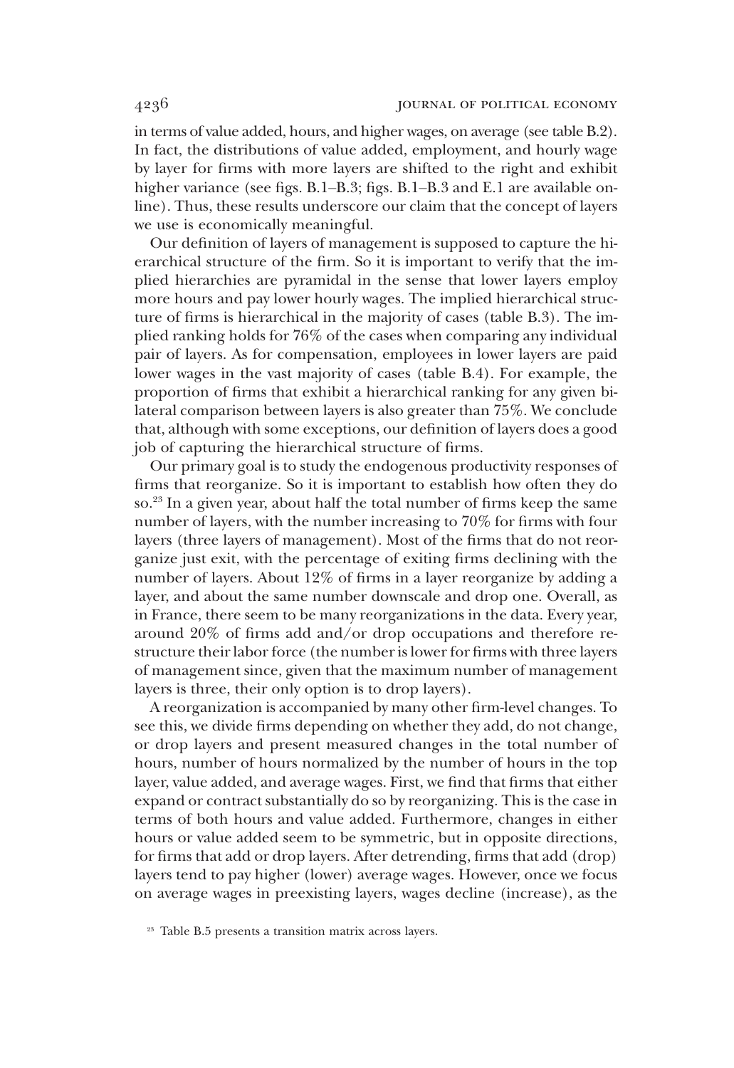in terms of value added, hours, and higher wages, on average (see table B.2). In fact, the distributions of value added, employment, and hourly wage by layer for firms with more layers are shifted to the right and exhibit higher variance (see figs. B.1–B.3; figs. B.1–B.3 and E.1 are available online). Thus, these results underscore our claim that the concept of layers we use is economically meaningful.

Our definition of layers of management is supposed to capture the hierarchical structure of the firm. So it is important to verify that the implied hierarchies are pyramidal in the sense that lower layers employ more hours and pay lower hourly wages. The implied hierarchical structure of firms is hierarchical in the majority of cases (table B.3). The implied ranking holds for 76% of the cases when comparing any individual pair of layers. As for compensation, employees in lower layers are paid lower wages in the vast majority of cases (table B.4). For example, the proportion of firms that exhibit a hierarchical ranking for any given bilateral comparison between layers is also greater than 75%. We conclude that, although with some exceptions, our definition of layers does a good job of capturing the hierarchical structure of firms.

Our primary goal is to study the endogenous productivity responses of firms that reorganize. So it is important to establish how often they do so.[23] In a given year, about half the total number of firms keep the same number of layers, with the number increasing to 70% for firms with four layers (three layers of management). Most of the firms that do not reorganize just exit, with the percentage of exiting firms declining with the number of layers. About 12% of firms in a layer reorganize by adding a layer, and about the same number downscale and drop one. Overall, as in France, there seem to be many reorganizations in the data. Every year, around 20% of firms add and/or drop occupations and therefore restructure their labor force (the number is lower for firms with three layers of management since, given that the maximum number of management layers is three, their only option is to drop layers).

A reorganization is accompanied by many other firm-level changes. To see this, we divide firms depending on whether they add, do not change, or drop layers and present measured changes in the total number of hours, number of hours normalized by the number of hours in the top layer, value added, and average wages. First, we find that firms that either expand or contract substantially do so by reorganizing. This is the case in terms of both hours and value added. Furthermore, changes in either hours or value added seem to be symmetric, but in opposite directions, for firms that add or drop layers. After detrending, firms that add (drop) layers tend to pay higher (lower) average wages. However, once we focus on average wages in preexisting layers, wages decline (increase), as the

[23] Table B.5 presents a transition matrix across layers.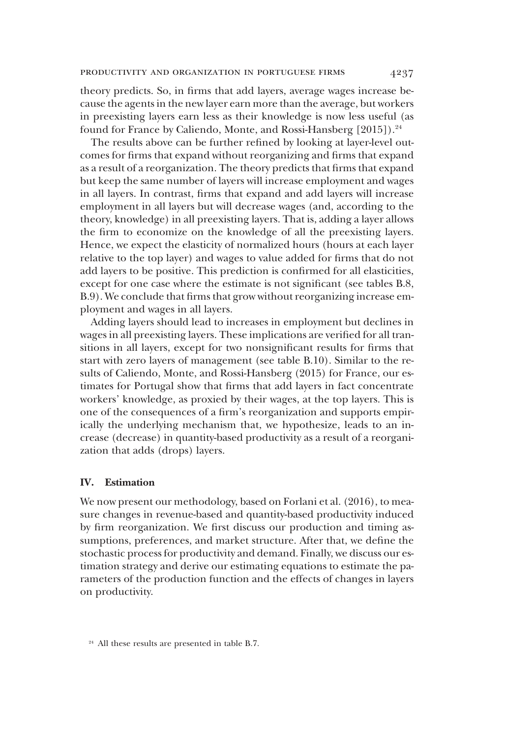theory predicts. So, in firms that add layers, average wages increase because the agents in the new layer earn more than the average, but workers in preexisting layers earn less as their knowledge is now less useful (as found for France by Caliendo, Monte, and Rossi-Hansberg [2015]).[24]

The results above can be further refined by looking at layer-level outcomes for firms that expand without reorganizing and firms that expand as a result of a reorganization. The theory predicts that firms that expand but keep the same number of layers will increase employment and wages in all layers. In contrast, firms that expand and add layers will increase employment in all layers but will decrease wages (and, according to the theory, knowledge) in all preexisting layers. That is, adding a layer allows the firm to economize on the knowledge of all the preexisting layers. Hence, we expect the elasticity of normalized hours (hours at each layer relative to the top layer) and wages to value added for firms that do not add layers to be positive. This prediction is confirmed for all elasticities, except for one case where the estimate is not significant (see tables B.8, B.9). We conclude that firms that grow without reorganizing increase employment and wages in all layers.

Adding layers should lead to increases in employment but declines in wages in all preexisting layers. These implications are verified for all transitions in all layers, except for two nonsignificant results for firms that start with zero layers of management (see table B.10). Similar to the results of Caliendo, Monte, and Rossi-Hansberg (2015) for France, our estimates for Portugal show that firms that add layers in fact concentrate workers' knowledge, as proxied by their wages, at the top layers. This is one of the consequences of a firm's reorganization and supports empirically the underlying mechanism that, we hypothesize, leads to an increase (decrease) in quantity-based productivity as a result of a reorganization that adds (drops) layers.

## IV. Estimation

We now present our methodology, based on Forlani et al. (2016), to measure changes in revenue-based and quantity-based productivity induced by firm reorganization. We first discuss our production and timing assumptions, preferences, and market structure. After that, we define the stochastic process for productivity and demand. Finally, we discuss our estimation strategy and derive our estimating equations to estimate the parameters of the production function and the effects of changes in layers on productivity.

[24] All these results are presented in table B.7.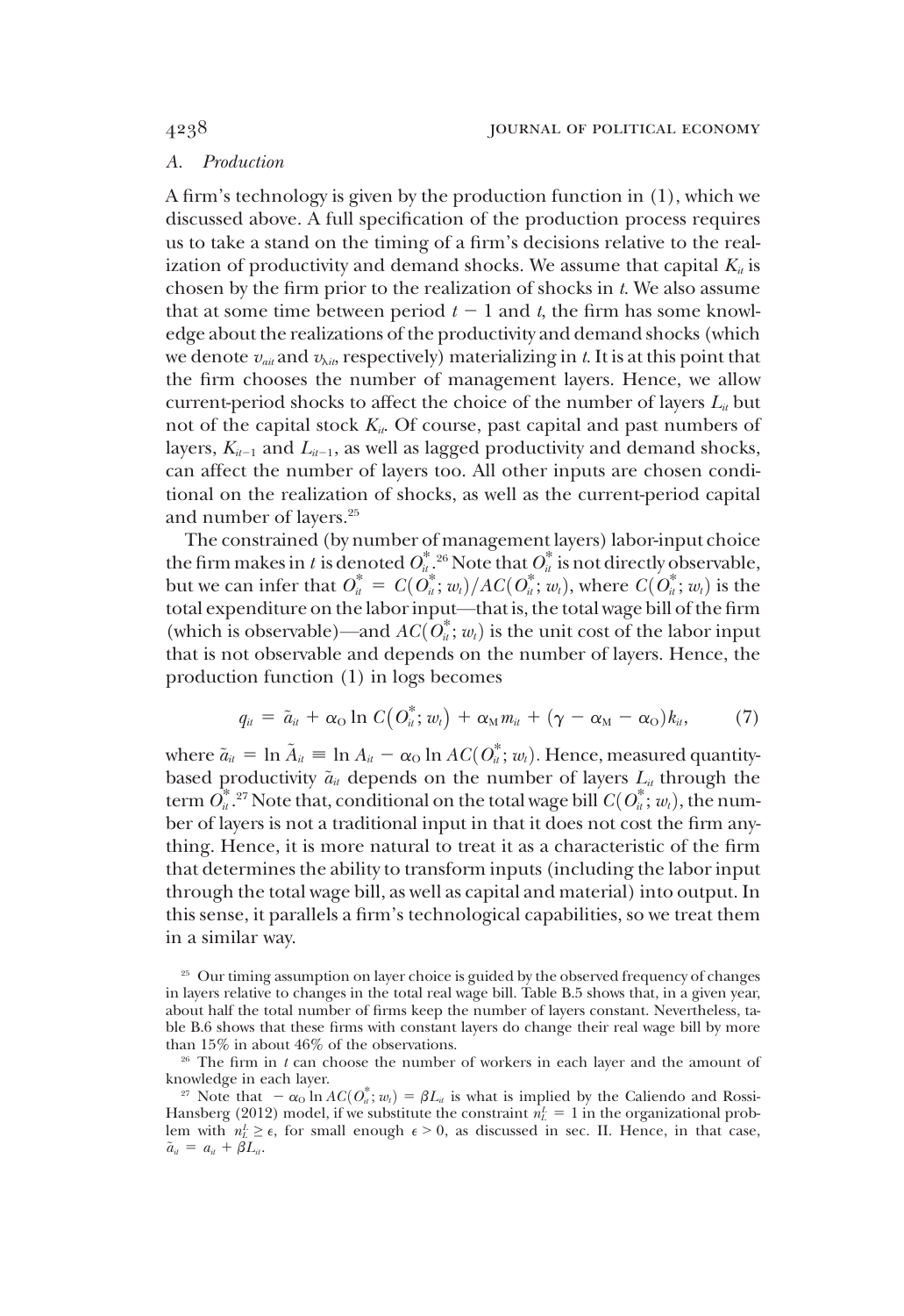### A. *Production*

A firm's technology is given by the production function in (1), which we discussed above. A full specification of the production process requires us to take a stand on the timing of a firm's decisions relative to the realization of productivity and demand shocks. We assume that capital $K_{it}$ is chosen by the firm prior to the realization of shocks in $t$. We also assume that at some time between period $t-1$ and $t$, the firm has some knowledge about the realizations of the productivity and demand shocks (which we denote $v_{ait}$ and $v_{\lambda it}$, respectively) materializing in $t$. It is at this point that the firm chooses the number of management layers. Hence, we allow current-period shocks to affect the choice of the number of layers $L_{it}$ but not of the capital stock $K_{it}$. Of course, past capital and past numbers of layers, $K_{it-1}$ and $L_{it-1}$, as well as lagged productivity and demand shocks, can affect the number of layers too. All other inputs are chosen conditional on the realization of shocks, as well as the current-period capital and number of layers.[25]

The constrained (by number of management layers) labor-input choice the firm makes in $t$ is denoted $O_{it}^{*}$.[26] Note that $O_{it}^{*}$ is not directly observable, but we can infer that $O_{it}^{*} = C(O_{it}^{*}; w_t)/AC(O_{it}^{*}; w_t)$, where $C(O_{it}^{*}; w_t)$ is the total expenditure on the labor input—that is, the total wage bill of the firm (which is observable)—and $AC(O_{it}^{*}; w_t)$ is the unit cost of the labor input that is not observable and depends on the number of layers. Hence, the production function (1) in logs becomes

$$q_{it} = \tilde{a}_{it} + \alpha_{\mathrm{O}} \ln C\left(O_{it}^{*}; w_t\right) + \alpha_{\mathrm{M}} m_{it} + (\gamma - \alpha_{\mathrm{M}} - \alpha_{\mathrm{O}}) k_{it}, \tag{7}$$

where $\tilde{a}_{it} = \ln \tilde{A}_{it} \equiv \ln A_{it} - \alpha_{\mathrm{O}} \ln AC(O_{it}^{*}; w_t)$. Hence, measured quantity-based productivity $\tilde{a}_{it}$ depends on the number of layers $L_{it}$ through the term $O_{it}^{*}$.[27] Note that, conditional on the total wage bill $C(O_{it}^{*}; w_t)$, the number of layers is not a traditional input in that it does not cost the firm anything. Hence, it is more natural to treat it as a characteristic of the firm that determines the ability to transform inputs (including the labor input through the total wage bill, as well as capital and material) into output. In this sense, it parallels a firm's technological capabilities, so we treat them in a similar way.

[25] Our timing assumption on layer choice is guided by the observed frequency of changes in layers relative to changes in the total real wage bill. Table B.5 shows that, in a given year, about half the total number of firms keep the number of layers constant. Nevertheless, table B.6 shows that these firms with constant layers do change their real wage bill by more than 15% in about 46% of the observations.

[26] The firm in $t$ can choose the number of workers in each layer and the amount of knowledge in each layer.

[27] Note that $-\alpha_{\mathrm{O}} \ln AC(O_{it}^{*}; w_t) = \beta L_{it}$ is what is implied by the Caliendo and Rossi-Hansberg (2012) model, if we substitute the constraint $n_L^L = 1$ in the organizational problem with $n_L^L \geq \epsilon$, for small enough $\epsilon > 0$, as discussed in sec. II. Hence, in that case, $\tilde{a}_{it} = a_{it} + \beta L_{it}$.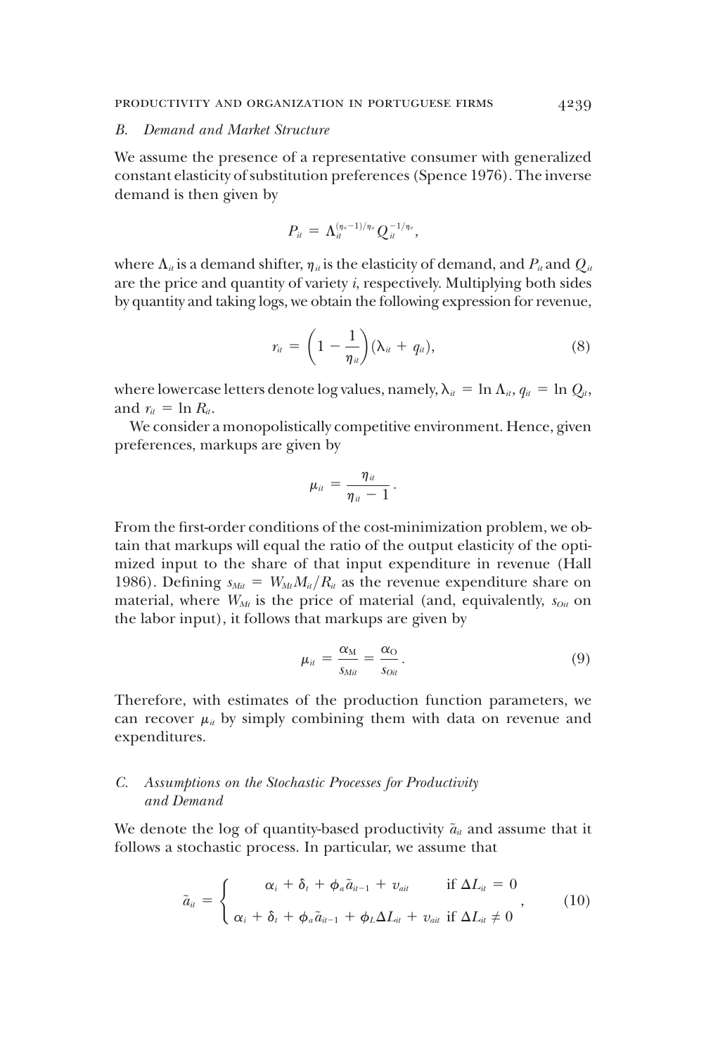### B. *Demand and Market Structure*

We assume the presence of a representative consumer with generalized constant elasticity of substitution preferences (Spence 1976). The inverse demand is then given by

$$P_{it} = \Lambda_{it}^{(\eta_{it}-1)/\eta_{it}} Q_{it}^{-1/\eta_{it}},$$

where $\Lambda_{it}$ is a demand shifter, $\eta_{it}$ is the elasticity of demand, and $P_{it}$ and $Q_{it}$ are the price and quantity of variety $i$, respectively. Multiplying both sides by quantity and taking logs, we obtain the following expression for revenue,

$$r_{it} = \left(1 - \frac{1}{\eta_{it}}\right)(\lambda_{it} + q_{it}), \tag{8}$$

where lowercase letters denote log values, namely, $\lambda_{it} = \ln \Lambda_{it}$, $q_{it} = \ln Q_{it}$, and $r_{it} = \ln R_{it}$.

We consider a monopolistically competitive environment. Hence, given preferences, markups are given by

$$\mu_{it} = \frac{\eta_{it}}{\eta_{it} - 1}.$$

From the first-order conditions of the cost-minimization problem, we obtain that markups will equal the ratio of the output elasticity of the optimized input to the share of that input expenditure in revenue (Hall 1986). Defining $s_{Mit} = W_{Mt}M_{it}/R_{it}$ as the revenue expenditure share on material, where $W_{Mt}$ is the price of material (and, equivalently, $s_{Oit}$ on the labor input), it follows that markups are given by

$$\mu_{it} = \frac{\alpha_{\mathrm{M}}}{s_{Mit}} = \frac{\alpha_{\mathrm{O}}}{s_{Oit}}. \tag{9}$$

Therefore, with estimates of the production function parameters, we can recover $\mu_{it}$ by simply combining them with data on revenue and expenditures.

### C. *Assumptions on the Stochastic Processes for Productivity and Demand*

We denote the log of quantity-based productivity $\tilde{a}_{it}$ and assume that it follows a stochastic process. In particular, we assume that

$$\tilde{a}_{it} = \begin{cases} \alpha_i + \delta_t + \phi_a \tilde{a}_{it-1} + v_{ait} & \text{if } \Delta L_{it} = 0 \\ \alpha_i + \delta_t + \phi_a \tilde{a}_{it-1} + \phi_L \Delta L_{it} + v_{ait} & \text{if } \Delta L_{it} \neq 0 \end{cases}, \tag{10}$$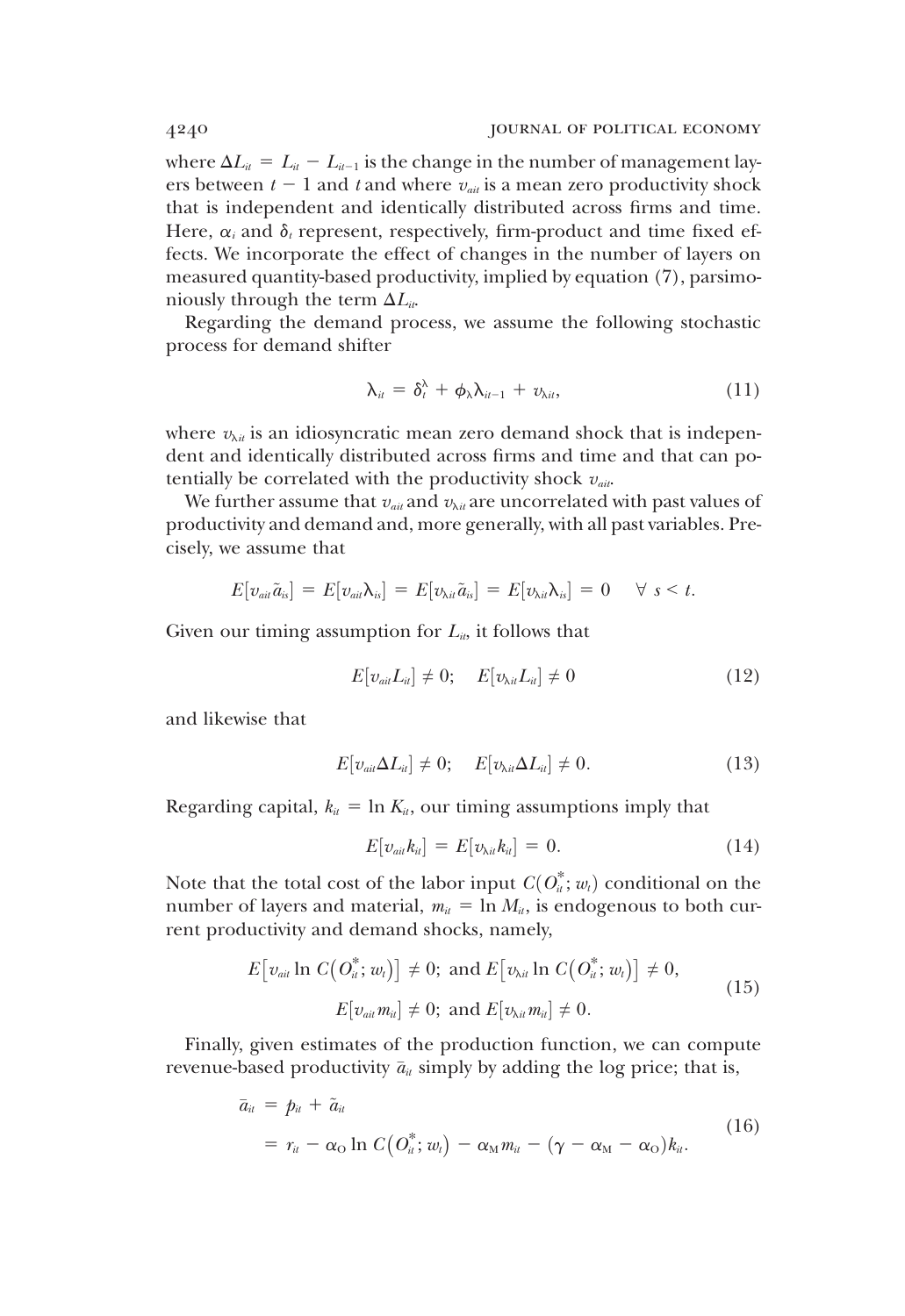where $\Delta L_{it} = L_{it} - L_{it-1}$ is the change in the number of management layers between $t-1$ and $t$ and where $v_{ait}$ is a mean zero productivity shock that is independent and identically distributed across firms and time. Here, $\alpha_i$ and $\delta_t$ represent, respectively, firm-product and time fixed effects. We incorporate the effect of changes in the number of layers on measured quantity-based productivity, implied by equation (7), parsimoniously through the term $\Delta L_{it}$.

Regarding the demand process, we assume the following stochastic process for demand shifter

$$\lambda_{it} = \delta_t^{\lambda} + \phi_{\lambda}\lambda_{it-1} + v_{\lambda it}, \tag{11}$$

where $v_{\lambda it}$ is an idiosyncratic mean zero demand shock that is independent and identically distributed across firms and time and that can potentially be correlated with the productivity shock $v_{ait}$.

We further assume that $v_{ait}$ and $v_{\lambda it}$ are uncorrelated with past values of productivity and demand and, more generally, with all past variables. Precisely, we assume that

$$E[v_{ait}\tilde{a}_{is}] = E[v_{ait}\lambda_{is}] = E[v_{\lambda it}\tilde{a}_{is}] = E[v_{\lambda it}\lambda_{is}] = 0 \quad \forall\ s < t.$$

Given our timing assumption for $L_{it}$, it follows that

$$E[v_{ait}L_{it}] \neq 0; \quad E[v_{\lambda it}L_{it}] \neq 0 \tag{12}$$

and likewise that

$$E[v_{ait}\Delta L_{it}] \neq 0; \quad E[v_{\lambda it}\Delta L_{it}] \neq 0. \tag{13}$$

Regarding capital, $k_{it} = \ln K_{it}$, our timing assumptions imply that

$$E[v_{ait}k_{it}] = E[v_{\lambda it}k_{it}] = 0. \tag{14}$$

Note that the total cost of the labor input $C(O_{it}^{*}; w_t)$ conditional on the number of layers and material, $m_{it} = \ln M_{it}$, is endogenous to both current productivity and demand shocks, namely,

$$\begin{gathered} E\left[v_{ait}\ln C\left(O_{it}^{*}; w_t\right)\right] \neq 0; \text{ and } E\left[v_{\lambda it}\ln C\left(O_{it}^{*}; w_t\right)\right] \neq 0, \\ E[v_{ait}m_{it}] \neq 0; \text{ and } E[v_{\lambda it}m_{it}] \neq 0. \end{gathered} \tag{15}$$

Finally, given estimates of the production function, we can compute revenue-based productivity $\bar{a}_{it}$ simply by adding the log price; that is,

$$\begin{aligned} \bar{a}_{it} &= p_{it} + \tilde{a}_{it} \\ &= r_{it} - \alpha_{\mathrm{O}}\ln C\left(O_{it}^{*}; w_t\right) - \alpha_{\mathrm{M}}m_{it} - (\gamma - \alpha_{\mathrm{M}} - \alpha_{\mathrm{O}})k_{it}. \end{aligned} \tag{16}$$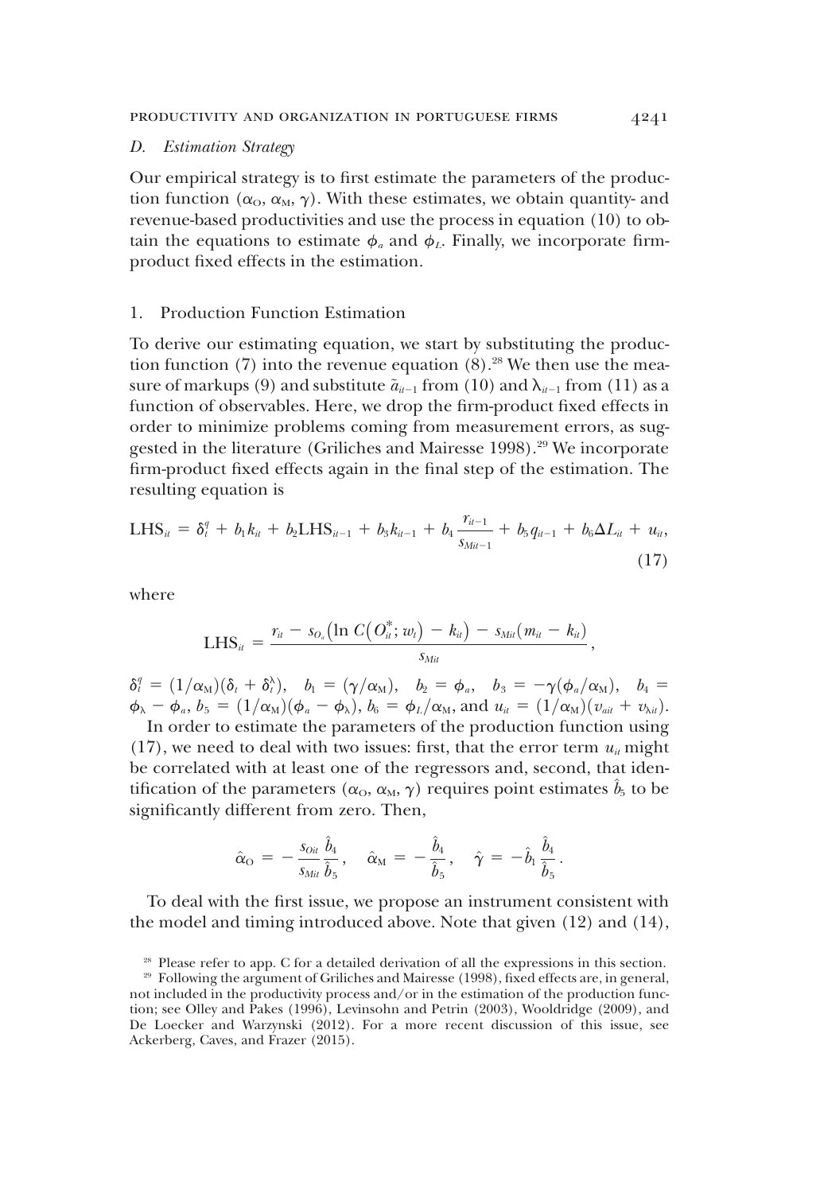### D. *Estimation Strategy*

Our empirical strategy is to first estimate the parameters of the production function ($\alpha_O$, $\alpha_M$, $\gamma$). With these estimates, we obtain quantity- and revenue-based productivities and use the process in equation (10) to obtain the equations to estimate $\phi_a$ and $\phi_L$. Finally, we incorporate firm-product fixed effects in the estimation.

#### 1. Production Function Estimation

To derive our estimating equation, we start by substituting the production function (7) into the revenue equation (8).[28] We then use the measure of markups (9) and substitute $\tilde{a}_{it-1}$ from (10) and $\lambda_{it-1}$ from (11) as a function of observables. Here, we drop the firm-product fixed effects in order to minimize problems coming from measurement errors, as suggested in the literature (Griliches and Mairesse 1998).[29] We incorporate firm-product fixed effects again in the final step of the estimation. The resulting equation is

$$\text{LHS}_{it} = \delta_t^q + b_1 k_{it} + b_2 \text{LHS}_{it-1} + b_3 k_{it-1} + b_4 \frac{r_{it-1}}{s_{Mit-1}} + b_5 q_{it-1} + b_6 \Delta L_{it} + u_{it}, \tag{17}$$

where

$$\text{LHS}_{it} = \frac{r_{it} - s_{O_{it}}\left(\ln C\left(O_{it}^*; w_t\right) - k_{it}\right) - s_{Mit}\left(m_{it} - k_{it}\right)}{s_{Mit}},$$

$\delta_t^q = (1/\alpha_M)(\delta_t + \delta_t^\lambda)$, $b_1 = (\gamma/\alpha_M)$, $b_2 = \phi_a$, $b_3 = -\gamma(\phi_a/\alpha_M)$, $b_4 = \phi_\lambda - \phi_a$, $b_5 = (1/\alpha_M)(\phi_a - \phi_\lambda)$, $b_6 = \phi_L/\alpha_M$, and $u_{it} = (1/\alpha_M)(v_{ait} + v_{\lambda it})$.

In order to estimate the parameters of the production function using (17), we need to deal with two issues: first, that the error term $u_{it}$ might be correlated with at least one of the regressors and, second, that identification of the parameters ($\alpha_O$, $\alpha_M$, $\gamma$) requires point estimates $\hat{b}_5$ to be significantly different from zero. Then,

$$\hat{\alpha}_O = -\frac{s_{Oit}}{s_{Mit}}\frac{\hat{b}_4}{\hat{b}_5}, \quad \hat{\alpha}_M = -\frac{\hat{b}_4}{\hat{b}_5}, \quad \hat{\gamma} = -\hat{b}_1\frac{\hat{b}_4}{\hat{b}_5}.$$

To deal with the first issue, we propose an instrument consistent with the model and timing introduced above. Note that given (12) and (14),

[28] Please refer to app. C for a detailed derivation of all the expressions in this section.

[29] Following the argument of Griliches and Mairesse (1998), fixed effects are, in general, not included in the productivity process and/or in the estimation of the production function; see Olley and Pakes (1996), Levinsohn and Petrin (2003), Wooldridge (2009), and De Loecker and Warzynski (2012). For a more recent discussion of this issue, see Ackerberg, Caves, and Frazer (2015).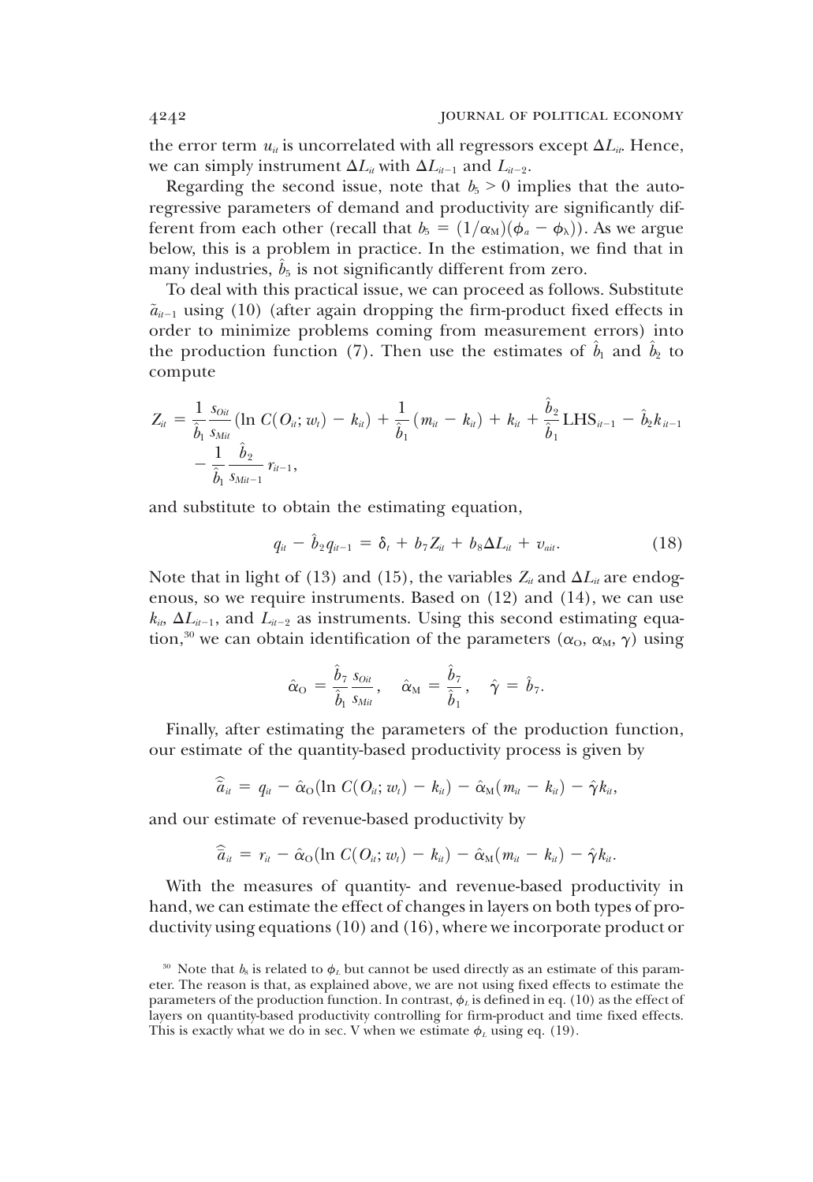the error term $u_{it}$ is uncorrelated with all regressors except $\Delta L_{it}$. Hence, we can simply instrument $\Delta L_{it}$ with $\Delta L_{it-1}$ and $L_{it-2}$.

Regarding the second issue, note that $b_5 > 0$ implies that the autoregressive parameters of demand and productivity are significantly different from each other (recall that $b_5 = (1/\alpha_M)(\phi_a - \phi_\lambda)$). As we argue below, this is a problem in practice. In the estimation, we find that in many industries, $\hat{b}_5$ is not significantly different from zero.

To deal with this practical issue, we can proceed as follows. Substitute $\tilde{a}_{it-1}$ using (10) (after again dropping the firm-product fixed effects in order to minimize problems coming from measurement errors) into the production function (7). Then use the estimates of $\hat{b}_1$ and $\hat{b}_2$ to compute

$$Z_{it} = \frac{1}{\hat{b}_1}\frac{s_{Oit}}{s_{Mit}}(\ln C(O_{it}; w_t) - k_{it}) + \frac{1}{\hat{b}_1}(m_{it} - k_{it}) + k_{it} + \frac{\hat{b}_2}{\hat{b}_1}\mathrm{LHS}_{it-1} - \hat{b}_2 k_{it-1} - \frac{1}{\hat{b}_1}\frac{\hat{b}_2}{s_{Mit-1}} r_{it-1},$$

and substitute to obtain the estimating equation,

$$q_{it} - \hat{b}_2 q_{it-1} = \delta_t + b_7 Z_{it} + b_8 \Delta L_{it} + v_{ait}. \tag{18}$$

Note that in light of (13) and (15), the variables $Z_{it}$ and $\Delta L_{it}$ are endogenous, so we require instruments. Based on (12) and (14), we can use $k_{it}$, $\Delta L_{it-1}$, and $L_{it-2}$ as instruments. Using this second estimating equation,[30] we can obtain identification of the parameters $(\alpha_O, \alpha_M, \gamma)$ using

$$\hat{\alpha}_O = \frac{\hat{b}_7}{\hat{b}_1}\frac{s_{Oit}}{s_{Mit}}, \quad \hat{\alpha}_M = \frac{\hat{b}_7}{\hat{b}_1}, \quad \hat{\gamma} = \hat{b}_7.$$

Finally, after estimating the parameters of the production function, our estimate of the quantity-based productivity process is given by

$$\hat{\tilde{a}}_{it} = q_{it} - \hat{\alpha}_O(\ln C(O_{it}; w_t) - k_{it}) - \hat{\alpha}_M(m_{it} - k_{it}) - \hat{\gamma} k_{it},$$

and our estimate of revenue-based productivity by

$$\hat{\tilde{a}}_{it} = r_{it} - \hat{\alpha}_O(\ln C(O_{it}; w_t) - k_{it}) - \hat{\alpha}_M(m_{it} - k_{it}) - \hat{\gamma} k_{it}.$$

With the measures of quantity- and revenue-based productivity in hand, we can estimate the effect of changes in layers on both types of productivity using equations (10) and (16), where we incorporate product or

[30] Note that $b_8$ is related to $\phi_L$ but cannot be used directly as an estimate of this parameter. The reason is that, as explained above, we are not using fixed effects to estimate the parameters of the production function. In contrast, $\phi_L$ is defined in eq. (10) as the effect of layers on quantity-based productivity controlling for firm-product and time fixed effects. This is exactly what we do in sec. V when we estimate $\phi_L$ using eq. (19).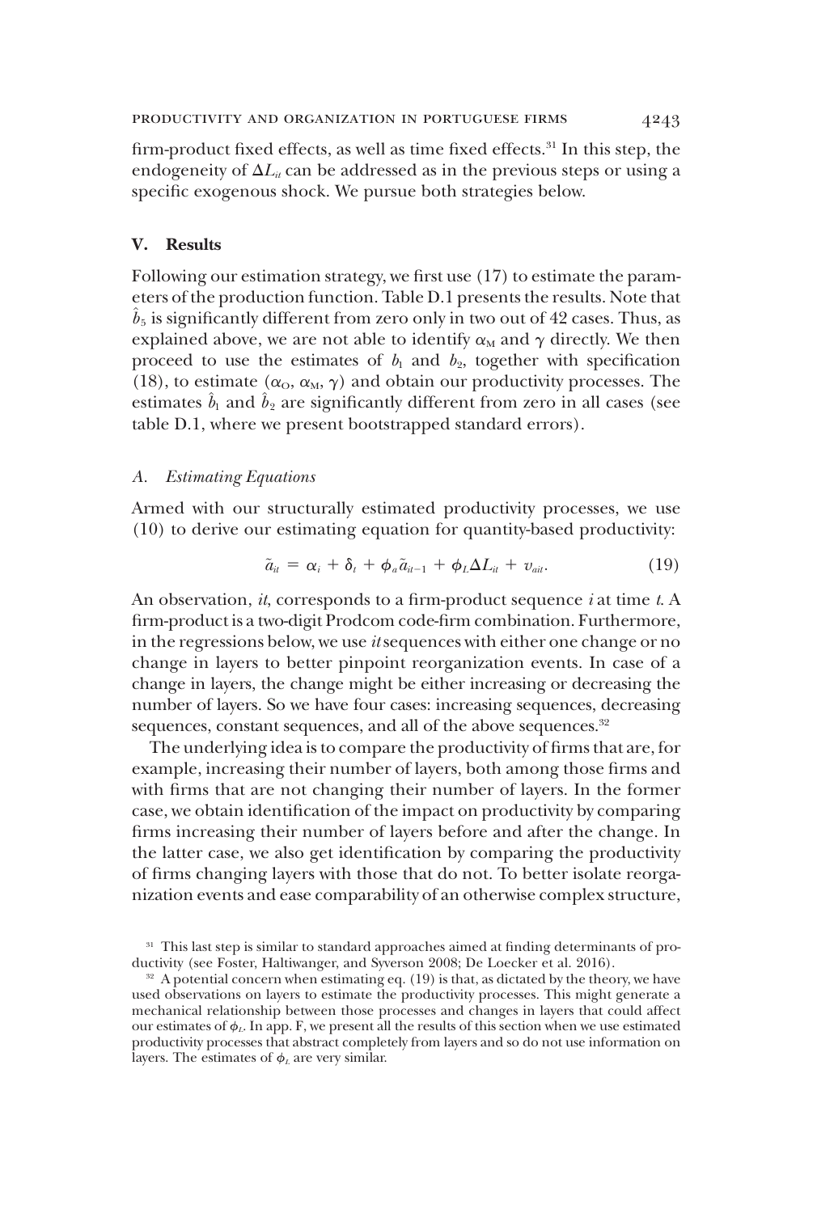firm-product fixed effects, as well as time fixed effects.[31] In this step, the endogeneity of $\Delta L_{it}$ can be addressed as in the previous steps or using a specific exogenous shock. We pursue both strategies below.

## V. Results

Following our estimation strategy, we first use (17) to estimate the parameters of the production function. Table D.1 presents the results. Note that $\hat{b}_5$ is significantly different from zero only in two out of 42 cases. Thus, as explained above, we are not able to identify $\alpha_M$ and $\gamma$ directly. We then proceed to use the estimates of $b_1$ and $b_2$, together with specification (18), to estimate ($\alpha_O$, $\alpha_M$, $\gamma$) and obtain our productivity processes. The estimates $\hat{b}_1$ and $\hat{b}_2$ are significantly different from zero in all cases (see table D.1, where we present bootstrapped standard errors).

### A. Estimating Equations

Armed with our structurally estimated productivity processes, we use (10) to derive our estimating equation for quantity-based productivity:

$$\tilde{a}_{it} = \alpha_i + \delta_t + \phi_a \tilde{a}_{it-1} + \phi_L \Delta L_{it} + v_{ait}. \tag{19}$$

An observation, *it*, corresponds to a firm-product sequence *i* at time *t*. A firm-product is a two-digit Prodcom code-firm combination. Furthermore, in the regressions below, we use *it* sequences with either one change or no change in layers to better pinpoint reorganization events. In case of a change in layers, the change might be either increasing or decreasing the number of layers. So we have four cases: increasing sequences, decreasing sequences, constant sequences, and all of the above sequences.[32]

The underlying idea is to compare the productivity of firms that are, for example, increasing their number of layers, both among those firms and with firms that are not changing their number of layers. In the former case, we obtain identification of the impact on productivity by comparing firms increasing their number of layers before and after the change. In the latter case, we also get identification by comparing the productivity of firms changing layers with those that do not. To better isolate reorganization events and ease comparability of an otherwise complex structure,

[31] This last step is similar to standard approaches aimed at finding determinants of productivity (see Foster, Haltiwanger, and Syverson 2008; De Loecker et al. 2016).

[32] A potential concern when estimating eq. (19) is that, as dictated by the theory, we have used observations on layers to estimate the productivity processes. This might generate a mechanical relationship between those processes and changes in layers that could affect our estimates of $\phi_L$. In app. F, we present all the results of this section when we use estimated productivity processes that abstract completely from layers and so do not use information on layers. The estimates of $\phi_L$ are very similar.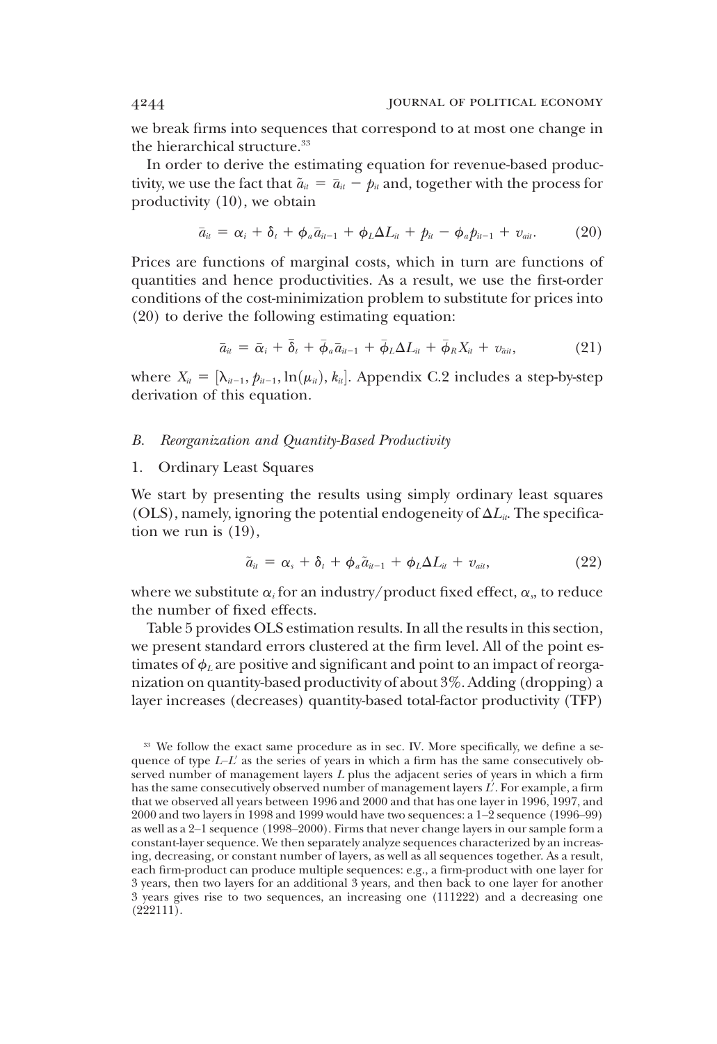we break firms into sequences that correspond to at most one change in the hierarchical structure.[33]

In order to derive the estimating equation for revenue-based productivity, we use the fact that $\tilde{a}_{it} = \bar{a}_{it} - p_{it}$ and, together with the process for productivity (10), we obtain

$$\bar{a}_{it} = \alpha_i + \delta_t + \phi_a \bar{a}_{it-1} + \phi_L \Delta L_{it} + p_{it} - \phi_a p_{it-1} + v_{ait}. \quad (20)$$

Prices are functions of marginal costs, which in turn are functions of quantities and hence productivities. As a result, we use the first-order conditions of the cost-minimization problem to substitute for prices into (20) to derive the following estimating equation:

$$\bar{a}_{it} = \bar{\alpha}_i + \bar{\delta}_t + \bar{\phi}_a \bar{a}_{it-1} + \bar{\phi}_L \Delta L_{it} + \bar{\phi}_R X_{it} + v_{\bar{a}it}, \quad (21)$$

where $X_{it} = [\lambda_{it-1}, p_{it-1}, \ln(\mu_{it}), k_{it}]$. Appendix C.2 includes a step-by-step derivation of this equation.

### *B. Reorganization and Quantity-Based Productivity*

#### 1. Ordinary Least Squares

We start by presenting the results using simply ordinary least squares (OLS), namely, ignoring the potential endogeneity of $\Delta L_{it}$. The specification we run is (19),

$$\tilde{a}_{it} = \alpha_s + \delta_t + \phi_a \tilde{a}_{it-1} + \phi_L \Delta L_{it} + v_{ait}, \quad (22)$$

where we substitute $\alpha_i$ for an industry/product fixed effect, $\alpha_s$, to reduce the number of fixed effects.

Table 5 provides OLS estimation results. In all the results in this section, we present standard errors clustered at the firm level. All of the point estimates of $\phi_L$ are positive and significant and point to an impact of reorganization on quantity-based productivity of about 3%. Adding (dropping) a layer increases (decreases) quantity-based total-factor productivity (TFP)

[33] We follow the exact same procedure as in sec. IV. More specifically, we define a sequence of type $L$–$L'$ as the series of years in which a firm has the same consecutively observed number of management layers $L$ plus the adjacent series of years in which a firm has the same consecutively observed number of management layers $L'$. For example, a firm that we observed all years between 1996 and 2000 and that has one layer in 1996, 1997, and 2000 and two layers in 1998 and 1999 would have two sequences: a 1–2 sequence (1996–99) as well as a 2–1 sequence (1998–2000). Firms that never change layers in our sample form a constant-layer sequence. We then separately analyze sequences characterized by an increasing, decreasing, or constant number of layers, as well as all sequences together. As a result, each firm-product can produce multiple sequences: e.g., a firm-product with one layer for 3 years, then two layers for an additional 3 years, and then back to one layer for another 3 years gives rise to two sequences, an increasing one (111222) and a decreasing one (222111).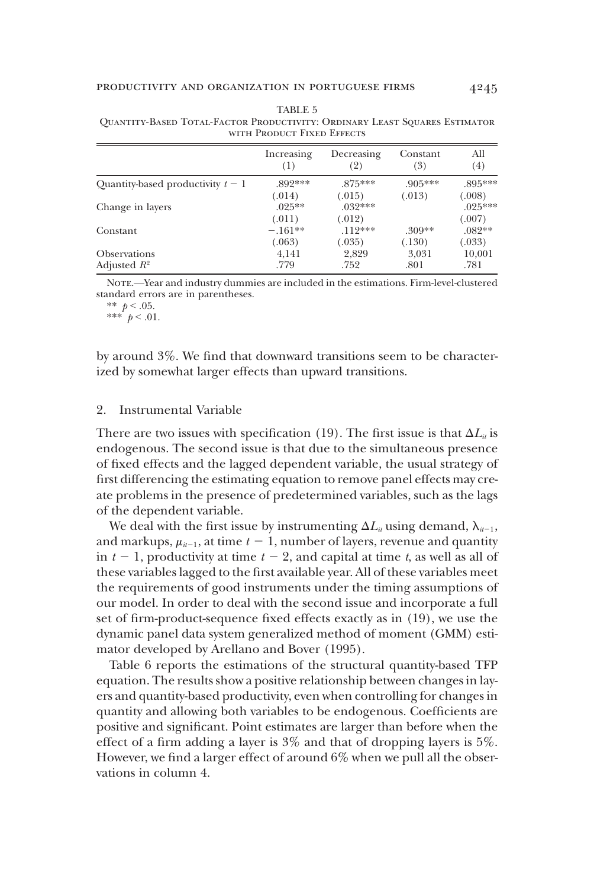TABLE 5

Quantity-Based Total-Factor Productivity: Ordinary Least Squares Estimator with Product Fixed Effects

| | Increasing (1) | Decreasing (2) | Constant (3) | All (4) |
|---|---|---|---|---|
| Quantity-based productivity $t-1$ | .892*** | .875*** | .905*** | .895*** |
| | (.014) | (.015) | (.013) | (.008) |
| Change in layers | .025** | .032*** | | .025*** |
| | (.011) | (.012) | | (.007) |
| Constant | −.161** | .112*** | .309** | .082** |
| | (.063) | (.035) | (.130) | (.033) |
| Observations | 4,141 | 2,829 | 3,031 | 10,001 |
| Adjusted $R^2$ | .779 | .752 | .801 | .781 |

Note.—Year and industry dummies are included in the estimations. Firm-level-clustered standard errors are in parentheses.

** $p < .05$.

*** $p < .01$.

by around 3%. We find that downward transitions seem to be characterized by somewhat larger effects than upward transitions.

### 2. Instrumental Variable

There are two issues with specification (19). The first issue is that $\Delta L_{it}$ is endogenous. The second issue is that due to the simultaneous presence of fixed effects and the lagged dependent variable, the usual strategy of first differencing the estimating equation to remove panel effects may create problems in the presence of predetermined variables, such as the lags of the dependent variable.

We deal with the first issue by instrumenting $\Delta L_{it}$ using demand, $\lambda_{it-1}$, and markups, $\mu_{it-1}$, at time $t-1$, number of layers, revenue and quantity in $t-1$, productivity at time $t-2$, and capital at time $t$, as well as all of these variables lagged to the first available year. All of these variables meet the requirements of good instruments under the timing assumptions of our model. In order to deal with the second issue and incorporate a full set of firm-product-sequence fixed effects exactly as in (19), we use the dynamic panel data system generalized method of moment (GMM) estimator developed by Arellano and Bover (1995).

Table 6 reports the estimations of the structural quantity-based TFP equation. The results show a positive relationship between changes in layers and quantity-based productivity, even when controlling for changes in quantity and allowing both variables to be endogenous. Coefficients are positive and significant. Point estimates are larger than before when the effect of a firm adding a layer is 3% and that of dropping layers is 5%. However, we find a larger effect of around 6% when we pull all the observations in column 4.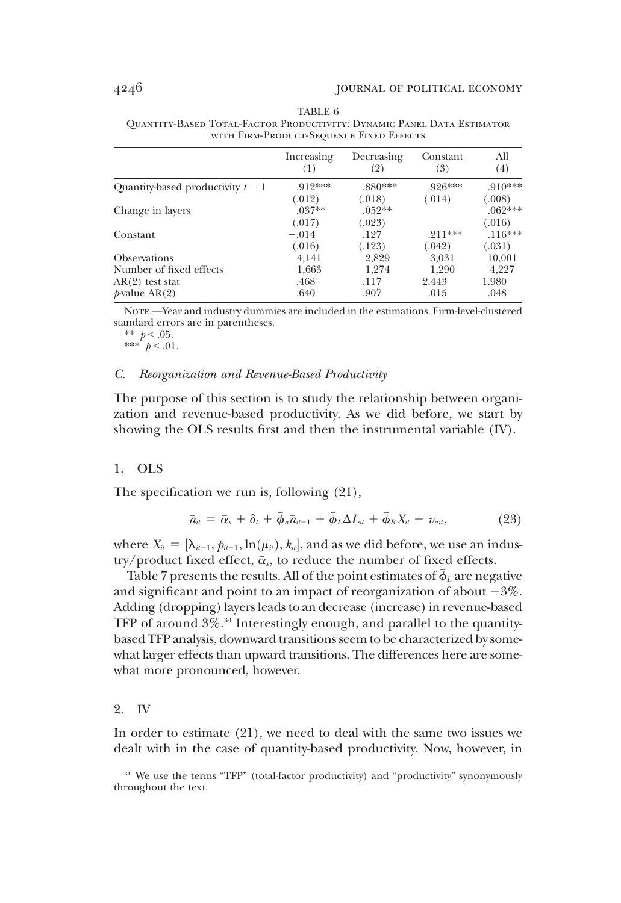TABLE 6

Quantity-Based Total-Factor Productivity: Dynamic Panel Data Estimator with Firm-Product-Sequence Fixed Effects

| | Increasing (1) | Decreasing (2) | Constant (3) | All (4) |
|---|---|---|---|---|
| Quantity-based productivity $t-1$ | .912*** | .880*** | .926*** | .910*** |
| | (.012) | (.018) | (.014) | (.008) |
| Change in layers | .037** | .052** | | .062*** |
| | (.017) | (.023) | | (.016) |
| Constant | −.014 | .127 | .211*** | .116*** |
| | (.016) | (.123) | (.042) | (.031) |
| Observations | 4,141 | 2,829 | 3,031 | 10,001 |
| Number of fixed effects | 1,663 | 1,274 | 1,290 | 4,227 |
| AR(2) test stat | .468 | .117 | 2.443 | 1.980 |
| $p$-value AR(2) | .640 | .907 | .015 | .048 |

Note.—Year and industry dummies are included in the estimations. Firm-level-clustered standard errors are in parentheses.

** $p < .05$.

*** $p < .01$.

### C. Reorganization and Revenue-Based Productivity

The purpose of this section is to study the relationship between organization and revenue-based productivity. As we did before, we start by showing the OLS results first and then the instrumental variable (IV).

#### 1. OLS

The specification we run is, following (21),

$$\bar{a}_{it} = \bar{\alpha}_s + \bar{\delta}_t + \bar{\phi}_a \bar{a}_{it-1} + \bar{\phi}_L \Delta L_{it} + \bar{\phi}_R X_{it} + v_{ait}, \tag{23}$$

where $X_{it} = [\lambda_{it-1}, p_{it-1}, \ln(\mu_{it}), k_{it}]$, and as we did before, we use an industry/product fixed effect, $\bar{\alpha}_s$, to reduce the number of fixed effects.

Table 7 presents the results. All of the point estimates of $\bar{\phi}_L$ are negative and significant and point to an impact of reorganization of about $-3\%$. Adding (dropping) layers leads to an decrease (increase) in revenue-based TFP of around 3%.[34] Interestingly enough, and parallel to the quantity-based TFP analysis, downward transitions seem to be characterized by somewhat larger effects than upward transitions. The differences here are somewhat more pronounced, however.

#### 2. IV

In order to estimate (21), we need to deal with the same two issues we dealt with in the case of quantity-based productivity. Now, however, in

[34] We use the terms "TFP" (total-factor productivity) and "productivity" synonymously throughout the text.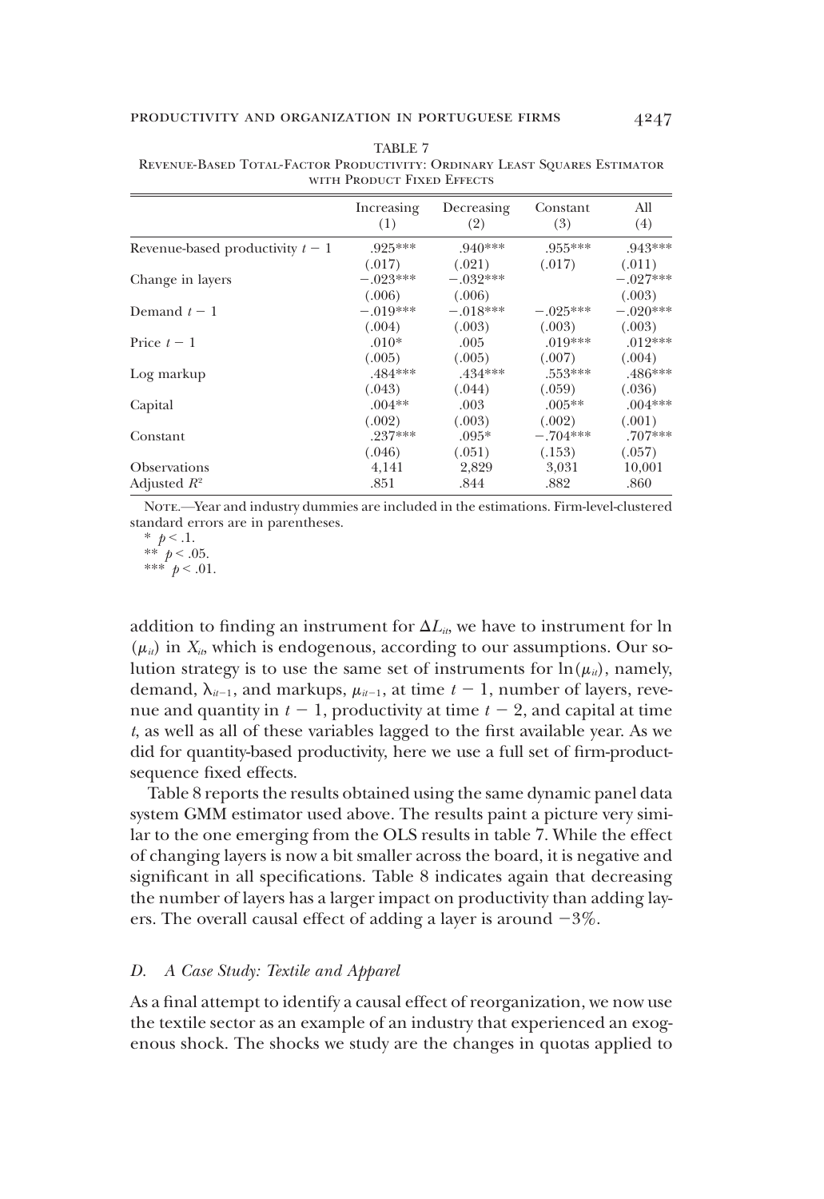TABLE 7

Revenue-Based Total-Factor Productivity: Ordinary Least Squares Estimator with Product Fixed Effects

| | Increasing (1) | Decreasing (2) | Constant (3) | All (4) |
|---|---|---|---|---|
| Revenue-based productivity $t-1$ | .925*** | .940*** | .955*** | .943*** |
| | (.017) | (.021) | (.017) | (.011) |
| Change in layers | −.023*** | −.032*** | | −.027*** |
| | (.006) | (.006) | | (.003) |
| Demand $t-1$ | −.019*** | −.018*** | −.025*** | −.020*** |
| | (.004) | (.003) | (.003) | (.003) |
| Price $t-1$ | .010* | .005 | .019*** | .012*** |
| | (.005) | (.005) | (.007) | (.004) |
| Log markup | .484*** | .434*** | .553*** | .486*** |
| | (.043) | (.044) | (.059) | (.036) |
| Capital | .004** | .003 | .005** | .004*** |
| | (.002) | (.003) | (.002) | (.001) |
| Constant | .237*** | .095* | −.704*** | .707*** |
| | (.046) | (.051) | (.153) | (.057) |
| Observations | 4,141 | 2,829 | 3,031 | 10,001 |
| Adjusted $R^2$ | .851 | .844 | .882 | .860 |

Note.—Year and industry dummies are included in the estimations. Firm-level-clustered standard errors are in parentheses.

\* $p < .1$.

\*\* $p < .05$.

\*\*\* $p < .01$.

addition to finding an instrument for $\Delta L_{it}$, we have to instrument for ln $(\mu_{it})$ in $X_{it}$, which is endogenous, according to our assumptions. Our solution strategy is to use the same set of instruments for $\ln(\mu_{it})$, namely, demand, $\lambda_{it-1}$, and markups, $\mu_{it-1}$, at time $t-1$, number of layers, revenue and quantity in $t-1$, productivity at time $t-2$, and capital at time $t$, as well as all of these variables lagged to the first available year. As we did for quantity-based productivity, here we use a full set of firm-product-sequence fixed effects.

Table 8 reports the results obtained using the same dynamic panel data system GMM estimator used above. The results paint a picture very similar to the one emerging from the OLS results in table 7. While the effect of changing layers is now a bit smaller across the board, it is negative and significant in all specifications. Table 8 indicates again that decreasing the number of layers has a larger impact on productivity than adding layers. The overall causal effect of adding a layer is around −3%.

### D. *A Case Study: Textile and Apparel*

As a final attempt to identify a causal effect of reorganization, we now use the textile sector as an example of an industry that experienced an exogenous shock. The shocks we study are the changes in quotas applied to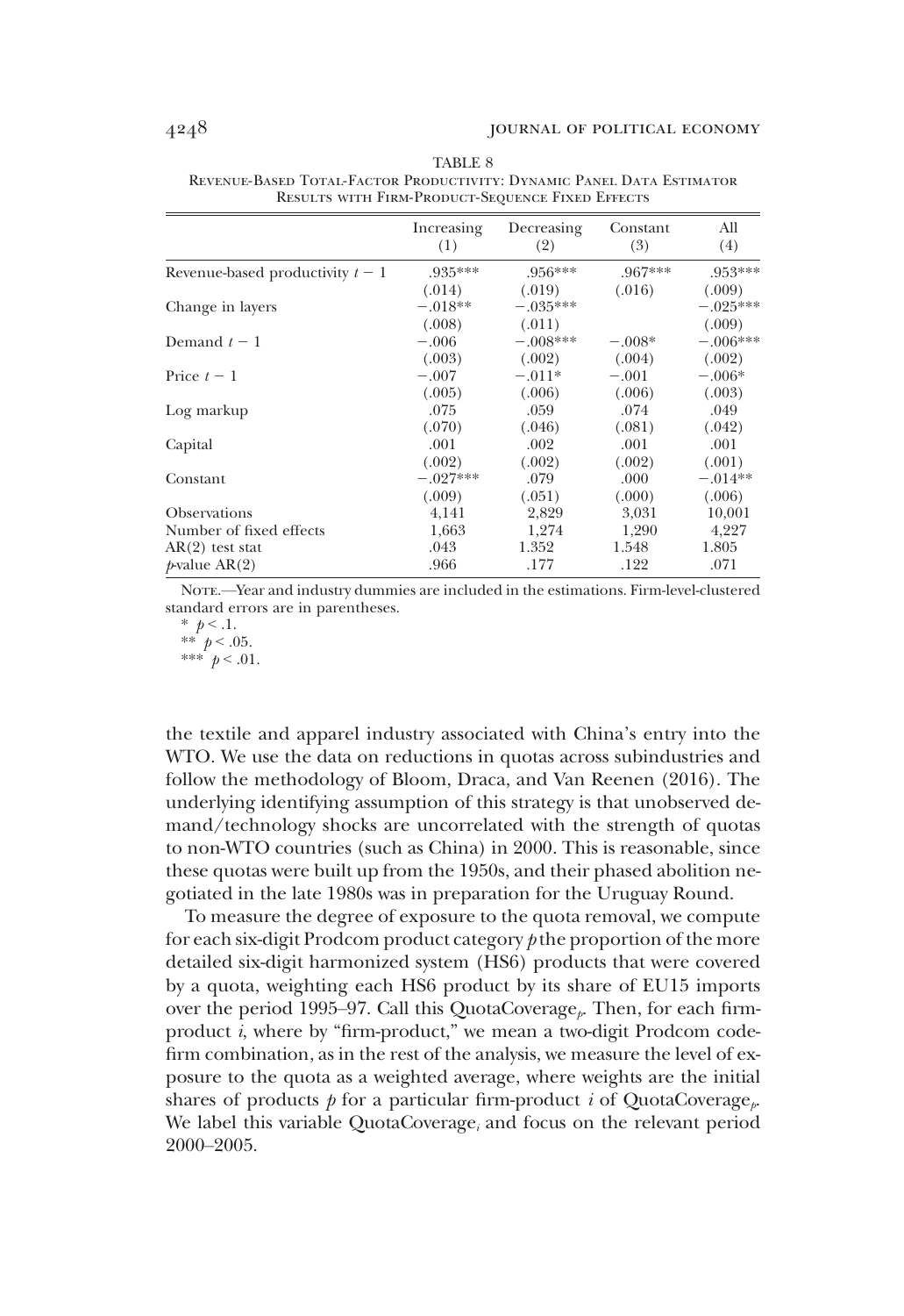TABLE 8

Revenue-Based Total-Factor Productivity: Dynamic Panel Data Estimator Results with Firm-Product-Sequence Fixed Effects

| | Increasing (1) | Decreasing (2) | Constant (3) | All (4) |
|---|---|---|---|---|
| Revenue-based productivity $t-1$ | .935*** | .956*** | .967*** | .953*** |
| | (.014) | (.019) | (.016) | (.009) |
| Change in layers | −.018** | −.035*** | | −.025*** |
| | (.008) | (.011) | | (.009) |
| Demand $t-1$ | −.006 | −.008*** | −.008* | −.006*** |
| | (.003) | (.002) | (.004) | (.002) |
| Price $t-1$ | −.007 | −.011* | −.001 | −.006* |
| | (.005) | (.006) | (.006) | (.003) |
| Log markup | .075 | .059 | .074 | .049 |
| | (.070) | (.046) | (.081) | (.042) |
| Capital | .001 | .002 | .001 | .001 |
| | (.002) | (.002) | (.002) | (.001) |
| Constant | −.027*** | .079 | .000 | −.014** |
| | (.009) | (.051) | (.000) | (.006) |
| Observations | 4,141 | 2,829 | 3,031 | 10,001 |
| Number of fixed effects | 1,663 | 1,274 | 1,290 | 4,227 |
| AR(2) test stat | .043 | 1.352 | 1.548 | 1.805 |
| $p$-value AR(2) | .966 | .177 | .122 | .071 |

Note.—Year and industry dummies are included in the estimations. Firm-level-clustered standard errors are in parentheses.

* $p < .1$.

** $p < .05$.

*** $p < .01$.

the textile and apparel industry associated with China's entry into the WTO. We use the data on reductions in quotas across subindustries and follow the methodology of Bloom, Draca, and Van Reenen (2016). The underlying identifying assumption of this strategy is that unobserved demand/technology shocks are uncorrelated with the strength of quotas to non-WTO countries (such as China) in 2000. This is reasonable, since these quotas were built up from the 1950s, and their phased abolition negotiated in the late 1980s was in preparation for the Uruguay Round.

To measure the degree of exposure to the quota removal, we compute for each six-digit Prodcom product category $p$ the proportion of the more detailed six-digit harmonized system (HS6) products that were covered by a quota, weighting each HS6 product by its share of EU15 imports over the period 1995–97. Call this $\text{QuotaCoverage}_p$. Then, for each firm-product $i$, where by "firm-product," we mean a two-digit Prodcom code-firm combination, as in the rest of the analysis, we measure the level of exposure to the quota as a weighted average, where weights are the initial shares of products $p$ for a particular firm-product $i$ of $\text{QuotaCoverage}_p$. We label this variable $\text{QuotaCoverage}_i$ and focus on the relevant period 2000–2005.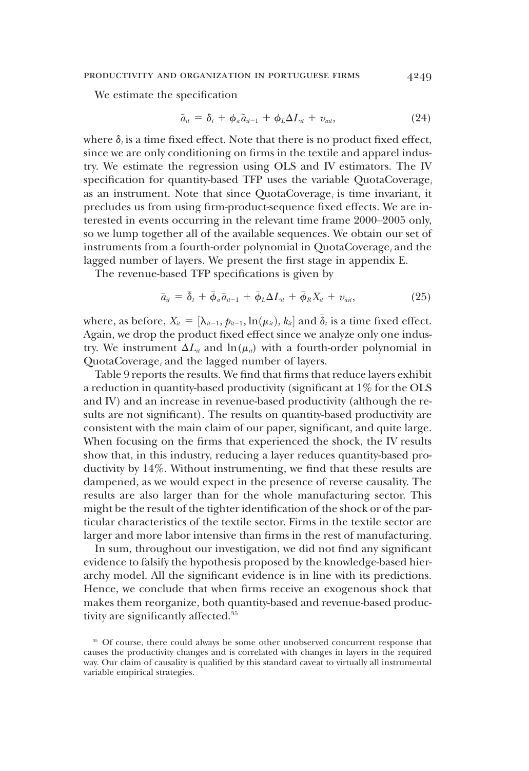We estimate the specification

$$\tilde{a}_{it} = \delta_t + \phi_a \tilde{a}_{it-1} + \phi_L \Delta L_{it} + v_{ait}, \tag{24}$$

where $\delta_t$ is a time fixed effect. Note that there is no product fixed effect, since we are only conditioning on firms in the textile and apparel industry. We estimate the regression using OLS and IV estimators. The IV specification for quantity-based TFP uses the variable $\text{QuotaCoverage}_i$ as an instrument. Note that since $\text{QuotaCoverage}_i$ is time invariant, it precludes us from using firm-product-sequence fixed effects. We are interested in events occurring in the relevant time frame 2000–2005 only, so we lump together all of the available sequences. We obtain our set of instruments from a fourth-order polynomial in $\text{QuotaCoverage}_i$ and the lagged number of layers. We present the first stage in appendix E.

The revenue-based TFP specifications is given by

$$\bar{a}_{it} = \bar{\delta}_t + \bar{\phi}_a \bar{a}_{it-1} + \bar{\phi}_L \Delta L_{it} + \bar{\phi}_R X_{it} + v_{\bar{a}it}, \tag{25}$$

where, as before, $X_{it} = [\lambda_{it-1}, p_{it-1}, \ln(\mu_{it}), k_{it}]$ and $\bar{\delta}_t$ is a time fixed effect. Again, we drop the product fixed effect since we analyze only one industry. We instrument $\Delta L_{it}$ and $\ln(\mu_{it})$ with a fourth-order polynomial in $\text{QuotaCoverage}_i$ and the lagged number of layers.

Table 9 reports the results. We find that firms that reduce layers exhibit a reduction in quantity-based productivity (significant at 1% for the OLS and IV) and an increase in revenue-based productivity (although the results are not significant). The results on quantity-based productivity are consistent with the main claim of our paper, significant, and quite large. When focusing on the firms that experienced the shock, the IV results show that, in this industry, reducing a layer reduces quantity-based productivity by 14%. Without instrumenting, we find that these results are dampened, as we would expect in the presence of reverse causality. The results are also larger than for the whole manufacturing sector. This might be the result of the tighter identification of the shock or of the particular characteristics of the textile sector. Firms in the textile sector are larger and more labor intensive than firms in the rest of manufacturing.

In sum, throughout our investigation, we did not find any significant evidence to falsify the hypothesis proposed by the knowledge-based hierarchy model. All the significant evidence is in line with its predictions. Hence, we conclude that when firms receive an exogenous shock that makes them reorganize, both quantity-based and revenue-based productivity are significantly affected.[35]

[35] Of course, there could always be some other unobserved concurrent response that causes the productivity changes and is correlated with changes in layers in the required way. Our claim of causality is qualified by this standard caveat to virtually all instrumental variable empirical strategies.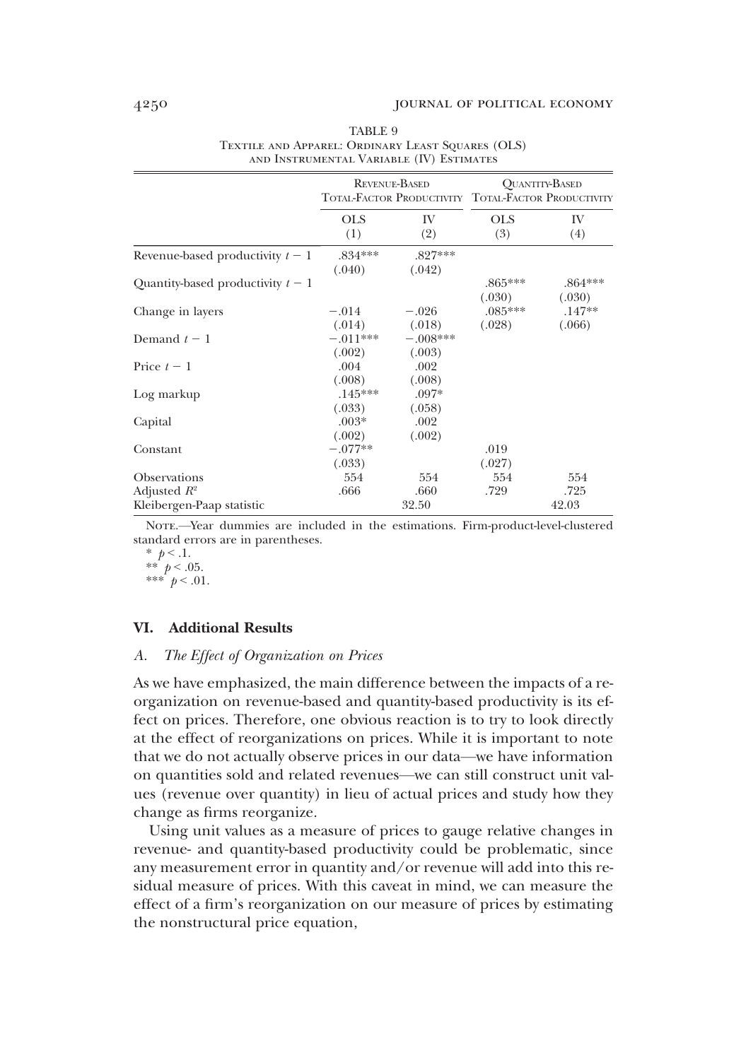TABLE 9
Textile and Apparel: Ordinary Least Squares (OLS) and Instrumental Variable (IV) Estimates

| | Revenue-Based Total-Factor Productivity | | Quantity-Based Total-Factor Productivity | |
|---|---|---|---|---|
| | OLS (1) | IV (2) | OLS (3) | IV (4) |
| Revenue-based productivity $t-1$ | .834*** | .827*** | | |
| | (.040) | (.042) | | |
| Quantity-based productivity $t-1$ | | | .865*** | .864*** |
| | | | (.030) | (.030) |
| Change in layers | −.014 | −.026 | .085*** | .147** |
| | (.014) | (.018) | (.028) | (.066) |
| Demand $t-1$ | −.011*** | −.008*** | | |
| | (.002) | (.003) | | |
| Price $t-1$ | .004 | .002 | | |
| | (.008) | (.008) | | |
| Log markup | .145*** | .097* | | |
| | (.033) | (.058) | | |
| Capital | .003* | .002 | | |
| | (.002) | (.002) | | |
| Constant | −.077** | | .019 | |
| | (.033) | | (.027) | |
| Observations | 554 | 554 | 554 | 554 |
| Adjusted $R^2$ | .666 | .660 | .729 | .725 |
| Kleibergen-Paap statistic | | 32.50 | | 42.03 |

Note.—Year dummies are included in the estimations. Firm-product-level-clustered standard errors are in parentheses.
\* $p < .1$.
\*\* $p < .05$.
\*\*\* $p < .01$.

## VI. Additional Results

### *A. The Effect of Organization on Prices*

As we have emphasized, the main difference between the impacts of a reorganization on revenue-based and quantity-based productivity is its effect on prices. Therefore, one obvious reaction is to try to look directly at the effect of reorganizations on prices. While it is important to note that we do not actually observe prices in our data—we have information on quantities sold and related revenues—we can still construct unit values (revenue over quantity) in lieu of actual prices and study how they change as firms reorganize.

Using unit values as a measure of prices to gauge relative changes in revenue- and quantity-based productivity could be problematic, since any measurement error in quantity and/or revenue will add into this residual measure of prices. With this caveat in mind, we can measure the effect of a firm's reorganization on our measure of prices by estimating the nonstructural price equation,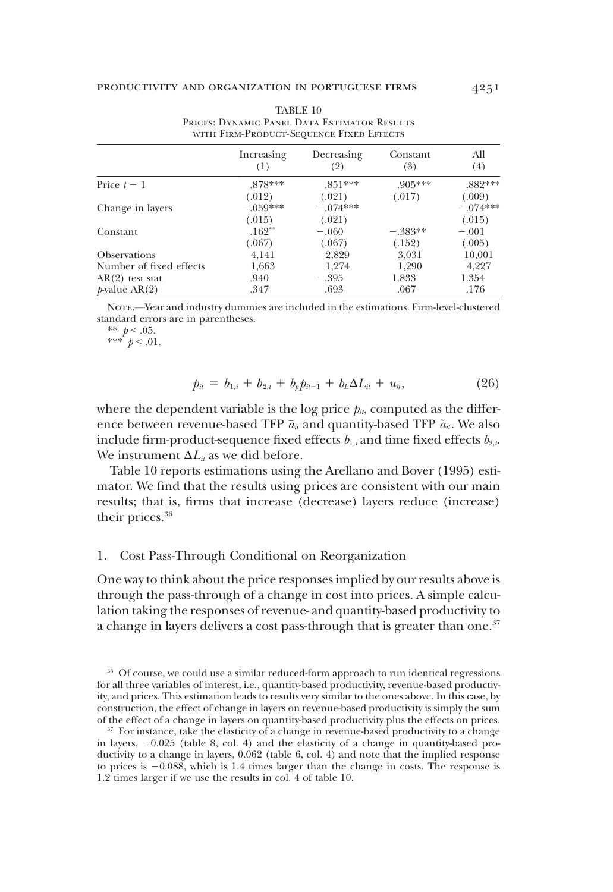TABLE 10
Prices: Dynamic Panel Data Estimator Results with Firm-Product-Sequence Fixed Effects

| | Increasing (1) | Decreasing (2) | Constant (3) | All (4) |
|---|---|---|---|---|
| Price $t-1$ | .878*** | .851*** | .905*** | .882*** |
| | (.012) | (.021) | (.017) | (.009) |
| Change in layers | −.059*** | −.074*** | | −.074*** |
| | (.015) | (.021) | | (.015) |
| Constant | .162** | −.060 | −.383** | −.001 |
| | (.067) | (.067) | (.152) | (.005) |
| Observations | 4,141 | 2,829 | 3,031 | 10,001 |
| Number of fixed effects | 1,663 | 1,274 | 1,290 | 4,227 |
| AR(2) test stat | .940 | −.395 | 1.833 | 1.354 |
| $p$-value AR(2) | .347 | .693 | .067 | .176 |

Note.—Year and industry dummies are included in the estimations. Firm-level-clustered standard errors are in parentheses.

** $p < .05$.

*** $p < .01$.

$$p_{it} = b_{1,i} + b_{2,t} + b_p p_{it-1} + b_L \Delta L_{it} + u_{it}, \tag{26}$$

where the dependent variable is the log price $p_{it}$, computed as the difference between revenue-based TFP $\bar{a}_{it}$ and quantity-based TFP $\tilde{a}_{it}$. We also include firm-product-sequence fixed effects $b_{1,i}$ and time fixed effects $b_{2,t}$. We instrument $\Delta L_{it}$ as we did before.

Table 10 reports estimations using the Arellano and Bover (1995) estimator. We find that the results using prices are consistent with our main results; that is, firms that increase (decrease) layers reduce (increase) their prices.[36]

## 1. Cost Pass-Through Conditional on Reorganization

One way to think about the price responses implied by our results above is through the pass-through of a change in cost into prices. A simple calculation taking the responses of revenue- and quantity-based productivity to a change in layers delivers a cost pass-through that is greater than one.[37]

[36] Of course, we could use a similar reduced-form approach to run identical regressions for all three variables of interest, i.e., quantity-based productivity, revenue-based productivity, and prices. This estimation leads to results very similar to the ones above. In this case, by construction, the effect of change in layers on revenue-based productivity is simply the sum of the effect of a change in layers on quantity-based productivity plus the effects on prices.

[37] For instance, take the elasticity of a change in revenue-based productivity to a change in layers, −0.025 (table 8, col. 4) and the elasticity of a change in quantity-based productivity to a change in layers, 0.062 (table 6, col. 4) and note that the implied response to prices is −0.088, which is 1.4 times larger than the change in costs. The response is 1.2 times larger if we use the results in col. 4 of table 10.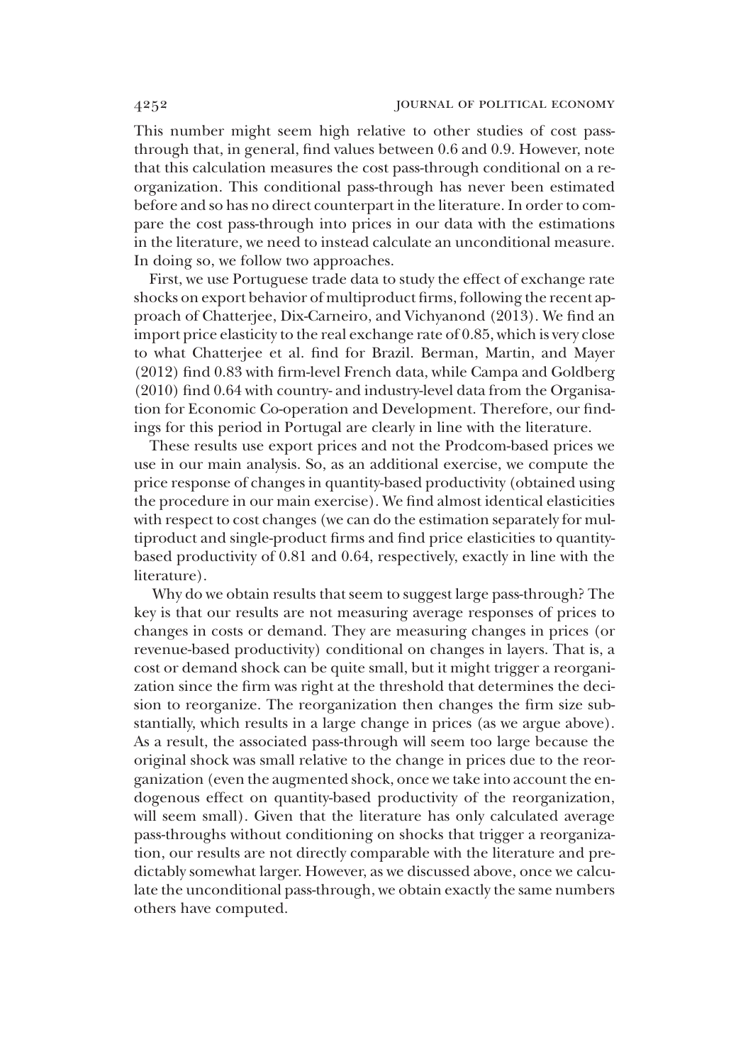This number might seem high relative to other studies of cost pass-through that, in general, find values between 0.6 and 0.9. However, note that this calculation measures the cost pass-through conditional on a reorganization. This conditional pass-through has never been estimated before and so has no direct counterpart in the literature. In order to compare the cost pass-through into prices in our data with the estimations in the literature, we need to instead calculate an unconditional measure. In doing so, we follow two approaches.

First, we use Portuguese trade data to study the effect of exchange rate shocks on export behavior of multiproduct firms, following the recent approach of Chatterjee, Dix-Carneiro, and Vichyanond (2013). We find an import price elasticity to the real exchange rate of 0.85, which is very close to what Chatterjee et al. find for Brazil. Berman, Martin, and Mayer (2012) find 0.83 with firm-level French data, while Campa and Goldberg (2010) find 0.64 with country- and industry-level data from the Organisation for Economic Co-operation and Development. Therefore, our findings for this period in Portugal are clearly in line with the literature.

These results use export prices and not the Prodcom-based prices we use in our main analysis. So, as an additional exercise, we compute the price response of changes in quantity-based productivity (obtained using the procedure in our main exercise). We find almost identical elasticities with respect to cost changes (we can do the estimation separately for multiproduct and single-product firms and find price elasticities to quantity-based productivity of 0.81 and 0.64, respectively, exactly in line with the literature).

Why do we obtain results that seem to suggest large pass-through? The key is that our results are not measuring average responses of prices to changes in costs or demand. They are measuring changes in prices (or revenue-based productivity) conditional on changes in layers. That is, a cost or demand shock can be quite small, but it might trigger a reorganization since the firm was right at the threshold that determines the decision to reorganize. The reorganization then changes the firm size substantially, which results in a large change in prices (as we argue above). As a result, the associated pass-through will seem too large because the original shock was small relative to the change in prices due to the reorganization (even the augmented shock, once we take into account the endogenous effect on quantity-based productivity of the reorganization, will seem small). Given that the literature has only calculated average pass-throughs without conditioning on shocks that trigger a reorganization, our results are not directly comparable with the literature and predictably somewhat larger. However, as we discussed above, once we calculate the unconditional pass-through, we obtain exactly the same numbers others have computed.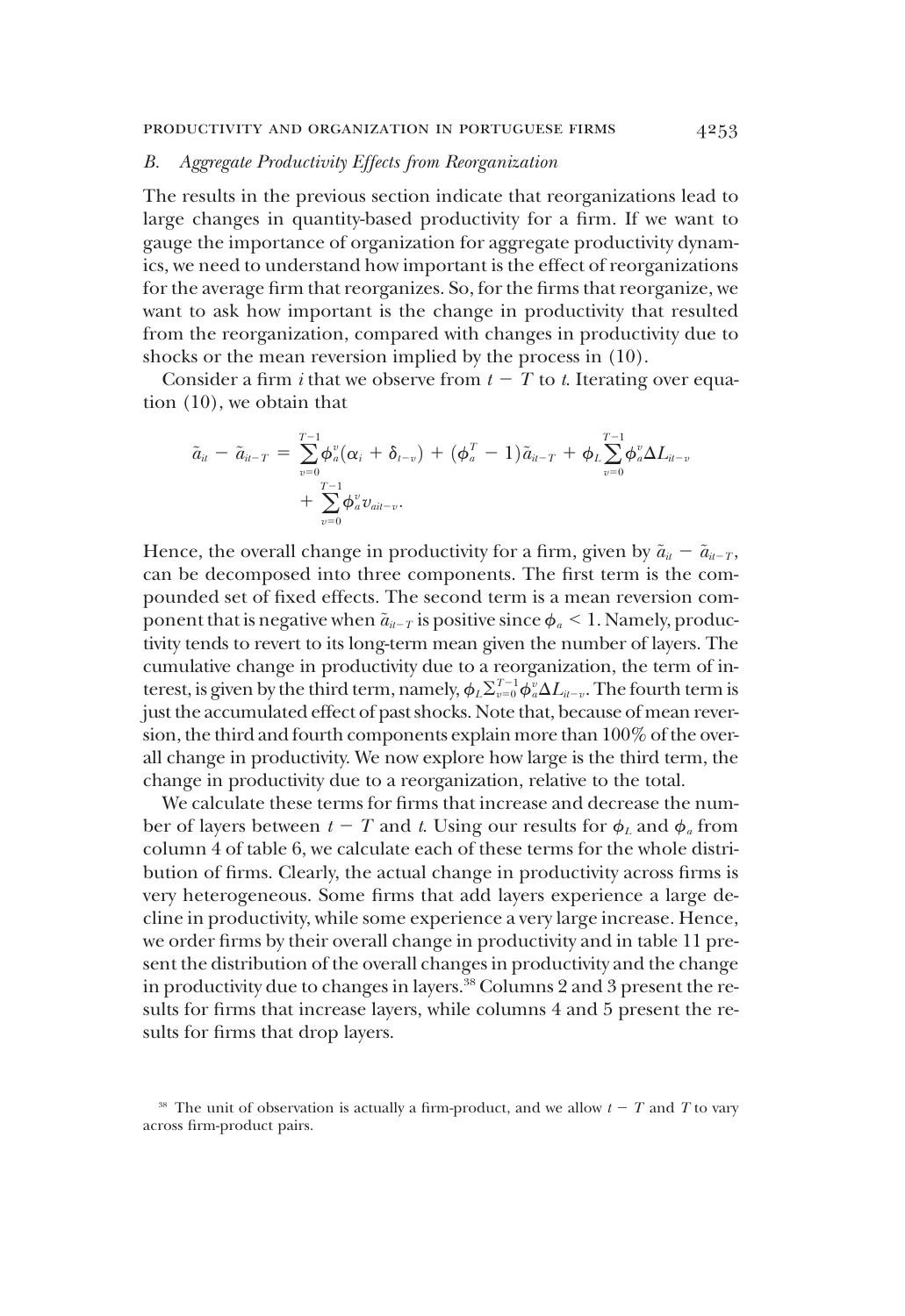### *B. Aggregate Productivity Effects from Reorganization*

The results in the previous section indicate that reorganizations lead to large changes in quantity-based productivity for a firm. If we want to gauge the importance of organization for aggregate productivity dynamics, we need to understand how important is the effect of reorganizations for the average firm that reorganizes. So, for the firms that reorganize, we want to ask how important is the change in productivity that resulted from the reorganization, compared with changes in productivity due to shocks or the mean reversion implied by the process in (10).

Consider a firm $i$ that we observe from $t - T$ to $t$. Iterating over equation (10), we obtain that

$$\tilde{a}_{it} - \tilde{a}_{it-T} = \sum_{v=0}^{T-1} \phi_a^v(\alpha_i + \delta_{t-v}) + (\phi_a^T - 1)\tilde{a}_{it-T} + \phi_L \sum_{v=0}^{T-1} \phi_a^v \Delta L_{it-v} + \sum_{v=0}^{T-1} \phi_a^v v_{ait-v}.$$

Hence, the overall change in productivity for a firm, given by $\tilde{a}_{it} - \tilde{a}_{it-T}$, can be decomposed into three components. The first term is the compounded set of fixed effects. The second term is a mean reversion component that is negative when $\tilde{a}_{it-T}$ is positive since $\phi_a < 1$. Namely, productivity tends to revert to its long-term mean given the number of layers. The cumulative change in productivity due to a reorganization, the term of interest, is given by the third term, namely, $\phi_L \sum_{v=0}^{T-1} \phi_a^v \Delta L_{it-v}$. The fourth term is just the accumulated effect of past shocks. Note that, because of mean reversion, the third and fourth components explain more than 100% of the overall change in productivity. We now explore how large is the third term, the change in productivity due to a reorganization, relative to the total.

We calculate these terms for firms that increase and decrease the number of layers between $t - T$ and $t$. Using our results for $\phi_L$ and $\phi_a$ from column 4 of table 6, we calculate each of these terms for the whole distribution of firms. Clearly, the actual change in productivity across firms is very heterogeneous. Some firms that add layers experience a large decline in productivity, while some experience a very large increase. Hence, we order firms by their overall change in productivity and in table 11 present the distribution of the overall changes in productivity and the change in productivity due to changes in layers.[38] Columns 2 and 3 present the results for firms that increase layers, while columns 4 and 5 present the results for firms that drop layers.

[38] The unit of observation is actually a firm-product, and we allow $t - T$ and $T$ to vary across firm-product pairs.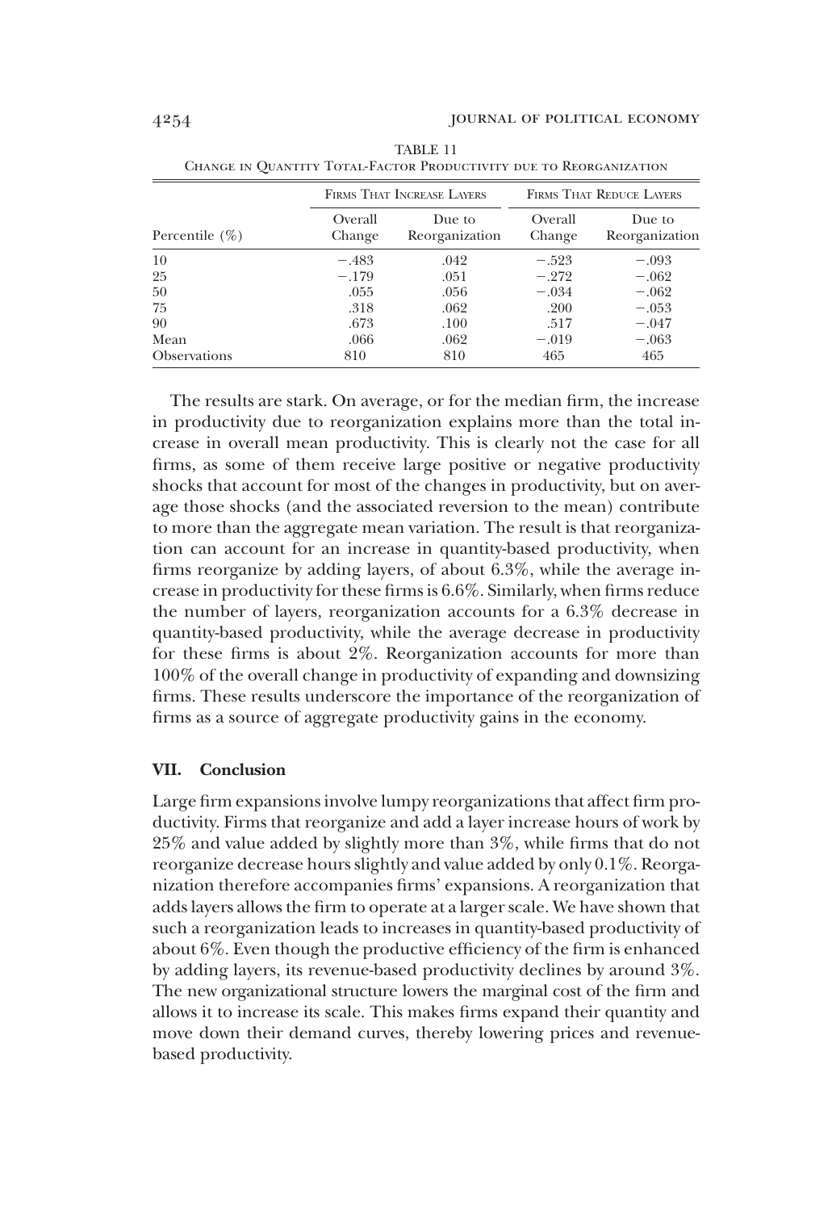TABLE 11

Change in Quantity Total-Factor Productivity due to Reorganization

| | Firms That Increase Layers | | Firms That Reduce Layers | |
|---|---|---|---|---|
| Percentile (%) | Overall Change | Due to Reorganization | Overall Change | Due to Reorganization |
| 10 | −.483 | .042 | −.523 | −.093 |
| 25 | −.179 | .051 | −.272 | −.062 |
| 50 | .055 | .056 | −.034 | −.062 |
| 75 | .318 | .062 | .200 | −.053 |
| 90 | .673 | .100 | .517 | −.047 |
| Mean | .066 | .062 | −.019 | −.063 |
| Observations | 810 | 810 | 465 | 465 |

The results are stark. On average, or for the median firm, the increase in productivity due to reorganization explains more than the total increase in overall mean productivity. This is clearly not the case for all firms, as some of them receive large positive or negative productivity shocks that account for most of the changes in productivity, but on average those shocks (and the associated reversion to the mean) contribute to more than the aggregate mean variation. The result is that reorganization can account for an increase in quantity-based productivity, when firms reorganize by adding layers, of about 6.3%, while the average increase in productivity for these firms is 6.6%. Similarly, when firms reduce the number of layers, reorganization accounts for a 6.3% decrease in quantity-based productivity, while the average decrease in productivity for these firms is about 2%. Reorganization accounts for more than 100% of the overall change in productivity of expanding and downsizing firms. These results underscore the importance of the reorganization of firms as a source of aggregate productivity gains in the economy.

## VII. Conclusion

Large firm expansions involve lumpy reorganizations that affect firm productivity. Firms that reorganize and add a layer increase hours of work by 25% and value added by slightly more than 3%, while firms that do not reorganize decrease hours slightly and value added by only 0.1%. Reorganization therefore accompanies firms' expansions. A reorganization that adds layers allows the firm to operate at a larger scale. We have shown that such a reorganization leads to increases in quantity-based productivity of about 6%. Even though the productive efficiency of the firm is enhanced by adding layers, its revenue-based productivity declines by around 3%. The new organizational structure lowers the marginal cost of the firm and allows it to increase its scale. This makes firms expand their quantity and move down their demand curves, thereby lowering prices and revenue-based productivity.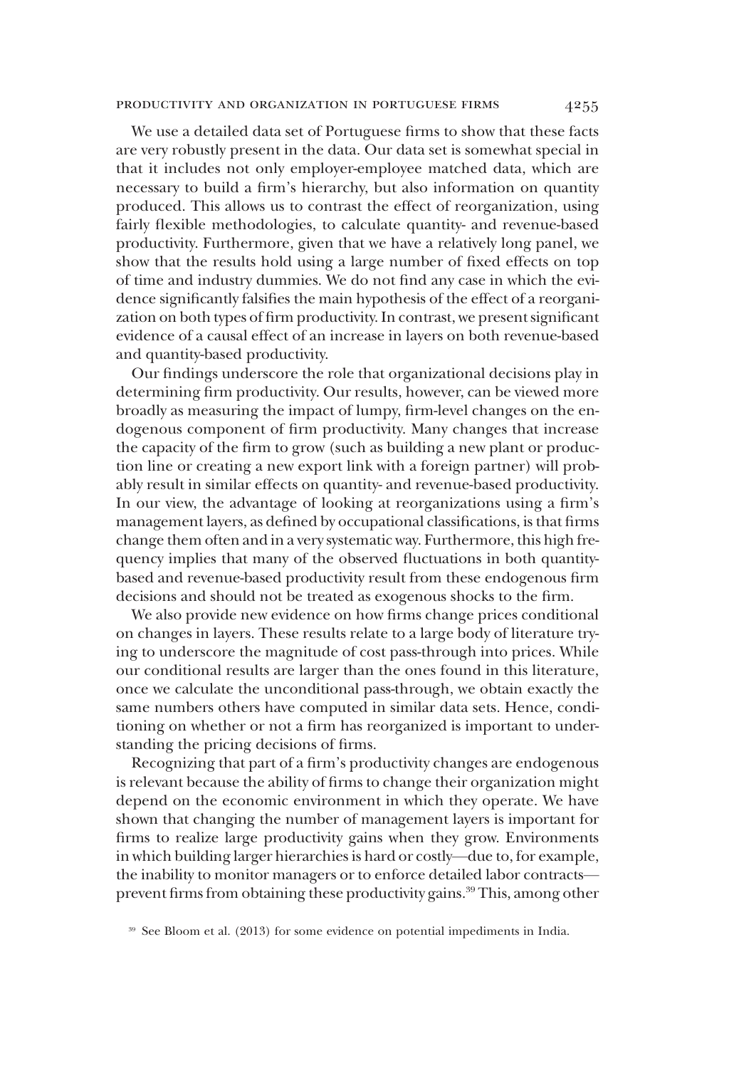We use a detailed data set of Portuguese firms to show that these facts are very robustly present in the data. Our data set is somewhat special in that it includes not only employer-employee matched data, which are necessary to build a firm's hierarchy, but also information on quantity produced. This allows us to contrast the effect of reorganization, using fairly flexible methodologies, to calculate quantity- and revenue-based productivity. Furthermore, given that we have a relatively long panel, we show that the results hold using a large number of fixed effects on top of time and industry dummies. We do not find any case in which the evidence significantly falsifies the main hypothesis of the effect of a reorganization on both types of firm productivity. In contrast, we present significant evidence of a causal effect of an increase in layers on both revenue-based and quantity-based productivity.

Our findings underscore the role that organizational decisions play in determining firm productivity. Our results, however, can be viewed more broadly as measuring the impact of lumpy, firm-level changes on the endogenous component of firm productivity. Many changes that increase the capacity of the firm to grow (such as building a new plant or production line or creating a new export link with a foreign partner) will probably result in similar effects on quantity- and revenue-based productivity. In our view, the advantage of looking at reorganizations using a firm's management layers, as defined by occupational classifications, is that firms change them often and in a very systematic way. Furthermore, this high frequency implies that many of the observed fluctuations in both quantity-based and revenue-based productivity result from these endogenous firm decisions and should not be treated as exogenous shocks to the firm.

We also provide new evidence on how firms change prices conditional on changes in layers. These results relate to a large body of literature trying to underscore the magnitude of cost pass-through into prices. While our conditional results are larger than the ones found in this literature, once we calculate the unconditional pass-through, we obtain exactly the same numbers others have computed in similar data sets. Hence, conditioning on whether or not a firm has reorganized is important to understanding the pricing decisions of firms.

Recognizing that part of a firm's productivity changes are endogenous is relevant because the ability of firms to change their organization might depend on the economic environment in which they operate. We have shown that changing the number of management layers is important for firms to realize large productivity gains when they grow. Environments in which building larger hierarchies is hard or costly—due to, for example, the inability to monitor managers or to enforce detailed labor contracts—prevent firms from obtaining these productivity gains.[39] This, among other

[39] See Bloom et al. (2013) for some evidence on potential impediments in India.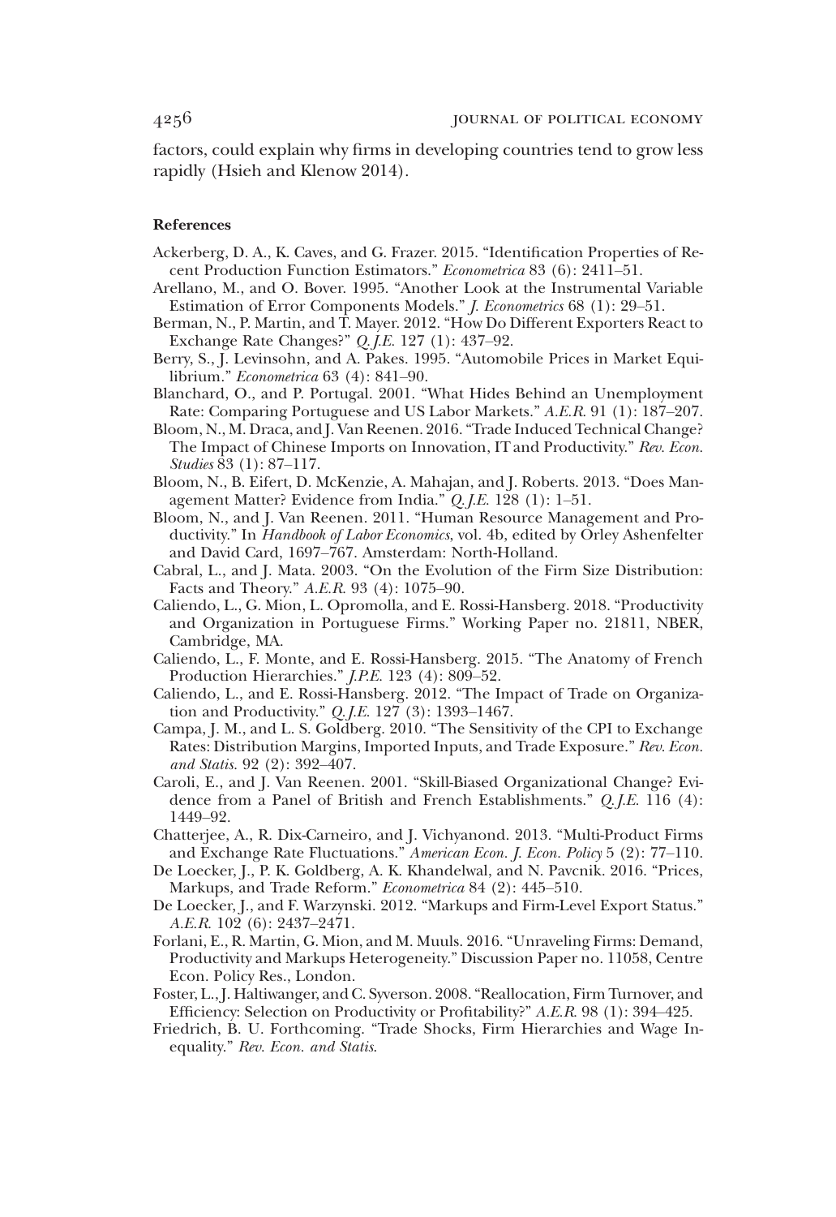factors, could explain why firms in developing countries tend to grow less rapidly (Hsieh and Klenow 2014).

**References**

Ackerberg, D. A., K. Caves, and G. Frazer. 2015. "Identification Properties of Recent Production Function Estimators." *Econometrica* 83 (6): 2411–51.

Arellano, M., and O. Bover. 1995. "Another Look at the Instrumental Variable Estimation of Error Components Models." *J. Econometrics* 68 (1): 29–51.

Berman, N., P. Martin, and T. Mayer. 2012. "How Do Different Exporters React to Exchange Rate Changes?" *Q.J.E.* 127 (1): 437–92.

Berry, S., J. Levinsohn, and A. Pakes. 1995. "Automobile Prices in Market Equilibrium." *Econometrica* 63 (4): 841–90.

Blanchard, O., and P. Portugal. 2001. "What Hides Behind an Unemployment Rate: Comparing Portuguese and US Labor Markets." *A.E.R.* 91 (1): 187–207.

Bloom, N., M. Draca, and J. Van Reenen. 2016. "Trade Induced Technical Change? The Impact of Chinese Imports on Innovation, IT and Productivity." *Rev. Econ. Studies* 83 (1): 87–117.

Bloom, N., B. Eifert, D. McKenzie, A. Mahajan, and J. Roberts. 2013. "Does Management Matter? Evidence from India." *Q.J.E.* 128 (1): 1–51.

Bloom, N., and J. Van Reenen. 2011. "Human Resource Management and Productivity." In *Handbook of Labor Economics*, vol. 4b, edited by Orley Ashenfelter and David Card, 1697–767. Amsterdam: North-Holland.

Cabral, L., and J. Mata. 2003. "On the Evolution of the Firm Size Distribution: Facts and Theory." *A.E.R.* 93 (4): 1075–90.

Caliendo, L., G. Mion, L. Opromolla, and E. Rossi-Hansberg. 2018. "Productivity and Organization in Portuguese Firms." Working Paper no. 21811, NBER, Cambridge, MA.

Caliendo, L., F. Monte, and E. Rossi-Hansberg. 2015. "The Anatomy of French Production Hierarchies." *J.P.E.* 123 (4): 809–52.

Caliendo, L., and E. Rossi-Hansberg. 2012. "The Impact of Trade on Organization and Productivity." *Q.J.E.* 127 (3): 1393–1467.

Campa, J. M., and L. S. Goldberg. 2010. "The Sensitivity of the CPI to Exchange Rates: Distribution Margins, Imported Inputs, and Trade Exposure." *Rev. Econ. and Statis.* 92 (2): 392–407.

Caroli, E., and J. Van Reenen. 2001. "Skill-Biased Organizational Change? Evidence from a Panel of British and French Establishments." *Q.J.E.* 116 (4): 1449–92.

Chatterjee, A., R. Dix-Carneiro, and J. Vichyanond. 2013. "Multi-Product Firms and Exchange Rate Fluctuations." *American Econ. J. Econ. Policy* 5 (2): 77–110.

De Loecker, J., P. K. Goldberg, A. K. Khandelwal, and N. Pavcnik. 2016. "Prices, Markups, and Trade Reform." *Econometrica* 84 (2): 445–510.

De Loecker, J., and F. Warzynski. 2012. "Markups and Firm-Level Export Status." *A.E.R.* 102 (6): 2437–2471.

Forlani, E., R. Martin, G. Mion, and M. Muuls. 2016. "Unraveling Firms: Demand, Productivity and Markups Heterogeneity." Discussion Paper no. 11058, Centre Econ. Policy Res., London.

Foster, L., J. Haltiwanger, and C. Syverson. 2008. "Reallocation, Firm Turnover, and Efficiency: Selection on Productivity or Profitability?" *A.E.R.* 98 (1): 394–425.

Friedrich, B. U. Forthcoming. "Trade Shocks, Firm Hierarchies and Wage Inequality." *Rev. Econ. and Statis.*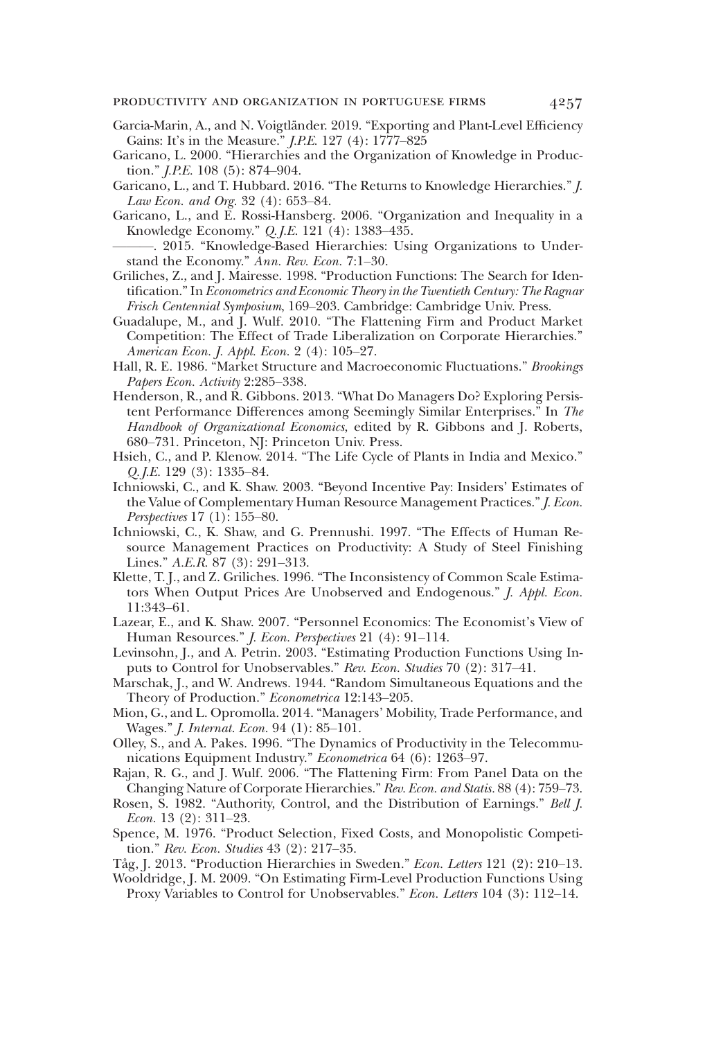Garcia-Marin, A., and N. Voigtländer. 2019. "Exporting and Plant-Level Efficiency Gains: It's in the Measure." *J.P.E.* 127 (4): 1777–825

Garicano, L. 2000. "Hierarchies and the Organization of Knowledge in Production." *J.P.E.* 108 (5): 874–904.

Garicano, L., and T. Hubbard. 2016. "The Returns to Knowledge Hierarchies." *J. Law Econ. and Org.* 32 (4): 653–84.

Garicano, L., and E. Rossi-Hansberg. 2006. "Organization and Inequality in a Knowledge Economy." *Q.J.E.* 121 (4): 1383–435.

———. 2015. "Knowledge-Based Hierarchies: Using Organizations to Understand the Economy." *Ann. Rev. Econ.* 7:1–30.

Griliches, Z., and J. Mairesse. 1998. "Production Functions: The Search for Identification." In *Econometrics and Economic Theory in the Twentieth Century: The Ragnar Frisch Centennial Symposium*, 169–203. Cambridge: Cambridge Univ. Press.

Guadalupe, M., and J. Wulf. 2010. "The Flattening Firm and Product Market Competition: The Effect of Trade Liberalization on Corporate Hierarchies." *American Econ. J. Appl. Econ.* 2 (4): 105–27.

Hall, R. E. 1986. "Market Structure and Macroeconomic Fluctuations." *Brookings Papers Econ. Activity* 2:285–338.

Henderson, R., and R. Gibbons. 2013. "What Do Managers Do? Exploring Persistent Performance Differences among Seemingly Similar Enterprises." In *The Handbook of Organizational Economics*, edited by R. Gibbons and J. Roberts, 680–731. Princeton, NJ: Princeton Univ. Press.

Hsieh, C., and P. Klenow. 2014. "The Life Cycle of Plants in India and Mexico." *Q.J.E.* 129 (3): 1335–84.

Ichniowski, C., and K. Shaw. 2003. "Beyond Incentive Pay: Insiders' Estimates of the Value of Complementary Human Resource Management Practices." *J. Econ. Perspectives* 17 (1): 155–80.

Ichniowski, C., K. Shaw, and G. Prennushi. 1997. "The Effects of Human Resource Management Practices on Productivity: A Study of Steel Finishing Lines." *A.E.R.* 87 (3): 291–313.

Klette, T. J., and Z. Griliches. 1996. "The Inconsistency of Common Scale Estimators When Output Prices Are Unobserved and Endogenous." *J. Appl. Econ.* 11:343–61.

Lazear, E., and K. Shaw. 2007. "Personnel Economics: The Economist's View of Human Resources." *J. Econ. Perspectives* 21 (4): 91–114.

Levinsohn, J., and A. Petrin. 2003. "Estimating Production Functions Using Inputs to Control for Unobservables." *Rev. Econ. Studies* 70 (2): 317–41.

Marschak, J., and W. Andrews. 1944. "Random Simultaneous Equations and the Theory of Production." *Econometrica* 12:143–205.

Mion, G., and L. Opromolla. 2014. "Managers' Mobility, Trade Performance, and Wages." *J. Internat. Econ.* 94 (1): 85–101.

Olley, S., and A. Pakes. 1996. "The Dynamics of Productivity in the Telecommunications Equipment Industry." *Econometrica* 64 (6): 1263–97.

Rajan, R. G., and J. Wulf. 2006. "The Flattening Firm: From Panel Data on the Changing Nature of Corporate Hierarchies." *Rev. Econ. and Statis.* 88 (4): 759–73.

Rosen, S. 1982. "Authority, Control, and the Distribution of Earnings." *Bell J. Econ.* 13 (2): 311–23.

Spence, M. 1976. "Product Selection, Fixed Costs, and Monopolistic Competition." *Rev. Econ. Studies* 43 (2): 217–35.

Tåg, J. 2013. "Production Hierarchies in Sweden." *Econ. Letters* 121 (2): 210–13.

Wooldridge, J. M. 2009. "On Estimating Firm-Level Production Functions Using Proxy Variables to Control for Unobservables." *Econ. Letters* 104 (3): 112–14.